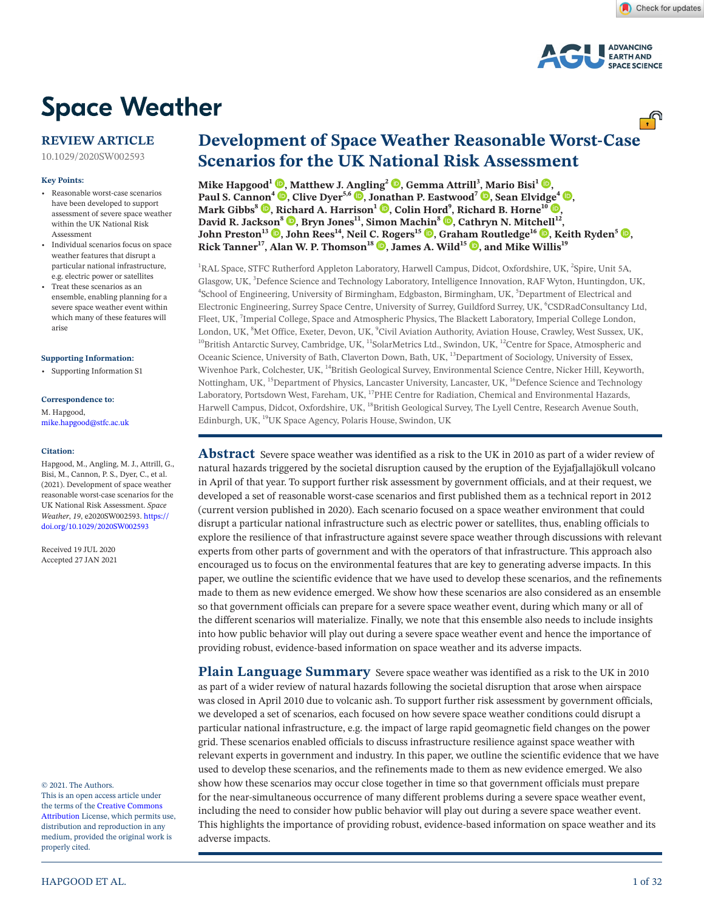# Space Weather

**REVIEW ARTICLE**

10.1029/2020SW002593

# Development of Space Weather Reasonable Worst-Case Scenarios for the UK National Risk Assessment

**Mike Hapgood[1], Matthew J. Angling[2], Gemma Attrill[3], Mario Bisi[1], Paul S. Cannon[4], Clive Dyer[5,6], Jonathan P. Eastwood[7], Sean Elvidge[4], Mark Gibbs[8], Richard A. Harrison[1], Colin Hord[9], Richard B. Horne[10], David R. Jackson[8], Bryn Jones[11], Simon Machin[8], Cathryn N. Mitchell[12], John Preston[13], John Rees[14], Neil C. Rogers[15], Graham Routledge[16], Keith Ryden[5], Rick Tanner[17], Alan W. P. Thomson[18], James A. Wild[15], and Mike Willis[19]**

[1]RAL Space, STFC Rutherford Appleton Laboratory, Harwell Campus, Didcot, Oxfordshire, UK, [2]Spire, Unit 5A, Glasgow, UK, [3]Defence Science and Technology Laboratory, Intelligence Innovation, RAF Wyton, Huntingdon, UK, [4]School of Engineering, University of Birmingham, Edgbaston, Birmingham, UK, [5]Department of Electrical and Electronic Engineering, Surrey Space Centre, University of Surrey, Guildford Surrey, UK, [6]CSDRadConsultancy Ltd, Fleet, UK, [7]Imperial College, Space and Atmospheric Physics, The Blackett Laboratory, Imperial College London, London, UK, [8]Met Office, Exeter, Devon, UK, [9]Civil Aviation Authority, Aviation House, Crawley, West Sussex, UK, [10]British Antarctic Survey, Cambridge, UK, [11]SolarMetrics Ltd., Swindon, UK, [12]Centre for Space, Atmospheric and Oceanic Science, University of Bath, Claverton Down, Bath, UK, [13]Department of Sociology, University of Essex, Wivenhoe Park, Colchester, UK, [14]British Geological Survey, Environmental Science Centre, Nicker Hill, Keyworth, Nottingham, UK, [15]Department of Physics, Lancaster University, Lancaster, UK, [16]Defence Science and Technology Laboratory, Portsdown West, Fareham, UK, [17]PHE Centre for Radiation, Chemical and Environmental Hazards, Harwell Campus, Didcot, Oxfordshire, UK, [18]British Geological Survey, The Lyell Centre, Research Avenue South, Edinburgh, UK, [19]UK Space Agency, Polaris House, Swindon, UK

**Key Points:**

- Reasonable worst-case scenarios have been developed to support assessment of severe space weather within the UK National Risk Assessment
- Individual scenarios focus on space weather features that disrupt a particular national infrastructure, e.g. electric power or satellites
- Treat these scenarios as an ensemble, enabling planning for a severe space weather event within which many of these features will arise

**Supporting Information:**

- Supporting Information S1

**Correspondence to:**

M. Hapgood,
mike.hapgood@stfc.ac.uk

**Citation:**

Hapgood, M., Angling, M. J., Attrill, G., Bisi, M., Cannon, P. S., Dyer, C., et al. (2021). Development of space weather reasonable worst-case scenarios for the UK National Risk Assessment. *Space Weather*, *19*, e2020SW002593. https://doi.org/10.1029/2020SW002593

Received 19 JUL 2020
Accepted 27 JAN 2021

## Abstract

Severe space weather was identified as a risk to the UK in 2010 as part of a wider review of natural hazards triggered by the societal disruption caused by the eruption of the Eyjafjallajökull volcano in April of that year. To support further risk assessment by government officials, and at their request, we developed a set of reasonable worst-case scenarios and first published them as a technical report in 2012 (current version published in 2020). Each scenario focused on a space weather environment that could disrupt a particular national infrastructure such as electric power or satellites, thus, enabling officials to explore the resilience of that infrastructure against severe space weather through discussions with relevant experts from other parts of government and with the operators of that infrastructure. This approach also encouraged us to focus on the environmental features that are key to generating adverse impacts. In this paper, we outline the scientific evidence that we have used to develop these scenarios, and the refinements made to them as new evidence emerged. We show how these scenarios are also considered as an ensemble so that government officials can prepare for a severe space weather event, during which many or all of the different scenarios will materialize. Finally, we note that this ensemble also needs to include insights into how public behavior will play out during a severe space weather event and hence the importance of providing robust, evidence-based information on space weather and its adverse impacts.

## Plain Language Summary

Severe space weather was identified as a risk to the UK in 2010 as part of a wider review of natural hazards following the societal disruption that arose when airspace was closed in April 2010 due to volcanic ash. To support further risk assessment by government officials, we developed a set of scenarios, each focused on how severe space weather conditions could disrupt a particular national infrastructure, e.g. the impact of large rapid geomagnetic field changes on the power grid. These scenarios enabled officials to discuss infrastructure resilience against space weather with relevant experts in government and industry. In this paper, we outline the scientific evidence that we have used to develop these scenarios, and the refinements made to them as new evidence emerged. We also show how these scenarios may occur close together in time so that government officials must prepare for the near-simultaneous occurrence of many different problems during a severe space weather event, including the need to consider how public behavior will play out during a severe space weather event. This highlights the importance of providing robust, evidence-based information on space weather and its adverse impacts.

© 2021. The Authors.
This is an open access article under the terms of the Creative Commons Attribution License, which permits use, distribution and reproduction in any medium, provided the original work is properly cited.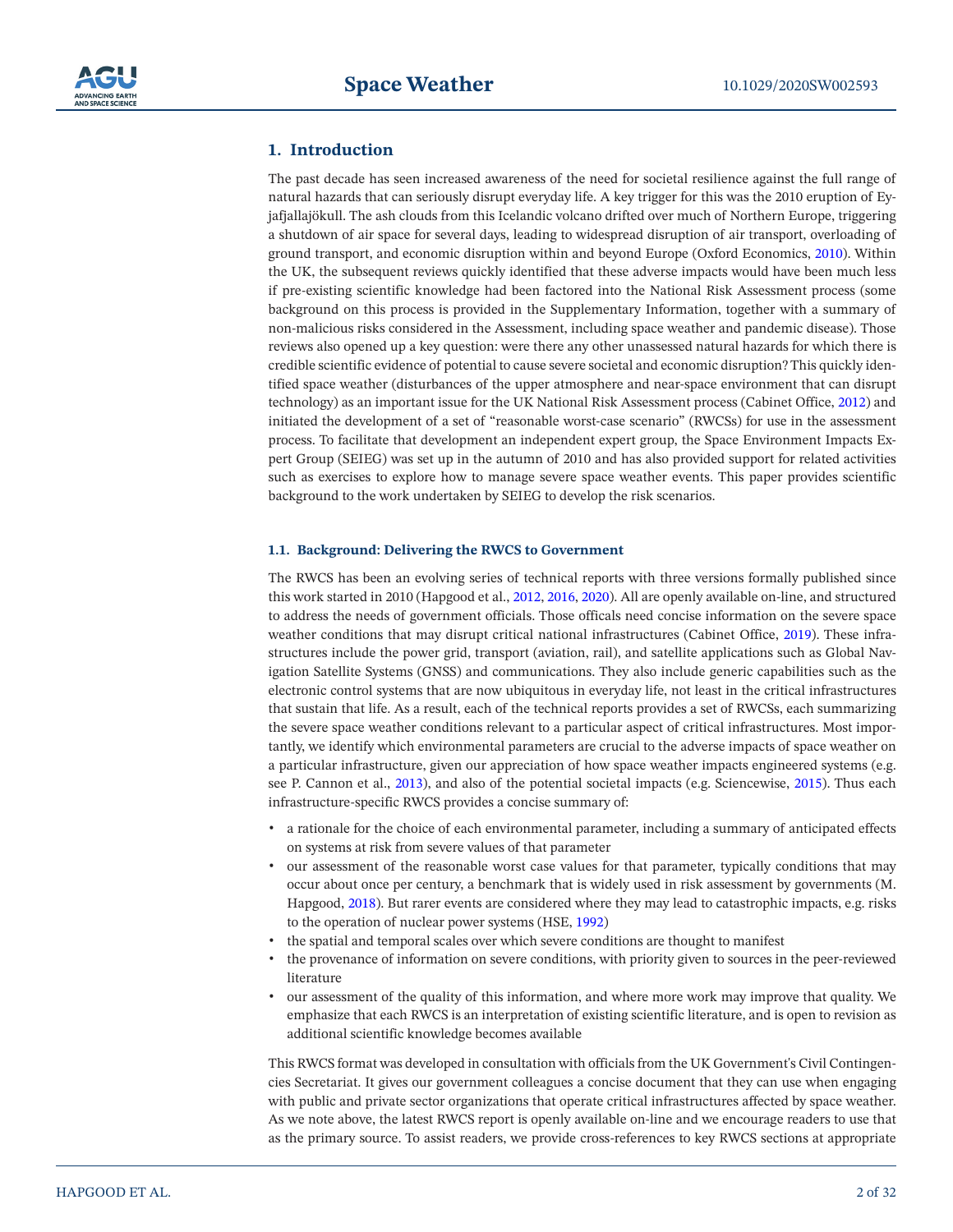## 1. Introduction

The past decade has seen increased awareness of the need for societal resilience against the full range of natural hazards that can seriously disrupt everyday life. A key trigger for this was the 2010 eruption of Eyjafjallajökull. The ash clouds from this Icelandic volcano drifted over much of Northern Europe, triggering a shutdown of air space for several days, leading to widespread disruption of air transport, overloading of ground transport, and economic disruption within and beyond Europe (Oxford Economics, 2010). Within the UK, the subsequent reviews quickly identified that these adverse impacts would have been much less if pre-existing scientific knowledge had been factored into the National Risk Assessment process (some background on this process is provided in the Supplementary Information, together with a summary of non-malicious risks considered in the Assessment, including space weather and pandemic disease). Those reviews also opened up a key question: were there any other unassessed natural hazards for which there is credible scientific evidence of potential to cause severe societal and economic disruption? This quickly identified space weather (disturbances of the upper atmosphere and near-space environment that can disrupt technology) as an important issue for the UK National Risk Assessment process (Cabinet Office, 2012) and initiated the development of a set of "reasonable worst-case scenario" (RWCSs) for use in the assessment process. To facilitate that development an independent expert group, the Space Environment Impacts Expert Group (SEIEG) was set up in the autumn of 2010 and has also provided support for related activities such as exercises to explore how to manage severe space weather events. This paper provides scientific background to the work undertaken by SEIEG to develop the risk scenarios.

### 1.1. Background: Delivering the RWCS to Government

The RWCS has been an evolving series of technical reports with three versions formally published since this work started in 2010 (Hapgood et al., 2012, 2016, 2020). All are openly available on-line, and structured to address the needs of government officials. Those offcials need concise information on the severe space weather conditions that may disrupt critical national infrastructures (Cabinet Office, 2019). These infrastructures include the power grid, transport (aviation, rail), and satellite applications such as Global Navigation Satellite Systems (GNSS) and communications. They also include generic capabilities such as the electronic control systems that are now ubiquitous in everyday life, not least in the critical infrastructures that sustain that life. As a result, each of the technical reports provides a set of RWCSs, each summarizing the severe space weather conditions relevant to a particular aspect of critical infrastructures. Most importantly, we identify which environmental parameters are crucial to the adverse impacts of space weather on a particular infrastructure, given our appreciation of how space weather impacts engineered systems (e.g. see P. Cannon et al., 2013), and also of the potential societal impacts (e.g. Sciencewise, 2015). Thus each infrastructure-specific RWCS provides a concise summary of:

- a rationale for the choice of each environmental parameter, including a summary of anticipated effects on systems at risk from severe values of that parameter
- our assessment of the reasonable worst case values for that parameter, typically conditions that may occur about once per century, a benchmark that is widely used in risk assessment by governments (M. Hapgood, 2018). But rarer events are considered where they may lead to catastrophic impacts, e.g. risks to the operation of nuclear power systems (HSE, 1992)
- the spatial and temporal scales over which severe conditions are thought to manifest
- the provenance of information on severe conditions, with priority given to sources in the peer-reviewed literature
- our assessment of the quality of this information, and where more work may improve that quality. We emphasize that each RWCS is an interpretation of existing scientific literature, and is open to revision as additional scientific knowledge becomes available

This RWCS format was developed in consultation with officials from the UK Government's Civil Contingencies Secretariat. It gives our government colleagues a concise document that they can use when engaging with public and private sector organizations that operate critical infrastructures affected by space weather. As we note above, the latest RWCS report is openly available on-line and we encourage readers to use that as the primary source. To assist readers, we provide cross-references to key RWCS sections at appropriate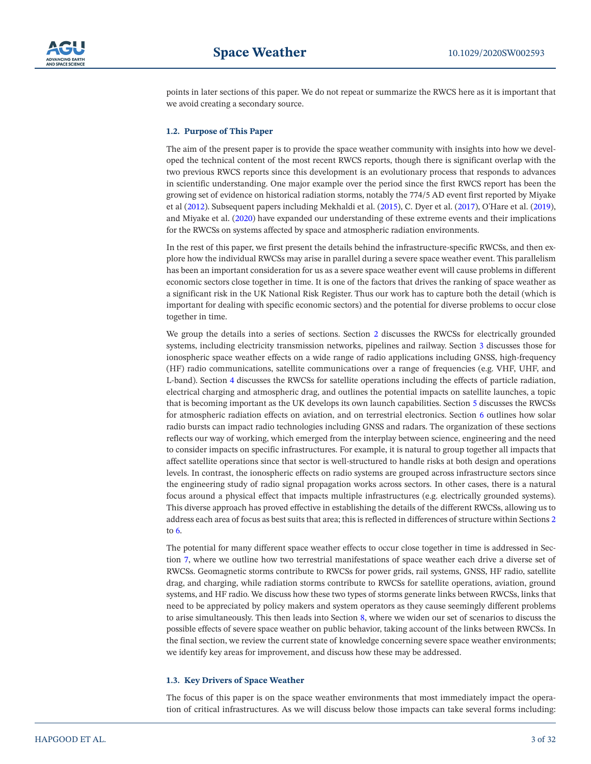points in later sections of this paper. We do not repeat or summarize the RWCS here as it is important that we avoid creating a secondary source.

### 1.2. Purpose of This Paper

The aim of the present paper is to provide the space weather community with insights into how we developed the technical content of the most recent RWCS reports, though there is significant overlap with the two previous RWCS reports since this development is an evolutionary process that responds to advances in scientific understanding. One major example over the period since the first RWCS report has been the growing set of evidence on historical radiation storms, notably the 774/5 AD event first reported by Miyake et al (2012). Subsequent papers including Mekhaldi et al. (2015), C. Dyer et al. (2017), O'Hare et al. (2019), and Miyake et al. (2020) have expanded our understanding of these extreme events and their implications for the RWCSs on systems affected by space and atmospheric radiation environments.

In the rest of this paper, we first present the details behind the infrastructure-specific RWCSs, and then explore how the individual RWCSs may arise in parallel during a severe space weather event. This parallelism has been an important consideration for us as a severe space weather event will cause problems in different economic sectors close together in time. It is one of the factors that drives the ranking of space weather as a significant risk in the UK National Risk Register. Thus our work has to capture both the detail (which is important for dealing with specific economic sectors) and the potential for diverse problems to occur close together in time.

We group the details into a series of sections. Section 2 discusses the RWCSs for electrically grounded systems, including electricity transmission networks, pipelines and railway. Section 3 discusses those for ionospheric space weather effects on a wide range of radio applications including GNSS, high-frequency (HF) radio communications, satellite communications over a range of frequencies (e.g. VHF, UHF, and L-band). Section 4 discusses the RWCSs for satellite operations including the effects of particle radiation, electrical charging and atmospheric drag, and outlines the potential impacts on satellite launches, a topic that is becoming important as the UK develops its own launch capabilities. Section 5 discusses the RWCSs for atmospheric radiation effects on aviation, and on terrestrial electronics. Section 6 outlines how solar radio bursts can impact radio technologies including GNSS and radars. The organization of these sections reflects our way of working, which emerged from the interplay between science, engineering and the need to consider impacts on specific infrastructures. For example, it is natural to group together all impacts that affect satellite operations since that sector is well-structured to handle risks at both design and operations levels. In contrast, the ionospheric effects on radio systems are grouped across infrastructure sectors since the engineering study of radio signal propagation works across sectors. In other cases, there is a natural focus around a physical effect that impacts multiple infrastructures (e.g. electrically grounded systems). This diverse approach has proved effective in establishing the details of the different RWCSs, allowing us to address each area of focus as best suits that area; this is reflected in differences of structure within Sections 2 to 6.

The potential for many different space weather effects to occur close together in time is addressed in Section 7, where we outline how two terrestrial manifestations of space weather each drive a diverse set of RWCSs. Geomagnetic storms contribute to RWCSs for power grids, rail systems, GNSS, HF radio, satellite drag, and charging, while radiation storms contribute to RWCSs for satellite operations, aviation, ground systems, and HF radio. We discuss how these two types of storms generate links between RWCSs, links that need to be appreciated by policy makers and system operators as they cause seemingly different problems to arise simultaneously. This then leads into Section 8, where we widen our set of scenarios to discuss the possible effects of severe space weather on public behavior, taking account of the links between RWCSs. In the final section, we review the current state of knowledge concerning severe space weather environments; we identify key areas for improvement, and discuss how these may be addressed.

### 1.3. Key Drivers of Space Weather

The focus of this paper is on the space weather environments that most immediately impact the operation of critical infrastructures. As we will discuss below those impacts can take several forms including: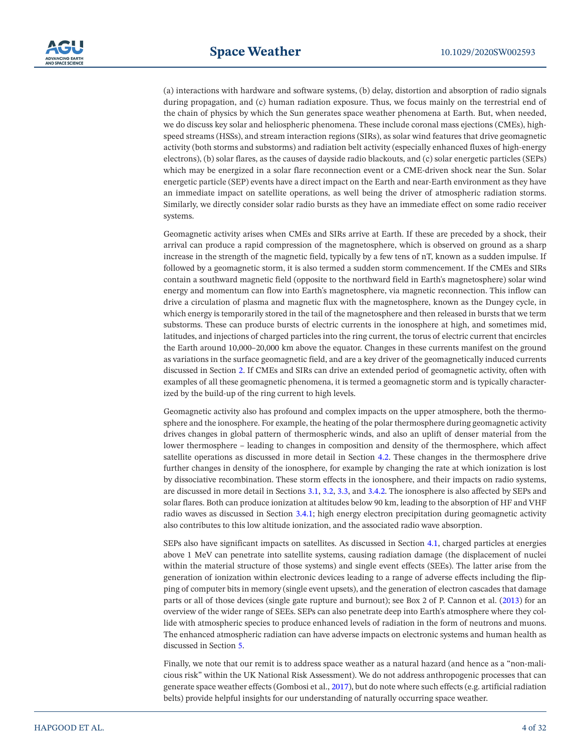(a) interactions with hardware and software systems, (b) delay, distortion and absorption of radio signals during propagation, and (c) human radiation exposure. Thus, we focus mainly on the terrestrial end of the chain of physics by which the Sun generates space weather phenomena at Earth. But, when needed, we do discuss key solar and heliospheric phenomena. These include coronal mass ejections (CMEs), high-speed streams (HSSs), and stream interaction regions (SIRs), as solar wind features that drive geomagnetic activity (both storms and substorms) and radiation belt activity (especially enhanced fluxes of high-energy electrons), (b) solar flares, as the causes of dayside radio blackouts, and (c) solar energetic particles (SEPs) which may be energized in a solar flare reconnection event or a CME-driven shock near the Sun. Solar energetic particle (SEP) events have a direct impact on the Earth and near-Earth environment as they have an immediate impact on satellite operations, as well being the driver of atmospheric radiation storms. Similarly, we directly consider solar radio bursts as they have an immediate effect on some radio receiver systems.

Geomagnetic activity arises when CMEs and SIRs arrive at Earth. If these are preceded by a shock, their arrival can produce a rapid compression of the magnetosphere, which is observed on ground as a sharp increase in the strength of the magnetic field, typically by a few tens of nT, known as a sudden impulse. If followed by a geomagnetic storm, it is also termed a sudden storm commencement. If the CMEs and SIRs contain a southward magnetic field (opposite to the northward field in Earth's magnetosphere) solar wind energy and momentum can flow into Earth's magnetosphere, via magnetic reconnection. This inflow can drive a circulation of plasma and magnetic flux with the magnetosphere, known as the Dungey cycle, in which energy is temporarily stored in the tail of the magnetosphere and then released in bursts that we term substorms. These can produce bursts of electric currents in the ionosphere at high, and sometimes mid, latitudes, and injections of charged particles into the ring current, the torus of electric current that encircles the Earth around 10,000–20,000 km above the equator. Changes in these currents manifest on the ground as variations in the surface geomagnetic field, and are a key driver of the geomagnetically induced currents discussed in Section 2. If CMEs and SIRs can drive an extended period of geomagnetic activity, often with examples of all these geomagnetic phenomena, it is termed a geomagnetic storm and is typically characterized by the build-up of the ring current to high levels.

Geomagnetic activity also has profound and complex impacts on the upper atmosphere, both the thermosphere and the ionosphere. For example, the heating of the polar thermosphere during geomagnetic activity drives changes in global pattern of thermospheric winds, and also an uplift of denser material from the lower thermosphere – leading to changes in composition and density of the thermosphere, which affect satellite operations as discussed in more detail in Section 4.2. These changes in the thermosphere drive further changes in density of the ionosphere, for example by changing the rate at which ionization is lost by dissociative recombination. These storm effects in the ionosphere, and their impacts on radio systems, are discussed in more detail in Sections 3.1, 3.2, 3.3, and 3.4.2. The ionosphere is also affected by SEPs and solar flares. Both can produce ionization at altitudes below 90 km, leading to the absorption of HF and VHF radio waves as discussed in Section 3.4.1; high energy electron precipitation during geomagnetic activity also contributes to this low altitude ionization, and the associated radio wave absorption.

SEPs also have significant impacts on satellites. As discussed in Section 4.1, charged particles at energies above 1 MeV can penetrate into satellite systems, causing radiation damage (the displacement of nuclei within the material structure of those systems) and single event effects (SEEs). The latter arise from the generation of ionization within electronic devices leading to a range of adverse effects including the flipping of computer bits in memory (single event upsets), and the generation of electron cascades that damage parts or all of those devices (single gate rupture and burnout); see Box 2 of P. Cannon et al. (2013) for an overview of the wider range of SEEs. SEPs can also penetrate deep into Earth's atmosphere where they collide with atmospheric species to produce enhanced levels of radiation in the form of neutrons and muons. The enhanced atmospheric radiation can have adverse impacts on electronic systems and human health as discussed in Section 5.

Finally, we note that our remit is to address space weather as a natural hazard (and hence as a "non-malicious risk" within the UK National Risk Assessment). We do not address anthropogenic processes that can generate space weather effects (Gombosi et al., 2017), but do note where such effects (e.g. artificial radiation belts) provide helpful insights for our understanding of naturally occurring space weather.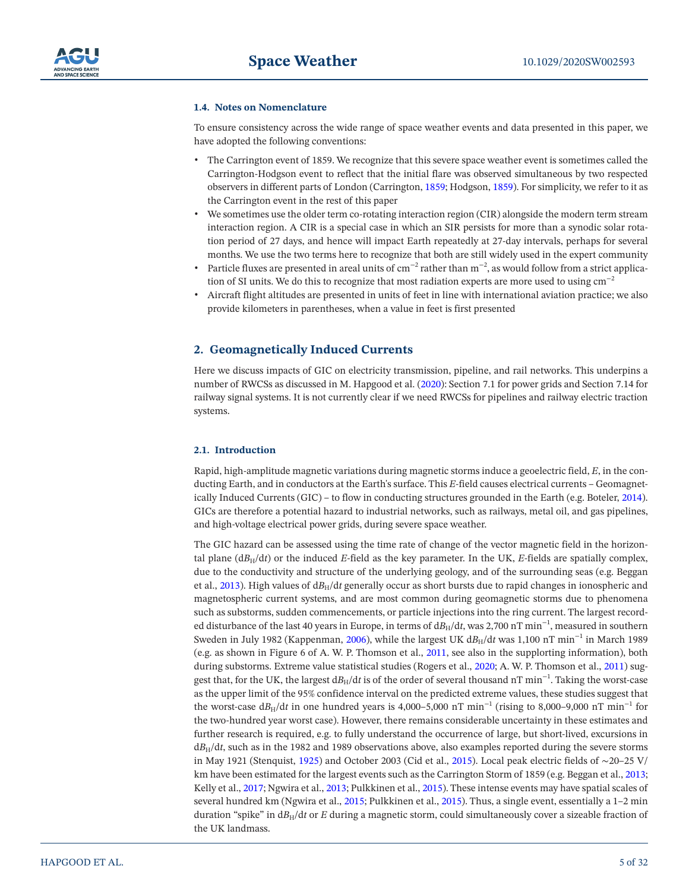### 1.4. Notes on Nomenclature

To ensure consistency across the wide range of space weather events and data presented in this paper, we have adopted the following conventions:

- The Carrington event of 1859. We recognize that this severe space weather event is sometimes called the Carrington-Hodgson event to reflect that the initial flare was observed simultaneous by two respected observers in different parts of London (Carrington, 1859; Hodgson, 1859). For simplicity, we refer to it as the Carrington event in the rest of this paper
- We sometimes use the older term co-rotating interaction region (CIR) alongside the modern term stream interaction region. A CIR is a special case in which an SIR persists for more than a synodic solar rotation period of 27 days, and hence will impact Earth repeatedly at 27-day intervals, perhaps for several months. We use the two terms here to recognize that both are still widely used in the expert community
- Particle fluxes are presented in areal units of $cm^{-2}$ rather than $m^{-2}$, as would follow from a strict application of SI units. We do this to recognize that most radiation experts are more used to using $cm^{-2}$
- Aircraft flight altitudes are presented in units of feet in line with international aviation practice; we also provide kilometers in parentheses, when a value in feet is first presented

## 2. Geomagnetically Induced Currents

Here we discuss impacts of GIC on electricity transmission, pipeline, and rail networks. This underpins a number of RWCSs as discussed in M. Hapgood et al. (2020): Section 7.1 for power grids and Section 7.14 for railway signal systems. It is not currently clear if we need RWCSs for pipelines and railway electric traction systems.

### 2.1. Introduction

Rapid, high-amplitude magnetic variations during magnetic storms induce a geoelectric field, $E$, in the conducting Earth, and in conductors at the Earth's surface. This $E$-field causes electrical currents – Geomagnetically Induced Currents (GIC) – to flow in conducting structures grounded in the Earth (e.g. Boteler, 2014). GICs are therefore a potential hazard to industrial networks, such as railways, metal oil, and gas pipelines, and high-voltage electrical power grids, during severe space weather.

The GIC hazard can be assessed using the time rate of change of the vector magnetic field in the horizontal plane ($dB_H/dt$) or the induced $E$-field as the key parameter. In the UK, $E$-fields are spatially complex, due to the conductivity and structure of the underlying geology, and of the surrounding seas (e.g. Beggan et al., 2013). High values of $dB_H/dt$ generally occur as short bursts due to rapid changes in ionospheric and magnetospheric current systems, and are most common during geomagnetic storms due to phenomena such as substorms, sudden commencements, or particle injections into the ring current. The largest recorded disturbance of the last 40 years in Europe, in terms of $dB_H/dt$, was 2,700 nT $min^{-1}$, measured in southern Sweden in July 1982 (Kappenman, 2006), while the largest UK $dB_H/dt$ was 1,100 nT $min^{-1}$ in March 1989 (e.g. as shown in Figure 6 of A. W. P. Thomson et al., 2011, see also in the supplorting information), both during substorms. Extreme value statistical studies (Rogers et al., 2020; A. W. P. Thomson et al., 2011) suggest that, for the UK, the largest $dB_H/dt$ is of the order of several thousand nT $min^{-1}$. Taking the worst-case as the upper limit of the 95% confidence interval on the predicted extreme values, these studies suggest that the worst-case $dB_H/dt$ in one hundred years is 4,000–5,000 nT $min^{-1}$ (rising to 8,000–9,000 nT $min^{-1}$ for the two-hundred year worst case). However, there remains considerable uncertainty in these estimates and further research is required, e.g. to fully understand the occurrence of large, but short-lived, excursions in $dB_H/dt$, such as in the 1982 and 1989 observations above, also examples reported during the severe storms in May 1921 (Stenquist, 1925) and October 2003 (Cid et al., 2015). Local peak electric fields of ∼20–25 V/km have been estimated for the largest events such as the Carrington Storm of 1859 (e.g. Beggan et al., 2013; Kelly et al., 2017; Ngwira et al., 2013; Pulkkinen et al., 2015). These intense events may have spatial scales of several hundred km (Ngwira et al., 2015; Pulkkinen et al., 2015). Thus, a single event, essentially a 1–2 min duration "spike" in $dB_H/dt$ or $E$ during a magnetic storm, could simultaneously cover a sizeable fraction of the UK landmass.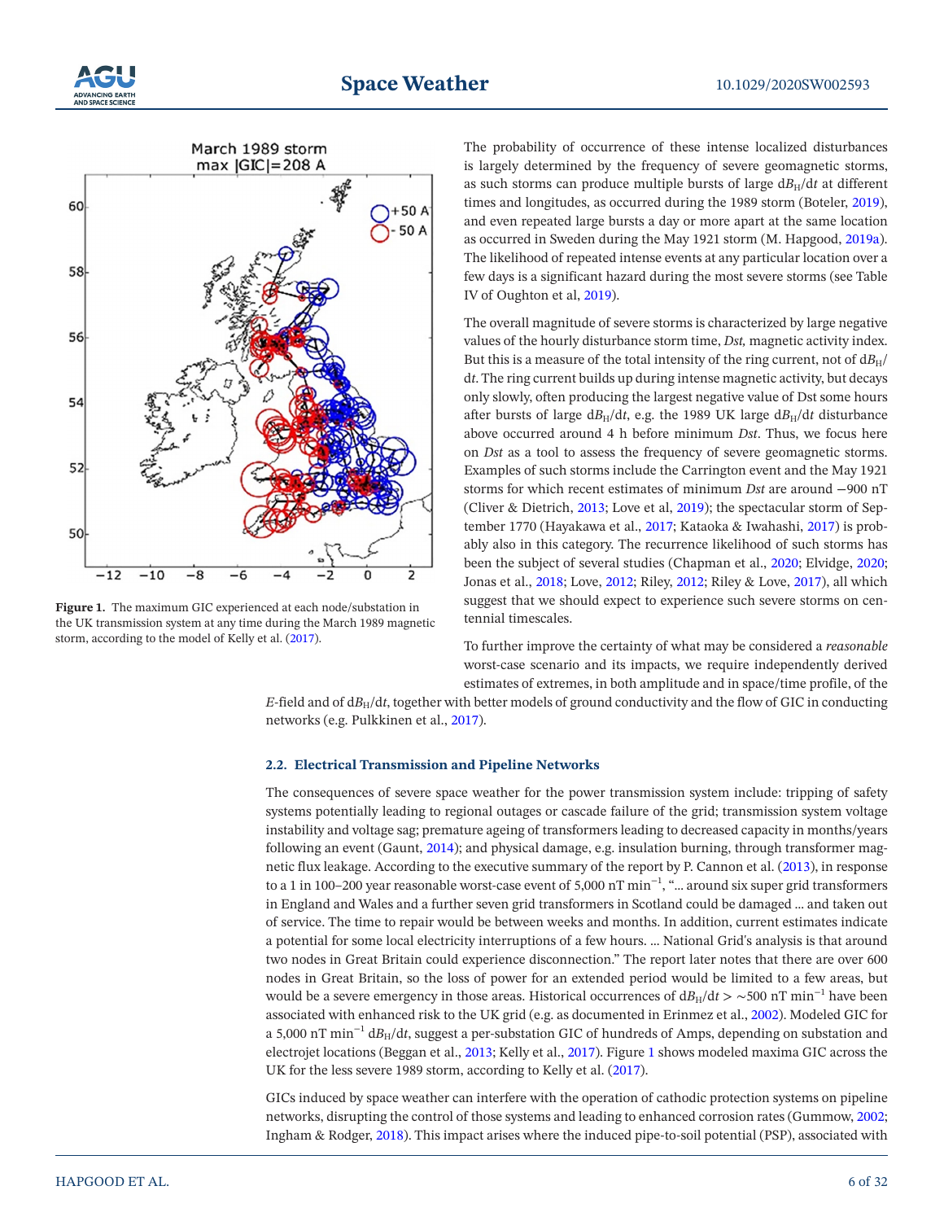Figure 1. The maximum GIC experienced at each node/substation in the UK transmission system at any time during the March 1989 magnetic storm, according to the model of Kelly et al. (2017).

The probability of occurrence of these intense localized disturbances is largely determined by the frequency of severe geomagnetic storms, as such storms can produce multiple bursts of large $dB_H/dt$ at different times and longitudes, as occurred during the 1989 storm (Boteler, 2019), and even repeated large bursts a day or more apart at the same location as occurred in Sweden during the May 1921 storm (M. Hapgood, 2019a). The likelihood of repeated intense events at any particular location over a few days is a significant hazard during the most severe storms (see Table IV of Oughton et al, 2019).

The overall magnitude of severe storms is characterized by large negative values of the hourly disturbance storm time, *Dst,* magnetic activity index. But this is a measure of the total intensity of the ring current, not of $dB_H/dt$. The ring current builds up during intense magnetic activity, but decays only slowly, often producing the largest negative value of Dst some hours after bursts of large $dB_H/dt$, e.g. the 1989 UK large $dB_H/dt$ disturbance above occurred around 4 h before minimum *Dst*. Thus, we focus here on *Dst* as a tool to assess the frequency of severe geomagnetic storms. Examples of such storms include the Carrington event and the May 1921 storms for which recent estimates of minimum *Dst* are around −900 nT (Cliver & Dietrich, 2013; Love et al, 2019); the spectacular storm of September 1770 (Hayakawa et al., 2017; Kataoka & Iwahashi, 2017) is probably also in this category. The recurrence likelihood of such storms has been the subject of several studies (Chapman et al., 2020; Elvidge, 2020; Jonas et al., 2018; Love, 2012; Riley, 2012; Riley & Love, 2017), all which suggest that we should expect to experience such severe storms on centennial timescales.

To further improve the certainty of what may be considered a *reasonable* worst-case scenario and its impacts, we require independently derived estimates of extremes, in both amplitude and in space/time profile, of the *E*-field and of $dB_H/dt$, together with better models of ground conductivity and the flow of GIC in conducting networks (e.g. Pulkkinen et al., 2017).

### 2.2. Electrical Transmission and Pipeline Networks

The consequences of severe space weather for the power transmission system include: tripping of safety systems potentially leading to regional outages or cascade failure of the grid; transmission system voltage instability and voltage sag; premature ageing of transformers leading to decreased capacity in months/years following an event (Gaunt, 2014); and physical damage, e.g. insulation burning, through transformer magnetic flux leakage. According to the executive summary of the report by P. Cannon et al. (2013), in response to a 1 in 100–200 year reasonable worst-case event of 5,000 nT min$^{-1}$, "... around six super grid transformers in England and Wales and a further seven grid transformers in Scotland could be damaged ... and taken out of service. The time to repair would be between weeks and months. In addition, current estimates indicate a potential for some local electricity interruptions of a few hours. ... National Grid's analysis is that around two nodes in Great Britain could experience disconnection." The report later notes that there are over 600 nodes in Great Britain, so the loss of power for an extended period would be limited to a few areas, but would be a severe emergency in those areas. Historical occurrences of $dB_H/dt > \sim500$ nT min$^{-1}$ have been associated with enhanced risk to the UK grid (e.g. as documented in Erinmez et al., 2002). Modeled GIC for a 5,000 nT min$^{-1}$ $dB_H/dt$, suggest a per-substation GIC of hundreds of Amps, depending on substation and electrojet locations (Beggan et al., 2013; Kelly et al., 2017). Figure 1 shows modeled maxima GIC across the UK for the less severe 1989 storm, according to Kelly et al. (2017).

GICs induced by space weather can interfere with the operation of cathodic protection systems on pipeline networks, disrupting the control of those systems and leading to enhanced corrosion rates (Gummow, 2002; Ingham & Rodger, 2018). This impact arises where the induced pipe-to-soil potential (PSP), associated with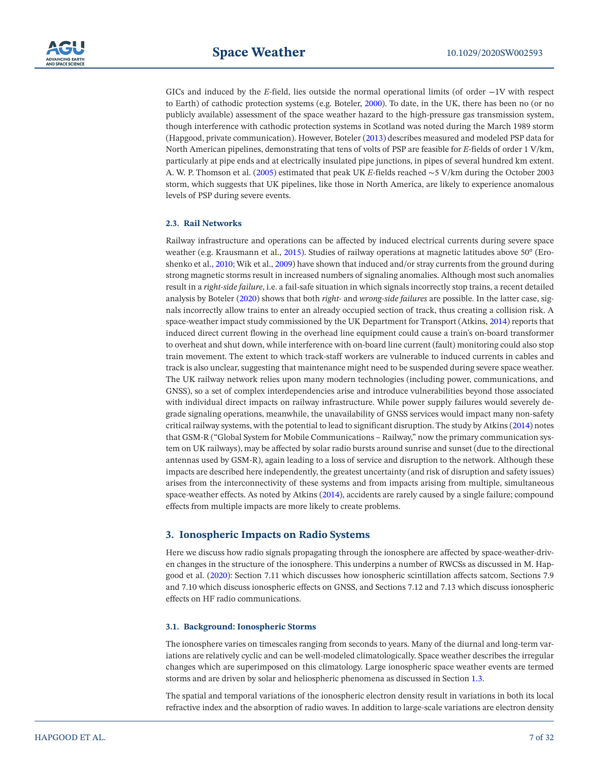GICs and induced by the *E*-field, lies outside the normal operational limits (of order −1V with respect to Earth) of cathodic protection systems (e.g. Boteler, 2000). To date, in the UK, there has been no (or no publicly available) assessment of the space weather hazard to the high-pressure gas transmission system, though interference with cathodic protection systems in Scotland was noted during the March 1989 storm (Hapgood, private communication). However, Boteler (2013) describes measured and modeled PSP data for North American pipelines, demonstrating that tens of volts of PSP are feasible for *E*-fields of order 1 V/km, particularly at pipe ends and at electrically insulated pipe junctions, in pipes of several hundred km extent. A. W. P. Thomson et al. (2005) estimated that peak UK *E*-fields reached ∼5 V/km during the October 2003 storm, which suggests that UK pipelines, like those in North America, are likely to experience anomalous levels of PSP during severe events.

### 2.3. Rail Networks

Railway infrastructure and operations can be affected by induced electrical currents during severe space weather (e.g. Krausmann et al., 2015). Studies of railway operations at magnetic latitudes above 50° (Eroshenko et al., 2010; Wik et al., 2009) have shown that induced and/or stray currents from the ground during strong magnetic storms result in increased numbers of signaling anomalies. Although most such anomalies result in a *right-side failure*, i.e. a fail-safe situation in which signals incorrectly stop trains, a recent detailed analysis by Boteler (2020) shows that both *right-* and *wrong-side failures* are possible. In the latter case, signals incorrectly allow trains to enter an already occupied section of track, thus creating a collision risk. A space-weather impact study commissioned by the UK Department for Transport (Atkins, 2014) reports that induced direct current flowing in the overhead line equipment could cause a train's on-board transformer to overheat and shut down, while interference with on-board line current (fault) monitoring could also stop train movement. The extent to which track-staff workers are vulnerable to induced currents in cables and track is also unclear, suggesting that maintenance might need to be suspended during severe space weather. The UK railway network relies upon many modern technologies (including power, communications, and GNSS), so a set of complex interdependencies arise and introduce vulnerabilities beyond those associated with individual direct impacts on railway infrastructure. While power supply failures would severely degrade signaling operations, meanwhile, the unavailability of GNSS services would impact many non-safety critical railway systems, with the potential to lead to significant disruption. The study by Atkins (2014) notes that GSM-R ("Global System for Mobile Communications – Railway," now the primary communication system on UK railways), may be affected by solar radio bursts around sunrise and sunset (due to the directional antennas used by GSM-R), again leading to a loss of service and disruption to the network. Although these impacts are described here independently, the greatest uncertainty (and risk of disruption and safety issues) arises from the interconnectivity of these systems and from impacts arising from multiple, simultaneous space-weather effects. As noted by Atkins (2014), accidents are rarely caused by a single failure; compound effects from multiple impacts are more likely to create problems.

## 3. Ionospheric Impacts on Radio Systems

Here we discuss how radio signals propagating through the ionosphere are affected by space-weather-driven changes in the structure of the ionosphere. This underpins a number of RWCSs as discussed in M. Hapgood et al. (2020): Section 7.11 which discusses how ionospheric scintillation affects satcom, Sections 7.9 and 7.10 which discuss ionospheric effects on GNSS, and Sections 7.12 and 7.13 which discuss ionospheric effects on HF radio communications.

### 3.1. Background: Ionospheric Storms

The ionosphere varies on timescales ranging from seconds to years. Many of the diurnal and long-term variations are relatively cyclic and can be well-modeled climatologically. Space weather describes the irregular changes which are superimposed on this climatology. Large ionospheric space weather events are termed storms and are driven by solar and heliospheric phenomena as discussed in Section 1.3.

The spatial and temporal variations of the ionospheric electron density result in variations in both its local refractive index and the absorption of radio waves. In addition to large-scale variations are electron density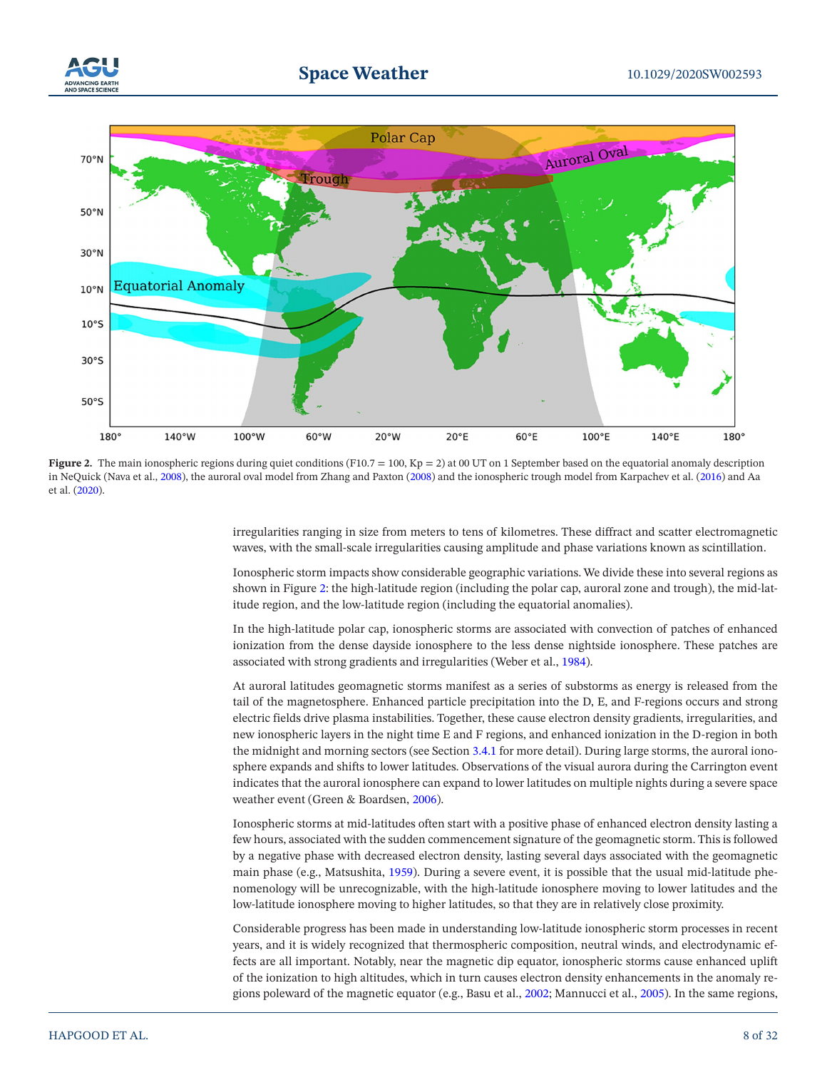Figure 2. The main ionospheric regions during quiet conditions (F10.7 = 100, Kp = 2) at 00 UT on 1 September based on the equatorial anomaly description in NeQuick (Nava et al., 2008), the auroral oval model from Zhang and Paxton (2008) and the ionospheric trough model from Karpachev et al. (2016) and Aa et al. (2020).

irregularities ranging in size from meters to tens of kilometres. These diffract and scatter electromagnetic waves, with the small-scale irregularities causing amplitude and phase variations known as scintillation.

Ionospheric storm impacts show considerable geographic variations. We divide these into several regions as shown in Figure 2: the high-latitude region (including the polar cap, auroral zone and trough), the mid-latitude region, and the low-latitude region (including the equatorial anomalies).

In the high-latitude polar cap, ionospheric storms are associated with convection of patches of enhanced ionization from the dense dayside ionosphere to the less dense nightside ionosphere. These patches are associated with strong gradients and irregularities (Weber et al., 1984).

At auroral latitudes geomagnetic storms manifest as a series of substorms as energy is released from the tail of the magnetosphere. Enhanced particle precipitation into the D, E, and F-regions occurs and strong electric fields drive plasma instabilities. Together, these cause electron density gradients, irregularities, and new ionospheric layers in the night time E and F regions, and enhanced ionization in the D-region in both the midnight and morning sectors (see Section 3.4.1 for more detail). During large storms, the auroral ionosphere expands and shifts to lower latitudes. Observations of the visual aurora during the Carrington event indicates that the auroral ionosphere can expand to lower latitudes on multiple nights during a severe space weather event (Green & Boardsen, 2006).

Ionospheric storms at mid-latitudes often start with a positive phase of enhanced electron density lasting a few hours, associated with the sudden commencement signature of the geomagnetic storm. This is followed by a negative phase with decreased electron density, lasting several days associated with the geomagnetic main phase (e.g., Matsushita, 1959). During a severe event, it is possible that the usual mid-latitude phenomenology will be unrecognizable, with the high-latitude ionosphere moving to lower latitudes and the low-latitude ionosphere moving to higher latitudes, so that they are in relatively close proximity.

Considerable progress has been made in understanding low-latitude ionospheric storm processes in recent years, and it is widely recognized that thermospheric composition, neutral winds, and electrodynamic effects are all important. Notably, near the magnetic dip equator, ionospheric storms cause enhanced uplift of the ionization to high altitudes, which in turn causes electron density enhancements in the anomaly regions poleward of the magnetic equator (e.g., Basu et al., 2002; Mannucci et al., 2005). In the same regions,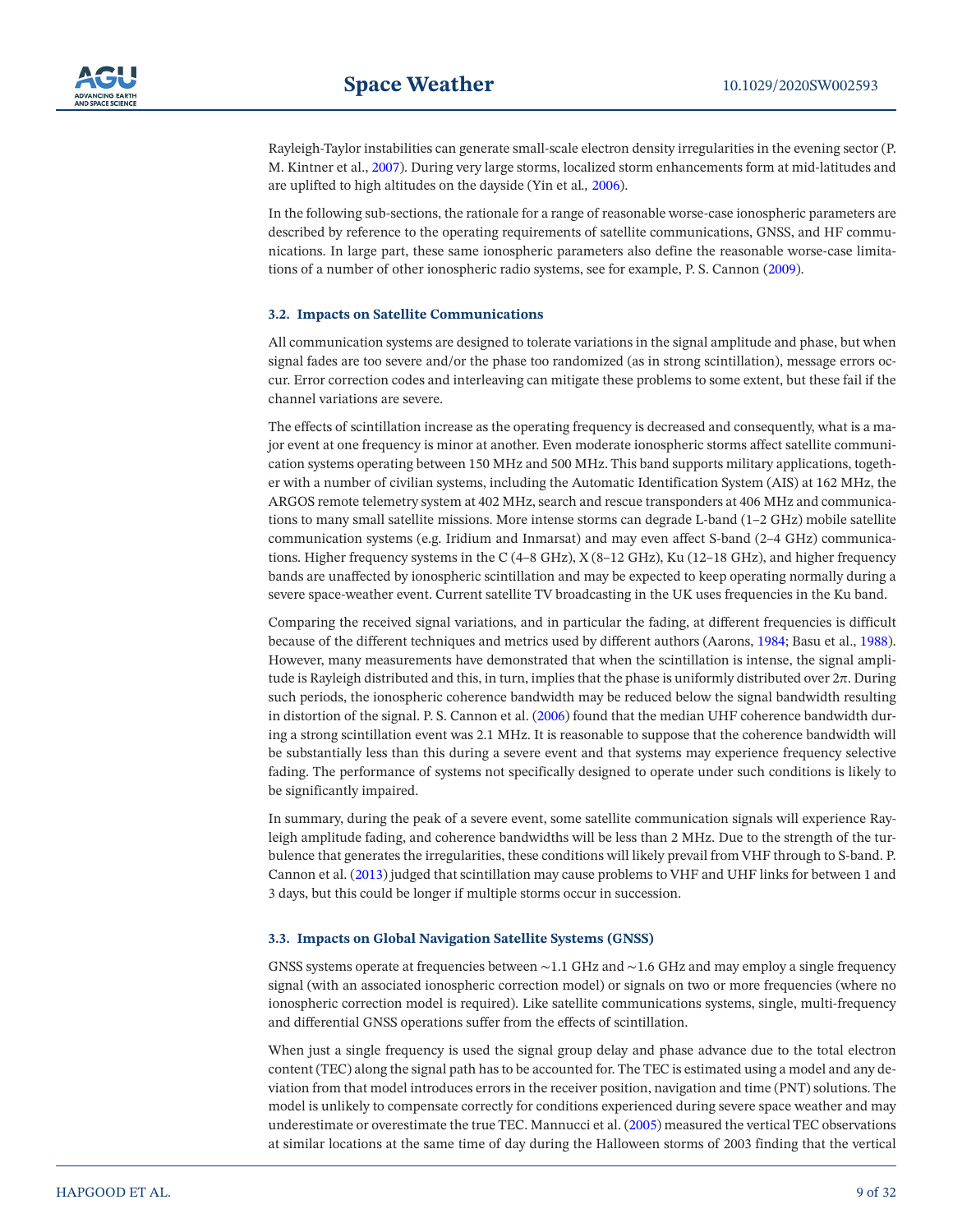Rayleigh-Taylor instabilities can generate small-scale electron density irregularities in the evening sector (P. M. Kintner et al., 2007). During very large storms, localized storm enhancements form at mid-latitudes and are uplifted to high altitudes on the dayside (Yin et al., 2006).

In the following sub-sections, the rationale for a range of reasonable worse-case ionospheric parameters are described by reference to the operating requirements of satellite communications, GNSS, and HF communications. In large part, these same ionospheric parameters also define the reasonable worse-case limitations of a number of other ionospheric radio systems, see for example, P. S. Cannon (2009).

### 3.2. Impacts on Satellite Communications

All communication systems are designed to tolerate variations in the signal amplitude and phase, but when signal fades are too severe and/or the phase too randomized (as in strong scintillation), message errors occur. Error correction codes and interleaving can mitigate these problems to some extent, but these fail if the channel variations are severe.

The effects of scintillation increase as the operating frequency is decreased and consequently, what is a major event at one frequency is minor at another. Even moderate ionospheric storms affect satellite communication systems operating between 150 MHz and 500 MHz. This band supports military applications, together with a number of civilian systems, including the Automatic Identification System (AIS) at 162 MHz, the ARGOS remote telemetry system at 402 MHz, search and rescue transponders at 406 MHz and communications to many small satellite missions. More intense storms can degrade L-band (1–2 GHz) mobile satellite communication systems (e.g. Iridium and Inmarsat) and may even affect S-band (2–4 GHz) communications. Higher frequency systems in the C (4–8 GHz), X (8–12 GHz), Ku (12–18 GHz), and higher frequency bands are unaffected by ionospheric scintillation and may be expected to keep operating normally during a severe space-weather event. Current satellite TV broadcasting in the UK uses frequencies in the Ku band.

Comparing the received signal variations, and in particular the fading, at different frequencies is difficult because of the different techniques and metrics used by different authors (Aarons, 1984; Basu et al., 1988). However, many measurements have demonstrated that when the scintillation is intense, the signal amplitude is Rayleigh distributed and this, in turn, implies that the phase is uniformly distributed over $2\pi$. During such periods, the ionospheric coherence bandwidth may be reduced below the signal bandwidth resulting in distortion of the signal. P. S. Cannon et al. (2006) found that the median UHF coherence bandwidth during a strong scintillation event was 2.1 MHz. It is reasonable to suppose that the coherence bandwidth will be substantially less than this during a severe event and that systems may experience frequency selective fading. The performance of systems not specifically designed to operate under such conditions is likely to be significantly impaired.

In summary, during the peak of a severe event, some satellite communication signals will experience Rayleigh amplitude fading, and coherence bandwidths will be less than 2 MHz. Due to the strength of the turbulence that generates the irregularities, these conditions will likely prevail from VHF through to S-band. P. Cannon et al. (2013) judged that scintillation may cause problems to VHF and UHF links for between 1 and 3 days, but this could be longer if multiple storms occur in succession.

### 3.3. Impacts on Global Navigation Satellite Systems (GNSS)

GNSS systems operate at frequencies between ~1.1 GHz and ~1.6 GHz and may employ a single frequency signal (with an associated ionospheric correction model) or signals on two or more frequencies (where no ionospheric correction model is required). Like satellite communications systems, single, multi-frequency and differential GNSS operations suffer from the effects of scintillation.

When just a single frequency is used the signal group delay and phase advance due to the total electron content (TEC) along the signal path has to be accounted for. The TEC is estimated using a model and any deviation from that model introduces errors in the receiver position, navigation and time (PNT) solutions. The model is unlikely to compensate correctly for conditions experienced during severe space weather and may underestimate or overestimate the true TEC. Mannucci et al. (2005) measured the vertical TEC observations at similar locations at the same time of day during the Halloween storms of 2003 finding that the vertical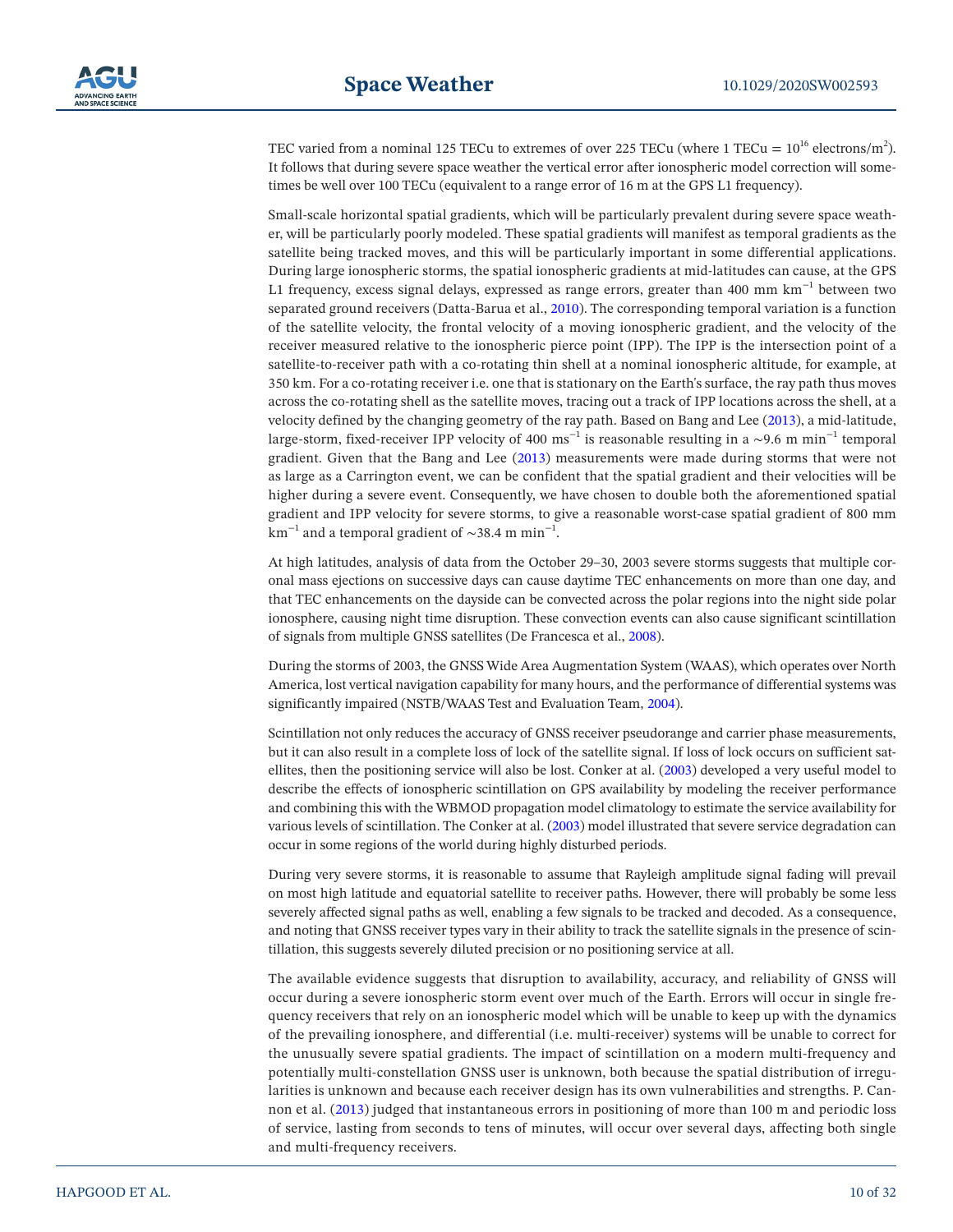TEC varied from a nominal 125 TECu to extremes of over 225 TECu (where 1 TECu = $10^{16}$ electrons/$m^2$). It follows that during severe space weather the vertical error after ionospheric model correction will sometimes be well over 100 TECu (equivalent to a range error of 16 m at the GPS L1 frequency).

Small-scale horizontal spatial gradients, which will be particularly prevalent during severe space weather, will be particularly poorly modeled. These spatial gradients will manifest as temporal gradients as the satellite being tracked moves, and this will be particularly important in some differential applications. During large ionospheric storms, the spatial ionospheric gradients at mid-latitudes can cause, at the GPS L1 frequency, excess signal delays, expressed as range errors, greater than 400 mm $km^{-1}$ between two separated ground receivers (Datta-Barua et al., 2010). The corresponding temporal variation is a function of the satellite velocity, the frontal velocity of a moving ionospheric gradient, and the velocity of the receiver measured relative to the ionospheric pierce point (IPP). The IPP is the intersection point of a satellite-to-receiver path with a co-rotating thin shell at a nominal ionospheric altitude, for example, at 350 km. For a co-rotating receiver i.e. one that is stationary on the Earth's surface, the ray path thus moves across the co-rotating shell as the satellite moves, tracing out a track of IPP locations across the shell, at a velocity defined by the changing geometry of the ray path. Based on Bang and Lee (2013), a mid-latitude, large-storm, fixed-receiver IPP velocity of 400 $ms^{-1}$ is reasonable resulting in a ~9.6 m $min^{-1}$ temporal gradient. Given that the Bang and Lee (2013) measurements were made during storms that were not as large as a Carrington event, we can be confident that the spatial gradient and their velocities will be higher during a severe event. Consequently, we have chosen to double both the aforementioned spatial gradient and IPP velocity for severe storms, to give a reasonable worst-case spatial gradient of 800 mm $km^{-1}$ and a temporal gradient of ~38.4 m $min^{-1}$.

At high latitudes, analysis of data from the October 29–30, 2003 severe storms suggests that multiple coronal mass ejections on successive days can cause daytime TEC enhancements on more than one day, and that TEC enhancements on the dayside can be convected across the polar regions into the night side polar ionosphere, causing night time disruption. These convection events can also cause significant scintillation of signals from multiple GNSS satellites (De Francesca et al., 2008).

During the storms of 2003, the GNSS Wide Area Augmentation System (WAAS), which operates over North America, lost vertical navigation capability for many hours, and the performance of differential systems was significantly impaired (NSTB/WAAS Test and Evaluation Team, 2004).

Scintillation not only reduces the accuracy of GNSS receiver pseudorange and carrier phase measurements, but it can also result in a complete loss of lock of the satellite signal. If loss of lock occurs on sufficient satellites, then the positioning service will also be lost. Conker at al. (2003) developed a very useful model to describe the effects of ionospheric scintillation on GPS availability by modeling the receiver performance and combining this with the WBMOD propagation model climatology to estimate the service availability for various levels of scintillation. The Conker at al. (2003) model illustrated that severe service degradation can occur in some regions of the world during highly disturbed periods.

During very severe storms, it is reasonable to assume that Rayleigh amplitude signal fading will prevail on most high latitude and equatorial satellite to receiver paths. However, there will probably be some less severely affected signal paths as well, enabling a few signals to be tracked and decoded. As a consequence, and noting that GNSS receiver types vary in their ability to track the satellite signals in the presence of scintillation, this suggests severely diluted precision or no positioning service at all.

The available evidence suggests that disruption to availability, accuracy, and reliability of GNSS will occur during a severe ionospheric storm event over much of the Earth. Errors will occur in single frequency receivers that rely on an ionospheric model which will be unable to keep up with the dynamics of the prevailing ionosphere, and differential (i.e. multi-receiver) systems will be unable to correct for the unusually severe spatial gradients. The impact of scintillation on a modern multi-frequency and potentially multi-constellation GNSS user is unknown, both because the spatial distribution of irregularities is unknown and because each receiver design has its own vulnerabilities and strengths. P. Cannon et al. (2013) judged that instantaneous errors in positioning of more than 100 m and periodic loss of service, lasting from seconds to tens of minutes, will occur over several days, affecting both single and multi-frequency receivers.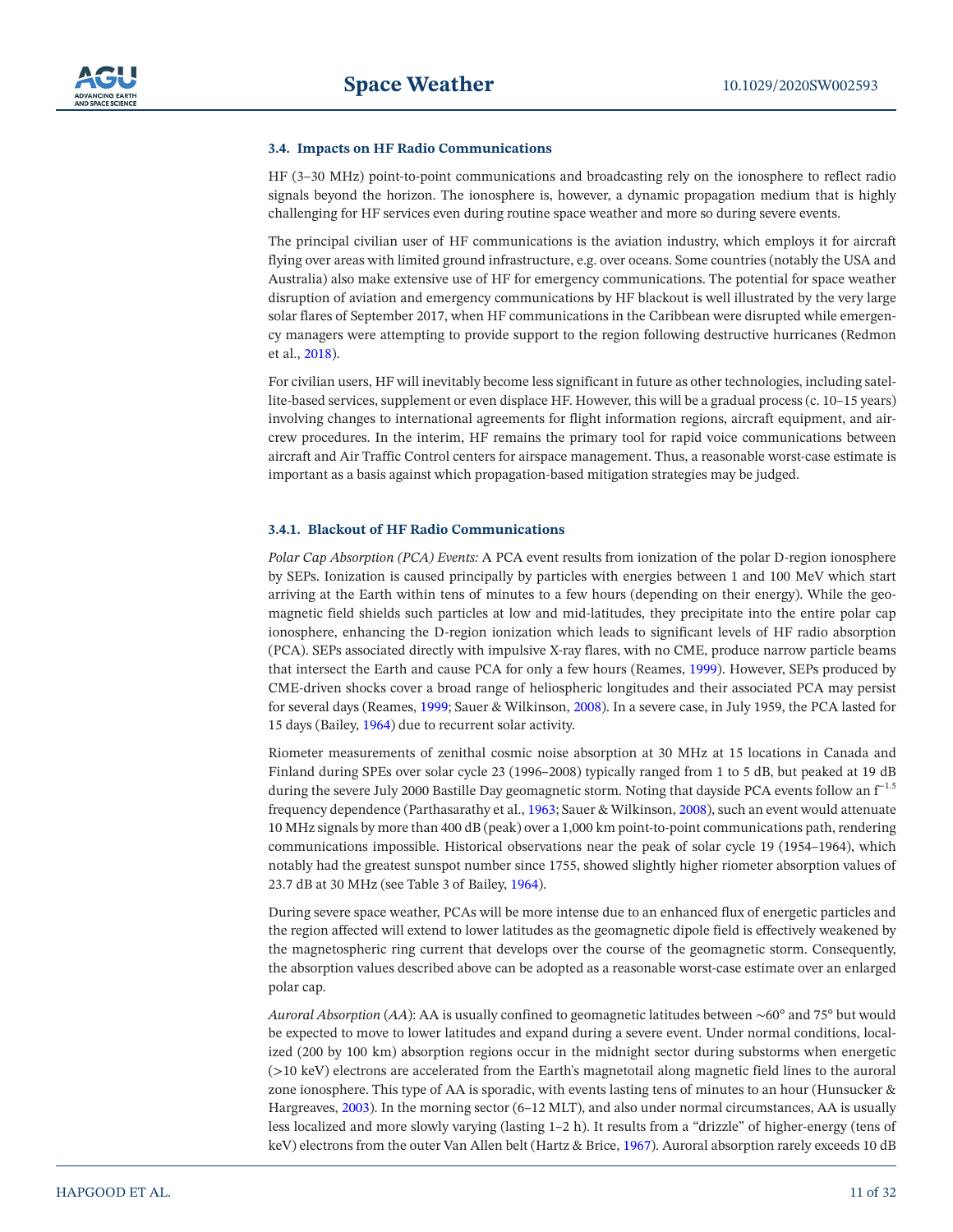### 3.4. Impacts on HF Radio Communications

HF (3–30 MHz) point-to-point communications and broadcasting rely on the ionosphere to reflect radio signals beyond the horizon. The ionosphere is, however, a dynamic propagation medium that is highly challenging for HF services even during routine space weather and more so during severe events.

The principal civilian user of HF communications is the aviation industry, which employs it for aircraft flying over areas with limited ground infrastructure, e.g. over oceans. Some countries (notably the USA and Australia) also make extensive use of HF for emergency communications. The potential for space weather disruption of aviation and emergency communications by HF blackout is well illustrated by the very large solar flares of September 2017, when HF communications in the Caribbean were disrupted while emergency managers were attempting to provide support to the region following destructive hurricanes (Redmon et al., 2018).

For civilian users, HF will inevitably become less significant in future as other technologies, including satellite-based services, supplement or even displace HF. However, this will be a gradual process (c. 10–15 years) involving changes to international agreements for flight information regions, aircraft equipment, and aircrew procedures. In the interim, HF remains the primary tool for rapid voice communications between aircraft and Air Traffic Control centers for airspace management. Thus, a reasonable worst-case estimate is important as a basis against which propagation-based mitigation strategies may be judged.

#### 3.4.1. Blackout of HF Radio Communications

*Polar Cap Absorption (PCA) Events:* A PCA event results from ionization of the polar D-region ionosphere by SEPs. Ionization is caused principally by particles with energies between 1 and 100 MeV which start arriving at the Earth within tens of minutes to a few hours (depending on their energy). While the geomagnetic field shields such particles at low and mid-latitudes, they precipitate into the entire polar cap ionosphere, enhancing the D-region ionization which leads to significant levels of HF radio absorption (PCA). SEPs associated directly with impulsive X-ray flares, with no CME, produce narrow particle beams that intersect the Earth and cause PCA for only a few hours (Reames, 1999). However, SEPs produced by CME-driven shocks cover a broad range of heliospheric longitudes and their associated PCA may persist for several days (Reames, 1999; Sauer & Wilkinson, 2008). In a severe case, in July 1959, the PCA lasted for 15 days (Bailey, 1964) due to recurrent solar activity.

Riometer measurements of zenithal cosmic noise absorption at 30 MHz at 15 locations in Canada and Finland during SPEs over solar cycle 23 (1996–2008) typically ranged from 1 to 5 dB, but peaked at 19 dB during the severe July 2000 Bastille Day geomagnetic storm. Noting that dayside PCA events follow an $f^{-1.5}$ frequency dependence (Parthasarathy et al., 1963; Sauer & Wilkinson, 2008), such an event would attenuate 10 MHz signals by more than 400 dB (peak) over a 1,000 km point-to-point communications path, rendering communications impossible. Historical observations near the peak of solar cycle 19 (1954–1964), which notably had the greatest sunspot number since 1755, showed slightly higher riometer absorption values of 23.7 dB at 30 MHz (see Table 3 of Bailey, 1964).

During severe space weather, PCAs will be more intense due to an enhanced flux of energetic particles and the region affected will extend to lower latitudes as the geomagnetic dipole field is effectively weakened by the magnetospheric ring current that develops over the course of the geomagnetic storm. Consequently, the absorption values described above can be adopted as a reasonable worst-case estimate over an enlarged polar cap.

*Auroral Absorption (AA)*: AA is usually confined to geomagnetic latitudes between ~60° and 75° but would be expected to move to lower latitudes and expand during a severe event. Under normal conditions, localized (200 by 100 km) absorption regions occur in the midnight sector during substorms when energetic (>10 keV) electrons are accelerated from the Earth's magnetotail along magnetic field lines to the auroral zone ionosphere. This type of AA is sporadic, with events lasting tens of minutes to an hour (Hunsucker & Hargreaves, 2003). In the morning sector (6–12 MLT), and also under normal circumstances, AA is usually less localized and more slowly varying (lasting 1–2 h). It results from a "drizzle" of higher-energy (tens of keV) electrons from the outer Van Allen belt (Hartz & Brice, 1967). Auroral absorption rarely exceeds 10 dB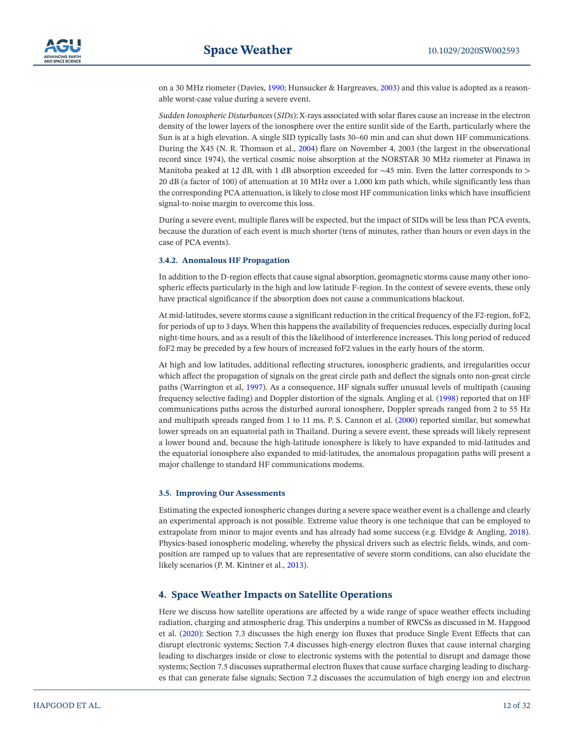on a 30 MHz riometer (Davies, 1990; Hunsucker & Hargreaves, 2003) and this value is adopted as a reasonable worst-case value during a severe event.

*Sudden Ionospheric Disturbances* (*SIDs*): X-rays associated with solar flares cause an increase in the electron density of the lower layers of the ionosphere over the entire sunlit side of the Earth, particularly where the Sun is at a high elevation. A single SID typically lasts 30–60 min and can shut down HF communications. During the X45 (N. R. Thomson et al., 2004) flare on November 4, 2003 (the largest in the observational record since 1974), the vertical cosmic noise absorption at the NORSTAR 30 MHz riometer at Pinawa in Manitoba peaked at 12 dB, with 1 dB absorption exceeded for ∼45 min. Even the latter corresponds to > 20 dB (a factor of 100) of attenuation at 10 MHz over a 1,000 km path which, while significantly less than the corresponding PCA attenuation, is likely to close most HF communication links which have insufficient signal-to-noise margin to overcome this loss.

During a severe event, multiple flares will be expected, but the impact of SIDs will be less than PCA events, because the duration of each event is much shorter (tens of minutes, rather than hours or even days in the case of PCA events).

#### 3.4.2. Anomalous HF Propagation

In addition to the D-region effects that cause signal absorption, geomagnetic storms cause many other ionospheric effects particularly in the high and low latitude F-region. In the context of severe events, these only have practical significance if the absorption does not cause a communications blackout.

At mid-latitudes, severe storms cause a significant reduction in the critical frequency of the F2-region, foF2, for periods of up to 3 days. When this happens the availability of frequencies reduces, especially during local night-time hours, and as a result of this the likelihood of interference increases. This long period of reduced foF2 may be preceded by a few hours of increased foF2 values in the early hours of the storm.

At high and low latitudes, additional reflecting structures, ionospheric gradients, and irregularities occur which affect the propagation of signals on the great circle path and deflect the signals onto non-great circle paths (Warrington et al, 1997). As a consequence, HF signals suffer unusual levels of multipath (causing frequency selective fading) and Doppler distortion of the signals. Angling et al. (1998) reported that on HF communications paths across the disturbed auroral ionosphere, Doppler spreads ranged from 2 to 55 Hz and multipath spreads ranged from 1 to 11 ms. P. S. Cannon et al. (2000) reported similar, but somewhat lower spreads on an equatorial path in Thailand. During a severe event, these spreads will likely represent a lower bound and, because the high-latitude ionosphere is likely to have expanded to mid-latitudes and the equatorial ionosphere also expanded to mid-latitudes, the anomalous propagation paths will present a major challenge to standard HF communications modems.

### 3.5. Improving Our Assessments

Estimating the expected ionospheric changes during a severe space weather event is a challenge and clearly an experimental approach is not possible. Extreme value theory is one technique that can be employed to extrapolate from minor to major events and has already had some success (e.g. Elvidge & Angling, 2018). Physics-based ionospheric modeling, whereby the physical drivers such as electric fields, winds, and composition are ramped up to values that are representative of severe storm conditions, can also elucidate the likely scenarios (P. M. Kintner et al., 2013).

## 4. Space Weather Impacts on Satellite Operations

Here we discuss how satellite operations are affected by a wide range of space weather effects including radiation, charging and atmospheric drag. This underpins a number of RWCSs as discussed in M. Hapgood et al. (2020): Section 7.3 discusses the high energy ion fluxes that produce Single Event Effects that can disrupt electronic systems; Section 7.4 discusses high-energy electron fluxes that cause internal charging leading to discharges inside or close to electronic systems with the potential to disrupt and damage those systems; Section 7.5 discusses suprathermal electron fluxes that cause surface charging leading to discharges that can generate false signals; Section 7.2 discusses the accumulation of high energy ion and electron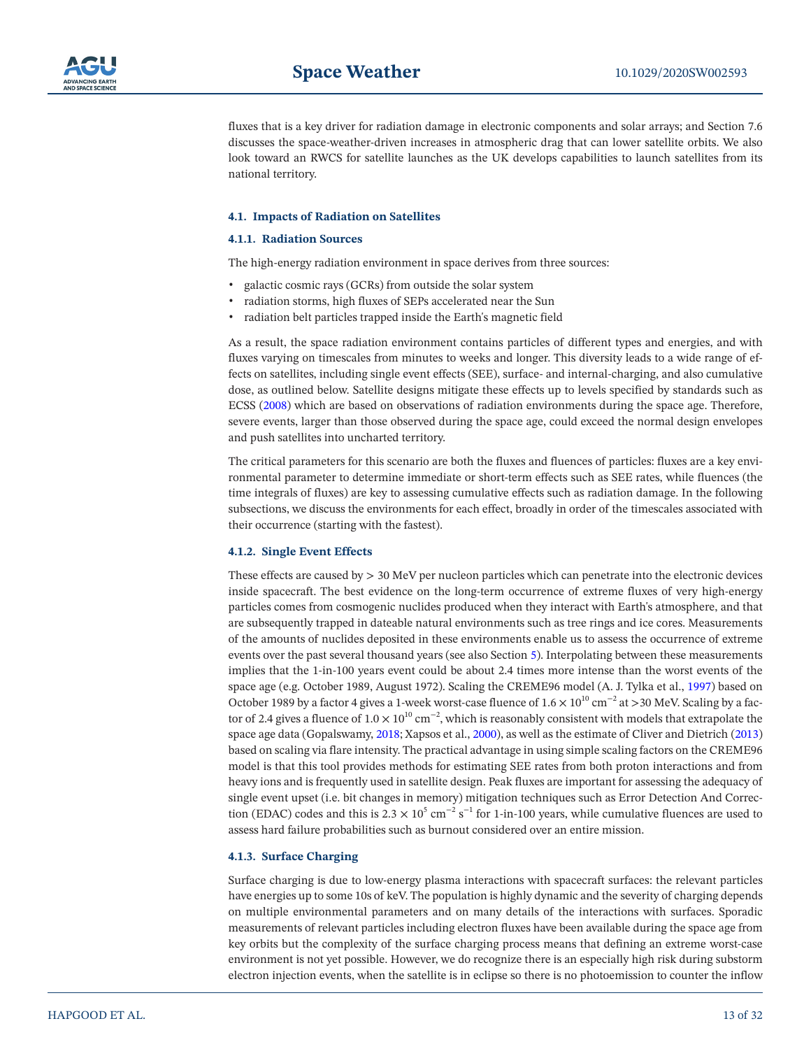fluxes that is a key driver for radiation damage in electronic components and solar arrays; and Section 7.6 discusses the space-weather-driven increases in atmospheric drag that can lower satellite orbits. We also look toward an RWCS for satellite launches as the UK develops capabilities to launch satellites from its national territory.

### 4.1. Impacts of Radiation on Satellites

#### 4.1.1. Radiation Sources

The high-energy radiation environment in space derives from three sources:

- galactic cosmic rays (GCRs) from outside the solar system
- radiation storms, high fluxes of SEPs accelerated near the Sun
- radiation belt particles trapped inside the Earth's magnetic field

As a result, the space radiation environment contains particles of different types and energies, and with fluxes varying on timescales from minutes to weeks and longer. This diversity leads to a wide range of effects on satellites, including single event effects (SEE), surface- and internal-charging, and also cumulative dose, as outlined below. Satellite designs mitigate these effects up to levels specified by standards such as ECSS (2008) which are based on observations of radiation environments during the space age. Therefore, severe events, larger than those observed during the space age, could exceed the normal design envelopes and push satellites into uncharted territory.

The critical parameters for this scenario are both the fluxes and fluences of particles: fluxes are a key environmental parameter to determine immediate or short-term effects such as SEE rates, while fluences (the time integrals of fluxes) are key to assessing cumulative effects such as radiation damage. In the following subsections, we discuss the environments for each effect, broadly in order of the timescales associated with their occurrence (starting with the fastest).

#### 4.1.2. Single Event Effects

These effects are caused by $> 30$ MeV per nucleon particles which can penetrate into the electronic devices inside spacecraft. The best evidence on the long-term occurrence of extreme fluxes of very high-energy particles comes from cosmogenic nuclides produced when they interact with Earth's atmosphere, and that are subsequently trapped in dateable natural environments such as tree rings and ice cores. Measurements of the amounts of nuclides deposited in these environments enable us to assess the occurrence of extreme events over the past several thousand years (see also Section 5). Interpolating between these measurements implies that the 1-in-100 years event could be about 2.4 times more intense than the worst events of the space age (e.g. October 1989, August 1972). Scaling the CREME96 model (A. J. Tylka et al., 1997) based on October 1989 by a factor 4 gives a 1-week worst-case fluence of $1.6 \times 10^{10}$ cm$^{-2}$ at >30 MeV. Scaling by a factor of 2.4 gives a fluence of $1.0 \times 10^{10}$ cm$^{-2}$, which is reasonably consistent with models that extrapolate the space age data (Gopalswamy, 2018; Xapsos et al., 2000), as well as the estimate of Cliver and Dietrich (2013) based on scaling via flare intensity. The practical advantage in using simple scaling factors on the CREME96 model is that this tool provides methods for estimating SEE rates from both proton interactions and from heavy ions and is frequently used in satellite design. Peak fluxes are important for assessing the adequacy of single event upset (i.e. bit changes in memory) mitigation techniques such as Error Detection And Correction (EDAC) codes and this is $2.3 \times 10^{5}$ cm$^{-2}$ s$^{-1}$ for 1-in-100 years, while cumulative fluences are used to assess hard failure probabilities such as burnout considered over an entire mission.

#### 4.1.3. Surface Charging

Surface charging is due to low-energy plasma interactions with spacecraft surfaces: the relevant particles have energies up to some 10s of keV. The population is highly dynamic and the severity of charging depends on multiple environmental parameters and on many details of the interactions with surfaces. Sporadic measurements of relevant particles including electron fluxes have been available during the space age from key orbits but the complexity of the surface charging process means that defining an extreme worst-case environment is not yet possible. However, we do recognize there is an especially high risk during substorm electron injection events, when the satellite is in eclipse so there is no photoemission to counter the inflow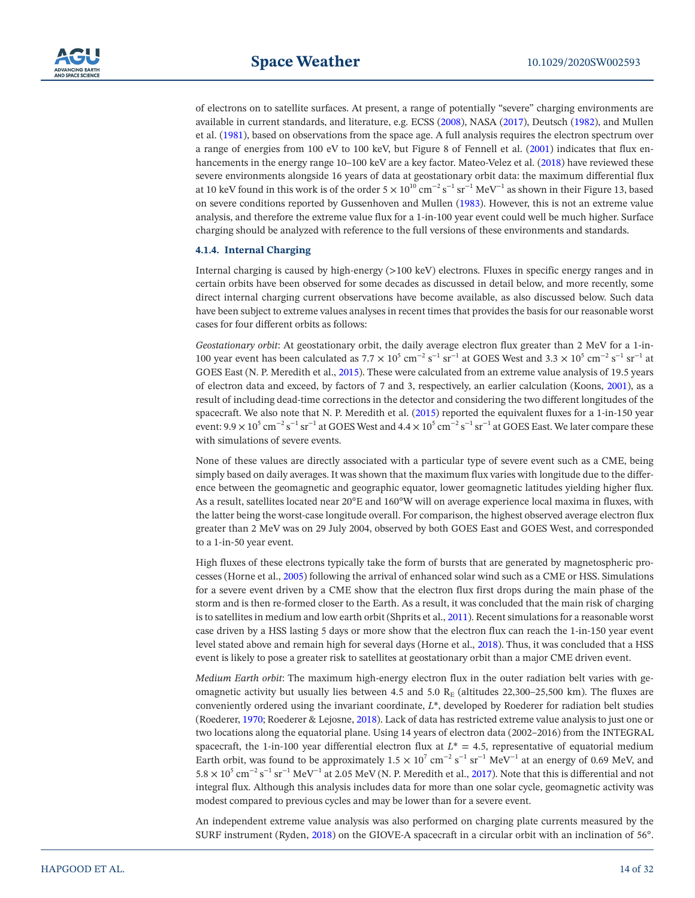of electrons on to satellite surfaces. At present, a range of potentially "severe" charging environments are available in current standards, and literature, e.g. ECSS (2008), NASA (2017), Deutsch (1982), and Mullen et al. (1981), based on observations from the space age. A full analysis requires the electron spectrum over a range of energies from 100 eV to 100 keV, but Figure 8 of Fennell et al. (2001) indicates that flux enhancements in the energy range 10–100 keV are a key factor. Mateo-Velez et al. (2018) have reviewed these severe environments alongside 16 years of data at geostationary orbit data: the maximum differential flux at 10 keV found in this work is of the order $5 \times 10^{10}$ cm$^{-2}$ s$^{-1}$ sr$^{-1}$ MeV$^{-1}$ as shown in their Figure 13, based on severe conditions reported by Gussenhoven and Mullen (1983). However, this is not an extreme value analysis, and therefore the extreme value flux for a 1-in-100 year event could well be much higher. Surface charging should be analyzed with reference to the full versions of these environments and standards.

#### 4.1.4. Internal Charging

Internal charging is caused by high-energy (>100 keV) electrons. Fluxes in specific energy ranges and in certain orbits have been observed for some decades as discussed in detail below, and more recently, some direct internal charging current observations have become available, as also discussed below. Such data have been subject to extreme values analyses in recent times that provides the basis for our reasonable worst cases for four different orbits as follows:

*Geostationary orbit*: At geostationary orbit, the daily average electron flux greater than 2 MeV for a 1-in-100 year event has been calculated as $7.7 \times 10^5$ cm$^{-2}$ s$^{-1}$ sr$^{-1}$ at GOES West and $3.3 \times 10^5$ cm$^{-2}$ s$^{-1}$ sr$^{-1}$ at GOES East (N. P. Meredith et al., 2015). These were calculated from an extreme value analysis of 19.5 years of electron data and exceed, by factors of 7 and 3, respectively, an earlier calculation (Koons, 2001), as a result of including dead-time corrections in the detector and considering the two different longitudes of the spacecraft. We also note that N. P. Meredith et al. (2015) reported the equivalent fluxes for a 1-in-150 year event: $9.9 \times 10^5$ cm$^{-2}$ s$^{-1}$ sr$^{-1}$ at GOES West and $4.4 \times 10^5$ cm$^{-2}$ s$^{-1}$ sr$^{-1}$ at GOES East. We later compare these with simulations of severe events.

None of these values are directly associated with a particular type of severe event such as a CME, being simply based on daily averages. It was shown that the maximum flux varies with longitude due to the difference between the geomagnetic and geographic equator, lower geomagnetic latitudes yielding higher flux. As a result, satellites located near 20°E and 160°W will on average experience local maxima in fluxes, with the latter being the worst-case longitude overall. For comparison, the highest observed average electron flux greater than 2 MeV was on 29 July 2004, observed by both GOES East and GOES West, and corresponded to a 1-in-50 year event.

High fluxes of these electrons typically take the form of bursts that are generated by magnetospheric processes (Horne et al., 2005) following the arrival of enhanced solar wind such as a CME or HSS. Simulations for a severe event driven by a CME show that the electron flux first drops during the main phase of the storm and is then re-formed closer to the Earth. As a result, it was concluded that the main risk of charging is to satellites in medium and low earth orbit (Shprits et al., 2011). Recent simulations for a reasonable worst case driven by a HSS lasting 5 days or more show that the electron flux can reach the 1-in-150 year event level stated above and remain high for several days (Horne et al., 2018). Thus, it was concluded that a HSS event is likely to pose a greater risk to satellites at geostationary orbit than a major CME driven event.

*Medium Earth orbit*: The maximum high-energy electron flux in the outer radiation belt varies with geomagnetic activity but usually lies between 4.5 and 5.0 $R_E$ (altitudes 22,300–25,500 km). The fluxes are conveniently ordered using the invariant coordinate, $L^*$, developed by Roederer for radiation belt studies (Roederer, 1970; Roederer & Lejosne, 2018). Lack of data has restricted extreme value analysis to just one or two locations along the equatorial plane. Using 14 years of electron data (2002–2016) from the INTEGRAL spacecraft, the 1-in-100 year differential electron flux at $L^* = 4.5$, representative of equatorial medium Earth orbit, was found to be approximately $1.5 \times 10^7$ cm$^{-2}$ s$^{-1}$ sr$^{-1}$ MeV$^{-1}$ at an energy of 0.69 MeV, and $5.8 \times 10^5$ cm$^{-2}$ s$^{-1}$ sr$^{-1}$ MeV$^{-1}$ at 2.05 MeV (N. P. Meredith et al., 2017). Note that this is differential and not integral flux. Although this analysis includes data for more than one solar cycle, geomagnetic activity was modest compared to previous cycles and may be lower than for a severe event.

An independent extreme value analysis was also performed on charging plate currents measured by the SURF instrument (Ryden, 2018) on the GIOVE-A spacecraft in a circular orbit with an inclination of 56°.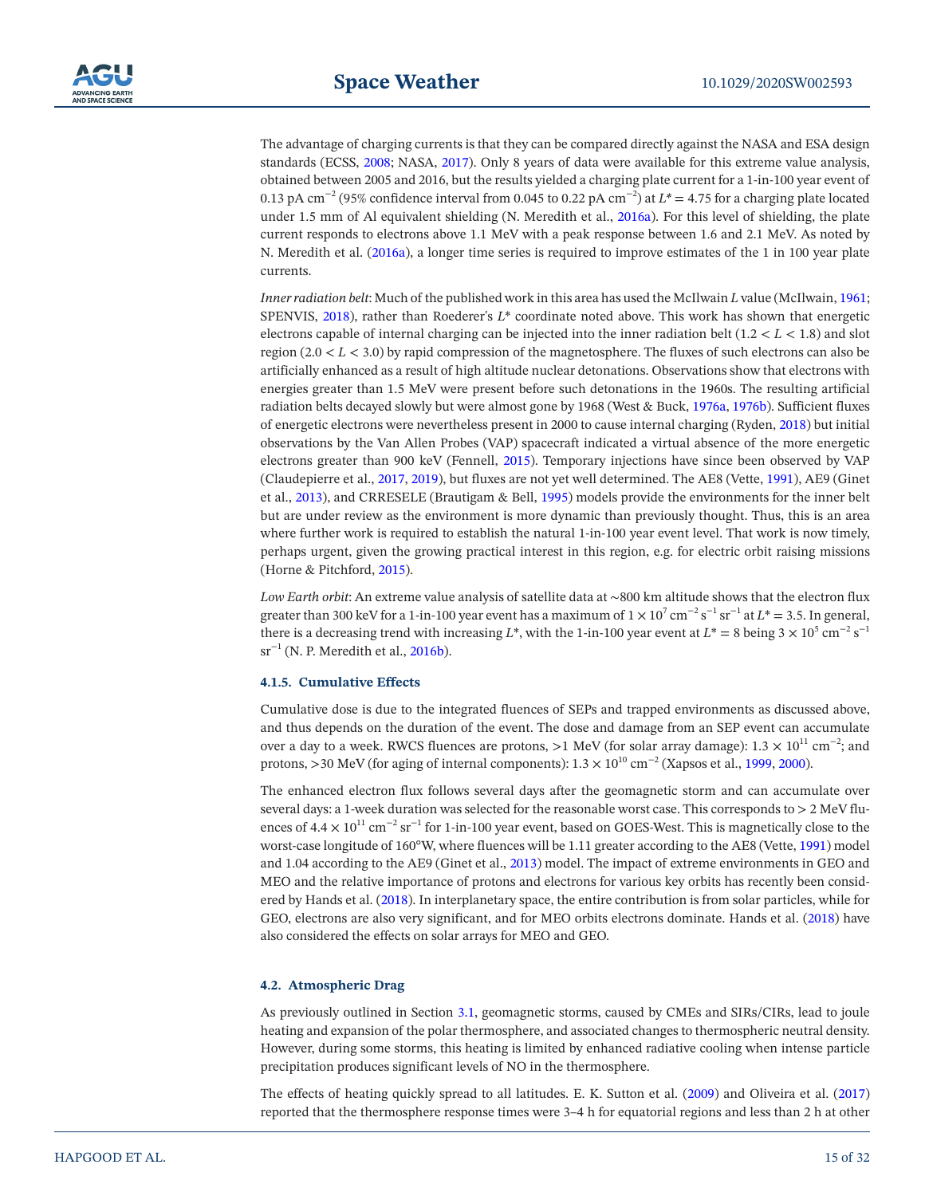The advantage of charging currents is that they can be compared directly against the NASA and ESA design standards (ECSS, 2008; NASA, 2017). Only 8 years of data were available for this extreme value analysis, obtained between 2005 and 2016, but the results yielded a charging plate current for a 1-in-100 year event of 0.13 pA $cm^{-2}$ (95% confidence interval from 0.045 to 0.22 pA $cm^{-2}$) at $L^* = 4.75$ for a charging plate located under 1.5 mm of Al equivalent shielding (N. Meredith et al., 2016a). For this level of shielding, the plate current responds to electrons above 1.1 MeV with a peak response between 1.6 and 2.1 MeV. As noted by N. Meredith et al. (2016a), a longer time series is required to improve estimates of the 1 in 100 year plate currents.

*Inner radiation belt*: Much of the published work in this area has used the McIlwain $L$ value (McIlwain, 1961; SPENVIS, 2018), rather than Roederer's $L^*$ coordinate noted above. This work has shown that energetic electrons capable of internal charging can be injected into the inner radiation belt ($1.2 < L < 1.8$) and slot region ($2.0 < L < 3.0$) by rapid compression of the magnetosphere. The fluxes of such electrons can also be artificially enhanced as a result of high altitude nuclear detonations. Observations show that electrons with energies greater than 1.5 MeV were present before such detonations in the 1960s. The resulting artificial radiation belts decayed slowly but were almost gone by 1968 (West & Buck, 1976a, 1976b). Sufficient fluxes of energetic electrons were nevertheless present in 2000 to cause internal charging (Ryden, 2018) but initial observations by the Van Allen Probes (VAP) spacecraft indicated a virtual absence of the more energetic electrons greater than 900 keV (Fennell, 2015). Temporary injections have since been observed by VAP (Claudepierre et al., 2017, 2019), but fluxes are not yet well determined. The AE8 (Vette, 1991), AE9 (Ginet et al., 2013), and CRRESELE (Brautigam & Bell, 1995) models provide the environments for the inner belt but are under review as the environment is more dynamic than previously thought. Thus, this is an area where further work is required to establish the natural 1-in-100 year event level. That work is now timely, perhaps urgent, given the growing practical interest in this region, e.g. for electric orbit raising missions (Horne & Pitchford, 2015).

*Low Earth orbit*: An extreme value analysis of satellite data at ~800 km altitude shows that the electron flux greater than 300 keV for a 1-in-100 year event has a maximum of $1 \times 10^7$ $cm^{-2}$ $s^{-1}$ $sr^{-1}$ at $L^* = 3.5$. In general, there is a decreasing trend with increasing $L^*$, with the 1-in-100 year event at $L^* = 8$ being $3 \times 10^5$ $cm^{-2}$ $s^{-1}$ $sr^{-1}$ (N. P. Meredith et al., 2016b).

#### 4.1.5. Cumulative Effects

Cumulative dose is due to the integrated fluences of SEPs and trapped environments as discussed above, and thus depends on the duration of the event. The dose and damage from an SEP event can accumulate over a day to a week. RWCS fluences are protons, >1 MeV (for solar array damage): $1.3 \times 10^{11}$ $cm^{-2}$; and protons, >30 MeV (for aging of internal components): $1.3 \times 10^{10}$ $cm^{-2}$ (Xapsos et al., 1999, 2000).

The enhanced electron flux follows several days after the geomagnetic storm and can accumulate over several days: a 1-week duration was selected for the reasonable worst case. This corresponds to > 2 MeV fluences of $4.4 \times 10^{11}$ $cm^{-2}$ $sr^{-1}$ for 1-in-100 year event, based on GOES-West. This is magnetically close to the worst-case longitude of 160°W, where fluences will be 1.11 greater according to the AE8 (Vette, 1991) model and 1.04 according to the AE9 (Ginet et al., 2013) model. The impact of extreme environments in GEO and MEO and the relative importance of protons and electrons for various key orbits has recently been considered by Hands et al. (2018). In interplanetary space, the entire contribution is from solar particles, while for GEO, electrons are also very significant, and for MEO orbits electrons dominate. Hands et al. (2018) have also considered the effects on solar arrays for MEO and GEO.

### 4.2. Atmospheric Drag

As previously outlined in Section 3.1, geomagnetic storms, caused by CMEs and SIRs/CIRs, lead to joule heating and expansion of the polar thermosphere, and associated changes to thermospheric neutral density. However, during some storms, this heating is limited by enhanced radiative cooling when intense particle precipitation produces significant levels of NO in the thermosphere.

The effects of heating quickly spread to all latitudes. E. K. Sutton et al. (2009) and Oliveira et al. (2017) reported that the thermosphere response times were 3–4 h for equatorial regions and less than 2 h at other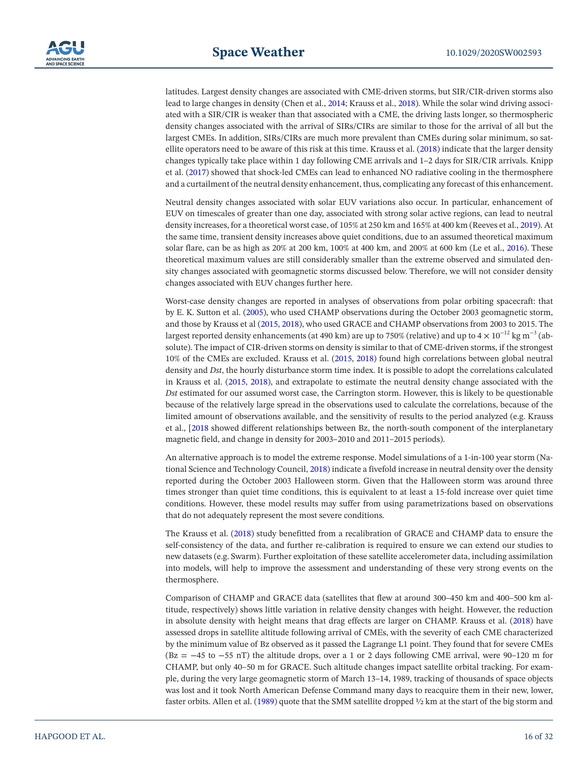latitudes. Largest density changes are associated with CME-driven storms, but SIR/CIR-driven storms also lead to large changes in density (Chen et al., 2014; Krauss et al., 2018). While the solar wind driving associated with a SIR/CIR is weaker than that associated with a CME, the driving lasts longer, so thermospheric density changes associated with the arrival of SIRs/CIRs are similar to those for the arrival of all but the largest CMEs. In addition, SIRs/CIRs are much more prevalent than CMEs during solar minimum, so satellite operators need to be aware of this risk at this time. Krauss et al. (2018) indicate that the larger density changes typically take place within 1 day following CME arrivals and 1–2 days for SIR/CIR arrivals. Knipp et al. (2017) showed that shock-led CMEs can lead to enhanced NO radiative cooling in the thermosphere and a curtailment of the neutral density enhancement, thus, complicating any forecast of this enhancement.

Neutral density changes associated with solar EUV variations also occur. In particular, enhancement of EUV on timescales of greater than one day, associated with strong solar active regions, can lead to neutral density increases, for a theoretical worst case, of 105% at 250 km and 165% at 400 km (Reeves et al., 2019). At the same time, transient density increases above quiet conditions, due to an assumed theoretical maximum solar flare, can be as high as 20% at 200 km, 100% at 400 km, and 200% at 600 km (Le et al., 2016). These theoretical maximum values are still considerably smaller than the extreme observed and simulated density changes associated with geomagnetic storms discussed below. Therefore, we will not consider density changes associated with EUV changes further here.

Worst-case density changes are reported in analyses of observations from polar orbiting spacecraft: that by E. K. Sutton et al. (2005), who used CHAMP observations during the October 2003 geomagnetic storm, and those by Krauss et al (2015, 2018), who used GRACE and CHAMP observations from 2003 to 2015. The largest reported density enhancements (at 490 km) are up to 750% (relative) and up to $4 \times 10^{-12}$ kg m$^{-3}$ (absolute). The impact of CIR-driven storms on density is similar to that of CME-driven storms, if the strongest 10% of the CMEs are excluded. Krauss et al. (2015, 2018) found high correlations between global neutral density and *Dst*, the hourly disturbance storm time index. It is possible to adopt the correlations calculated in Krauss et al. (2015, 2018), and extrapolate to estimate the neutral density change associated with the *Dst* estimated for our assumed worst case, the Carrington storm. However, this is likely to be questionable because of the relatively large spread in the observations used to calculate the correlations, because of the limited amount of observations available, and the sensitivity of results to the period analyzed (e.g. Krauss et al., [2018 showed different relationships between Bz, the north-south component of the interplanetary magnetic field, and change in density for 2003–2010 and 2011–2015 periods).

An alternative approach is to model the extreme response. Model simulations of a 1-in-100 year storm (National Science and Technology Council, 2018) indicate a fivefold increase in neutral density over the density reported during the October 2003 Halloween storm. Given that the Halloween storm was around three times stronger than quiet time conditions, this is equivalent to at least a 15-fold increase over quiet time conditions. However, these model results may suffer from using parametrizations based on observations that do not adequately represent the most severe conditions.

The Krauss et al. (2018) study benefitted from a recalibration of GRACE and CHAMP data to ensure the self-consistency of the data, and further re-calibration is required to ensure we can extend our studies to new datasets (e.g. Swarm). Further exploitation of these satellite accelerometer data, including assimilation into models, will help to improve the assessment and understanding of these very strong events on the thermosphere.

Comparison of CHAMP and GRACE data (satellites that flew at around 300–450 km and 400–500 km altitude, respectively) shows little variation in relative density changes with height. However, the reduction in absolute density with height means that drag effects are larger on CHAMP. Krauss et al. (2018) have assessed drops in satellite altitude following arrival of CMEs, with the severity of each CME characterized by the minimum value of Bz observed as it passed the Lagrange L1 point. They found that for severe CMEs (Bz = −45 to −55 nT) the altitude drops, over a 1 or 2 days following CME arrival, were 90–120 m for CHAMP, but only 40–50 m for GRACE. Such altitude changes impact satellite orbital tracking. For example, during the very large geomagnetic storm of March 13–14, 1989, tracking of thousands of space objects was lost and it took North American Defense Command many days to reacquire them in their new, lower, faster orbits. Allen et al. (1989) quote that the SMM satellite dropped ½ km at the start of the big storm and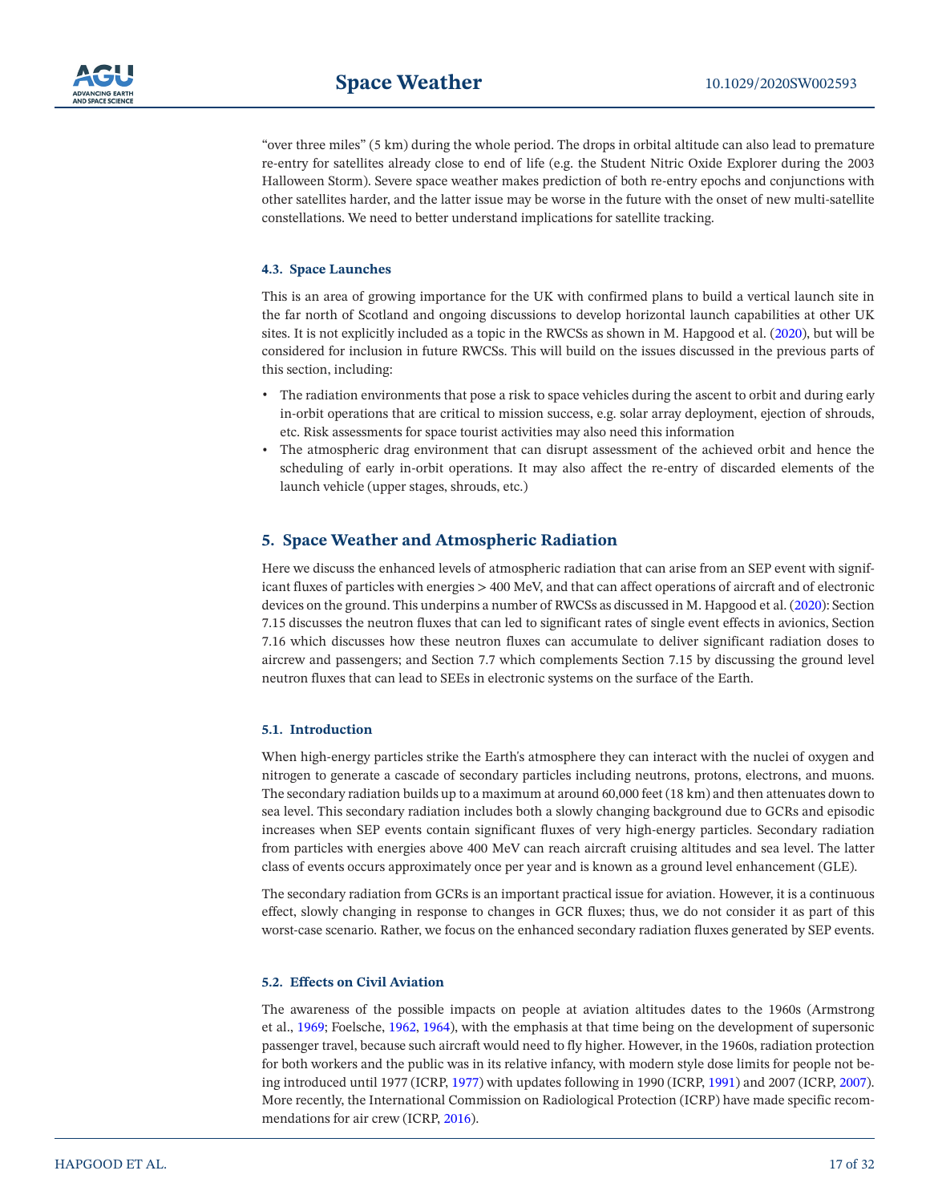"over three miles" (5 km) during the whole period. The drops in orbital altitude can also lead to premature re-entry for satellites already close to end of life (e.g. the Student Nitric Oxide Explorer during the 2003 Halloween Storm). Severe space weather makes prediction of both re-entry epochs and conjunctions with other satellites harder, and the latter issue may be worse in the future with the onset of new multi-satellite constellations. We need to better understand implications for satellite tracking.

### 4.3. Space Launches

This is an area of growing importance for the UK with confirmed plans to build a vertical launch site in the far north of Scotland and ongoing discussions to develop horizontal launch capabilities at other UK sites. It is not explicitly included as a topic in the RWCSs as shown in M. Hapgood et al. (2020), but will be considered for inclusion in future RWCSs. This will build on the issues discussed in the previous parts of this section, including:

- The radiation environments that pose a risk to space vehicles during the ascent to orbit and during early in-orbit operations that are critical to mission success, e.g. solar array deployment, ejection of shrouds, etc. Risk assessments for space tourist activities may also need this information
- The atmospheric drag environment that can disrupt assessment of the achieved orbit and hence the scheduling of early in-orbit operations. It may also affect the re-entry of discarded elements of the launch vehicle (upper stages, shrouds, etc.)

## 5. Space Weather and Atmospheric Radiation

Here we discuss the enhanced levels of atmospheric radiation that can arise from an SEP event with significant fluxes of particles with energies > 400 MeV, and that can affect operations of aircraft and of electronic devices on the ground. This underpins a number of RWCSs as discussed in M. Hapgood et al. (2020): Section 7.15 discusses the neutron fluxes that can led to significant rates of single event effects in avionics, Section 7.16 which discusses how these neutron fluxes can accumulate to deliver significant radiation doses to aircrew and passengers; and Section 7.7 which complements Section 7.15 by discussing the ground level neutron fluxes that can lead to SEEs in electronic systems on the surface of the Earth.

### 5.1. Introduction

When high-energy particles strike the Earth's atmosphere they can interact with the nuclei of oxygen and nitrogen to generate a cascade of secondary particles including neutrons, protons, electrons, and muons. The secondary radiation builds up to a maximum at around 60,000 feet (18 km) and then attenuates down to sea level. This secondary radiation includes both a slowly changing background due to GCRs and episodic increases when SEP events contain significant fluxes of very high-energy particles. Secondary radiation from particles with energies above 400 MeV can reach aircraft cruising altitudes and sea level. The latter class of events occurs approximately once per year and is known as a ground level enhancement (GLE).

The secondary radiation from GCRs is an important practical issue for aviation. However, it is a continuous effect, slowly changing in response to changes in GCR fluxes; thus, we do not consider it as part of this worst-case scenario. Rather, we focus on the enhanced secondary radiation fluxes generated by SEP events.

### 5.2. Effects on Civil Aviation

The awareness of the possible impacts on people at aviation altitudes dates to the 1960s (Armstrong et al., 1969; Foelsche, 1962, 1964), with the emphasis at that time being on the development of supersonic passenger travel, because such aircraft would need to fly higher. However, in the 1960s, radiation protection for both workers and the public was in its relative infancy, with modern style dose limits for people not being introduced until 1977 (ICRP, 1977) with updates following in 1990 (ICRP, 1991) and 2007 (ICRP, 2007). More recently, the International Commission on Radiological Protection (ICRP) have made specific recommendations for air crew (ICRP, 2016).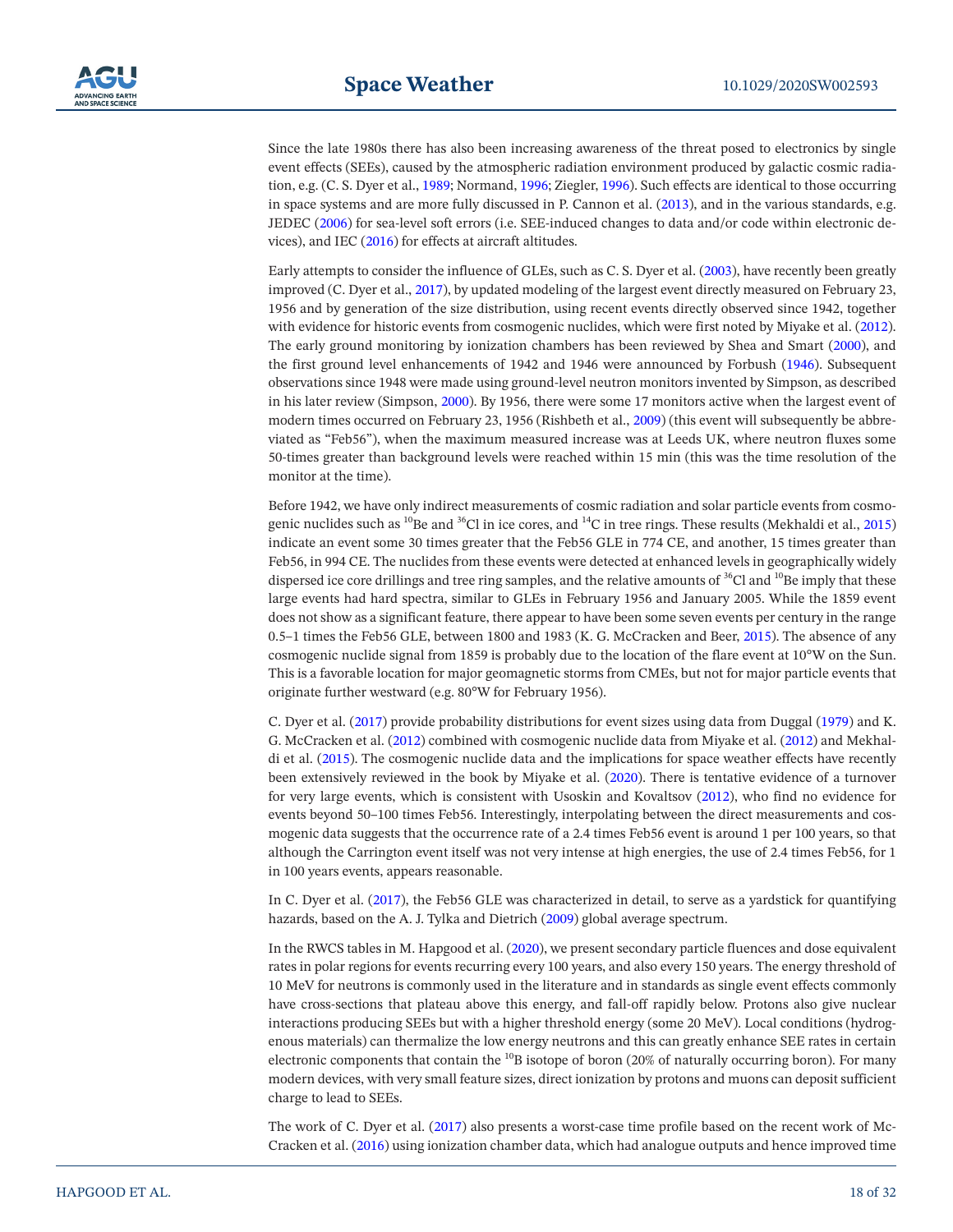Since the late 1980s there has also been increasing awareness of the threat posed to electronics by single event effects (SEEs), caused by the atmospheric radiation environment produced by galactic cosmic radiation, e.g. (C. S. Dyer et al., 1989; Normand, 1996; Ziegler, 1996). Such effects are identical to those occurring in space systems and are more fully discussed in P. Cannon et al. (2013), and in the various standards, e.g. JEDEC (2006) for sea-level soft errors (i.e. SEE-induced changes to data and/or code within electronic devices), and IEC (2016) for effects at aircraft altitudes.

Early attempts to consider the influence of GLEs, such as C. S. Dyer et al. (2003), have recently been greatly improved (C. Dyer et al., 2017), by updated modeling of the largest event directly measured on February 23, 1956 and by generation of the size distribution, using recent events directly observed since 1942, together with evidence for historic events from cosmogenic nuclides, which were first noted by Miyake et al. (2012). The early ground monitoring by ionization chambers has been reviewed by Shea and Smart (2000), and the first ground level enhancements of 1942 and 1946 were announced by Forbush (1946). Subsequent observations since 1948 were made using ground-level neutron monitors invented by Simpson, as described in his later review (Simpson, 2000). By 1956, there were some 17 monitors active when the largest event of modern times occurred on February 23, 1956 (Rishbeth et al., 2009) (this event will subsequently be abbreviated as "Feb56"), when the maximum measured increase was at Leeds UK, where neutron fluxes some 50-times greater than background levels were reached within 15 min (this was the time resolution of the monitor at the time).

Before 1942, we have only indirect measurements of cosmic radiation and solar particle events from cosmogenic nuclides such as $^{10}$Be and $^{36}$Cl in ice cores, and $^{14}$C in tree rings. These results (Mekhaldi et al., 2015) indicate an event some 30 times greater that the Feb56 GLE in 774 CE, and another, 15 times greater than Feb56, in 994 CE. The nuclides from these events were detected at enhanced levels in geographically widely dispersed ice core drillings and tree ring samples, and the relative amounts of $^{36}$Cl and $^{10}$Be imply that these large events had hard spectra, similar to GLEs in February 1956 and January 2005. While the 1859 event does not show as a significant feature, there appear to have been some seven events per century in the range 0.5–1 times the Feb56 GLE, between 1800 and 1983 (K. G. McCracken and Beer, 2015). The absence of any cosmogenic nuclide signal from 1859 is probably due to the location of the flare event at 10°W on the Sun. This is a favorable location for major geomagnetic storms from CMEs, but not for major particle events that originate further westward (e.g. 80°W for February 1956).

C. Dyer et al. (2017) provide probability distributions for event sizes using data from Duggal (1979) and K. G. McCracken et al. (2012) combined with cosmogenic nuclide data from Miyake et al. (2012) and Mekhaldi et al. (2015). The cosmogenic nuclide data and the implications for space weather effects have recently been extensively reviewed in the book by Miyake et al. (2020). There is tentative evidence of a turnover for very large events, which is consistent with Usoskin and Kovaltsov (2012), who find no evidence for events beyond 50–100 times Feb56. Interestingly, interpolating between the direct measurements and cosmogenic data suggests that the occurrence rate of a 2.4 times Feb56 event is around 1 per 100 years, so that although the Carrington event itself was not very intense at high energies, the use of 2.4 times Feb56, for 1 in 100 years events, appears reasonable.

In C. Dyer et al. (2017), the Feb56 GLE was characterized in detail, to serve as a yardstick for quantifying hazards, based on the A. J. Tylka and Dietrich (2009) global average spectrum.

In the RWCS tables in M. Hapgood et al. (2020), we present secondary particle fluences and dose equivalent rates in polar regions for events recurring every 100 years, and also every 150 years. The energy threshold of 10 MeV for neutrons is commonly used in the literature and in standards as single event effects commonly have cross-sections that plateau above this energy, and fall-off rapidly below. Protons also give nuclear interactions producing SEEs but with a higher threshold energy (some 20 MeV). Local conditions (hydrogenous materials) can thermalize the low energy neutrons and this can greatly enhance SEE rates in certain electronic components that contain the $^{10}$B isotope of boron (20% of naturally occurring boron). For many modern devices, with very small feature sizes, direct ionization by protons and muons can deposit sufficient charge to lead to SEEs.

The work of C. Dyer et al. (2017) also presents a worst-case time profile based on the recent work of McCracken et al. (2016) using ionization chamber data, which had analogue outputs and hence improved time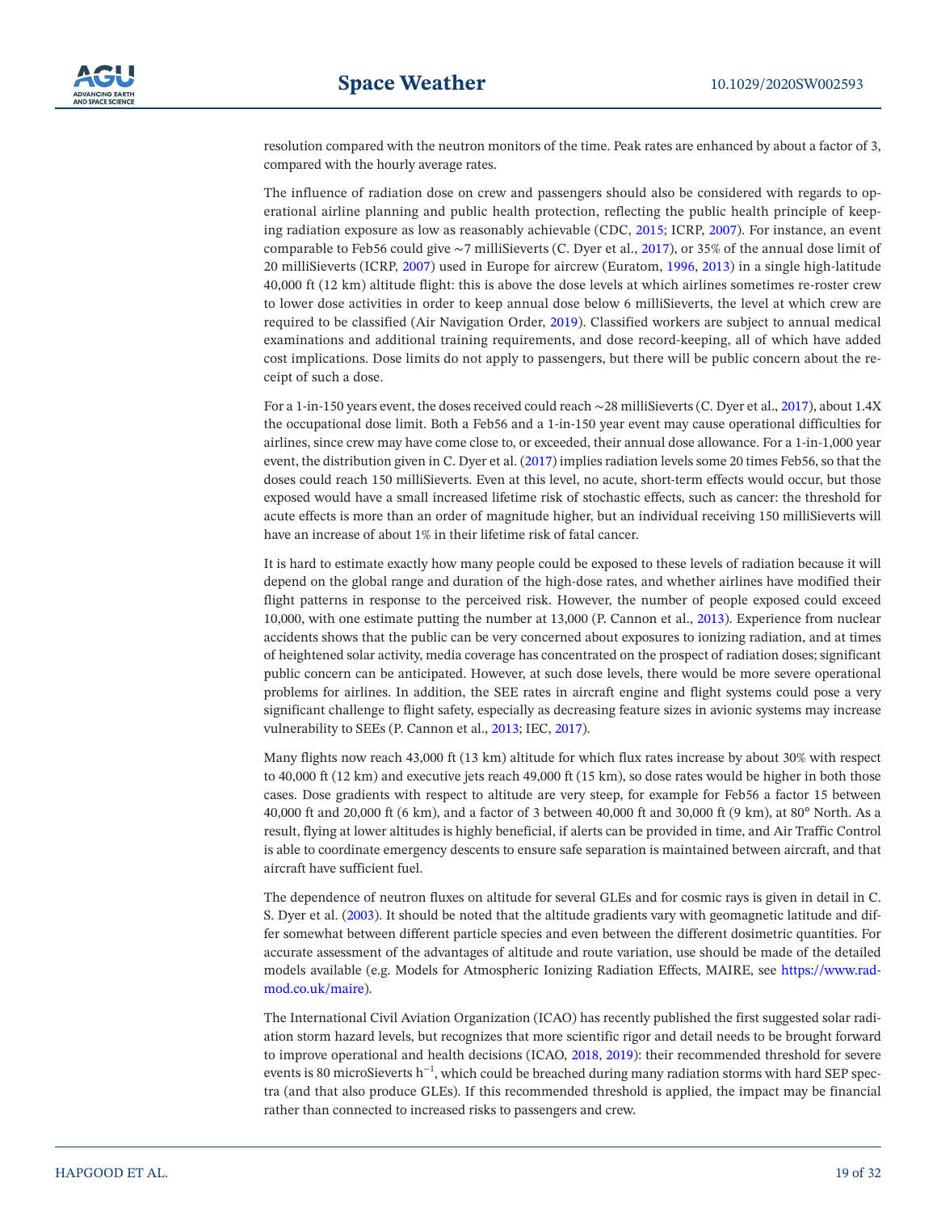resolution compared with the neutron monitors of the time. Peak rates are enhanced by about a factor of 3, compared with the hourly average rates.

The influence of radiation dose on crew and passengers should also be considered with regards to operational airline planning and public health protection, reflecting the public health principle of keeping radiation exposure as low as reasonably achievable (CDC, 2015; ICRP, 2007). For instance, an event comparable to Feb56 could give ~7 milliSieverts (C. Dyer et al., 2017), or 35% of the annual dose limit of 20 milliSieverts (ICRP, 2007) used in Europe for aircrew (Euratom, 1996, 2013) in a single high-latitude 40,000 ft (12 km) altitude flight: this is above the dose levels at which airlines sometimes re-roster crew to lower dose activities in order to keep annual dose below 6 milliSieverts, the level at which crew are required to be classified (Air Navigation Order, 2019). Classified workers are subject to annual medical examinations and additional training requirements, and dose record-keeping, all of which have added cost implications. Dose limits do not apply to passengers, but there will be public concern about the receipt of such a dose.

For a 1-in-150 years event, the doses received could reach ~28 milliSieverts (C. Dyer et al., 2017), about 1.4X the occupational dose limit. Both a Feb56 and a 1-in-150 year event may cause operational difficulties for airlines, since crew may have come close to, or exceeded, their annual dose allowance. For a 1-in-1,000 year event, the distribution given in C. Dyer et al. (2017) implies radiation levels some 20 times Feb56, so that the doses could reach 150 milliSieverts. Even at this level, no acute, short-term effects would occur, but those exposed would have a small increased lifetime risk of stochastic effects, such as cancer: the threshold for acute effects is more than an order of magnitude higher, but an individual receiving 150 milliSieverts will have an increase of about 1% in their lifetime risk of fatal cancer.

It is hard to estimate exactly how many people could be exposed to these levels of radiation because it will depend on the global range and duration of the high-dose rates, and whether airlines have modified their flight patterns in response to the perceived risk. However, the number of people exposed could exceed 10,000, with one estimate putting the number at 13,000 (P. Cannon et al., 2013). Experience from nuclear accidents shows that the public can be very concerned about exposures to ionizing radiation, and at times of heightened solar activity, media coverage has concentrated on the prospect of radiation doses; significant public concern can be anticipated. However, at such dose levels, there would be more severe operational problems for airlines. In addition, the SEE rates in aircraft engine and flight systems could pose a very significant challenge to flight safety, especially as decreasing feature sizes in avionic systems may increase vulnerability to SEEs (P. Cannon et al., 2013; IEC, 2017).

Many flights now reach 43,000 ft (13 km) altitude for which flux rates increase by about 30% with respect to 40,000 ft (12 km) and executive jets reach 49,000 ft (15 km), so dose rates would be higher in both those cases. Dose gradients with respect to altitude are very steep, for example for Feb56 a factor 15 between 40,000 ft and 20,000 ft (6 km), and a factor of 3 between 40,000 ft and 30,000 ft (9 km), at 80° North. As a result, flying at lower altitudes is highly beneficial, if alerts can be provided in time, and Air Traffic Control is able to coordinate emergency descents to ensure safe separation is maintained between aircraft, and that aircraft have sufficient fuel.

The dependence of neutron fluxes on altitude for several GLEs and for cosmic rays is given in detail in C. S. Dyer et al. (2003). It should be noted that the altitude gradients vary with geomagnetic latitude and differ somewhat between different particle species and even between the different dosimetric quantities. For accurate assessment of the advantages of altitude and route variation, use should be made of the detailed models available (e.g. Models for Atmospheric Ionizing Radiation Effects, MAIRE, see https://www.radmod.co.uk/maire).

The International Civil Aviation Organization (ICAO) has recently published the first suggested solar radiation storm hazard levels, but recognizes that more scientific rigor and detail needs to be brought forward to improve operational and health decisions (ICAO, 2018, 2019): their recommended threshold for severe events is 80 microSieverts $h^{-1}$, which could be breached during many radiation storms with hard SEP spectra (and that also produce GLEs). If this recommended threshold is applied, the impact may be financial rather than connected to increased risks to passengers and crew.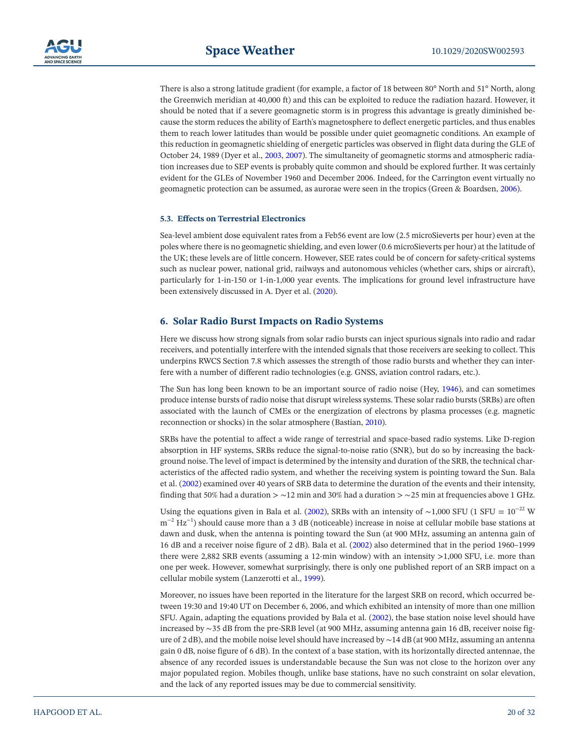There is also a strong latitude gradient (for example, a factor of 18 between 80° North and 51° North, along the Greenwich meridian at 40,000 ft) and this can be exploited to reduce the radiation hazard. However, it should be noted that if a severe geomagnetic storm is in progress this advantage is greatly diminished because the storm reduces the ability of Earth's magnetosphere to deflect energetic particles, and thus enables them to reach lower latitudes than would be possible under quiet geomagnetic conditions. An example of this reduction in geomagnetic shielding of energetic particles was observed in flight data during the GLE of October 24, 1989 (Dyer et al., 2003, 2007). The simultaneity of geomagnetic storms and atmospheric radiation increases due to SEP events is probably quite common and should be explored further. It was certainly evident for the GLEs of November 1960 and December 2006. Indeed, for the Carrington event virtually no geomagnetic protection can be assumed, as aurorae were seen in the tropics (Green & Boardsen, 2006).

### 5.3. Effects on Terrestrial Electronics

Sea-level ambient dose equivalent rates from a Feb56 event are low (2.5 microSieverts per hour) even at the poles where there is no geomagnetic shielding, and even lower (0.6 microSieverts per hour) at the latitude of the UK; these levels are of little concern. However, SEE rates could be of concern for safety-critical systems such as nuclear power, national grid, railways and autonomous vehicles (whether cars, ships or aircraft), particularly for 1-in-150 or 1-in-1,000 year events. The implications for ground level infrastructure have been extensively discussed in A. Dyer et al. (2020).

## 6. Solar Radio Burst Impacts on Radio Systems

Here we discuss how strong signals from solar radio bursts can inject spurious signals into radio and radar receivers, and potentially interfere with the intended signals that those receivers are seeking to collect. This underpins RWCS Section 7.8 which assesses the strength of those radio bursts and whether they can interfere with a number of different radio technologies (e.g. GNSS, aviation control radars, etc.).

The Sun has long been known to be an important source of radio noise (Hey, 1946), and can sometimes produce intense bursts of radio noise that disrupt wireless systems. These solar radio bursts (SRBs) are often associated with the launch of CMEs or the energization of electrons by plasma processes (e.g. magnetic reconnection or shocks) in the solar atmosphere (Bastian, 2010).

SRBs have the potential to affect a wide range of terrestrial and space-based radio systems. Like D-region absorption in HF systems, SRBs reduce the signal-to-noise ratio (SNR), but do so by increasing the background noise. The level of impact is determined by the intensity and duration of the SRB, the technical characteristics of the affected radio system, and whether the receiving system is pointing toward the Sun. Bala et al. (2002) examined over 40 years of SRB data to determine the duration of the events and their intensity, finding that 50% had a duration > ∼12 min and 30% had a duration > ∼25 min at frequencies above 1 GHz.

Using the equations given in Bala et al. (2002), SRBs with an intensity of ∼1,000 SFU (1 SFU = $10^{-22}$ W $m^{-2}$ $Hz^{-1}$) should cause more than a 3 dB (noticeable) increase in noise at cellular mobile base stations at dawn and dusk, when the antenna is pointing toward the Sun (at 900 MHz, assuming an antenna gain of 16 dB and a receiver noise figure of 2 dB). Bala et al. (2002) also determined that in the period 1960–1999 there were 2,882 SRB events (assuming a 12-min window) with an intensity >1,000 SFU, i.e. more than one per week. However, somewhat surprisingly, there is only one published report of an SRB impact on a cellular mobile system (Lanzerotti et al., 1999).

Moreover, no issues have been reported in the literature for the largest SRB on record, which occurred between 19:30 and 19:40 UT on December 6, 2006, and which exhibited an intensity of more than one million SFU. Again, adapting the equations provided by Bala et al. (2002), the base station noise level should have increased by ∼35 dB from the pre-SRB level (at 900 MHz, assuming antenna gain 16 dB, receiver noise figure of 2 dB), and the mobile noise level should have increased by ∼14 dB (at 900 MHz, assuming an antenna gain 0 dB, noise figure of 6 dB). In the context of a base station, with its horizontally directed antennae, the absence of any recorded issues is understandable because the Sun was not close to the horizon over any major populated region. Mobiles though, unlike base stations, have no such constraint on solar elevation, and the lack of any reported issues may be due to commercial sensitivity.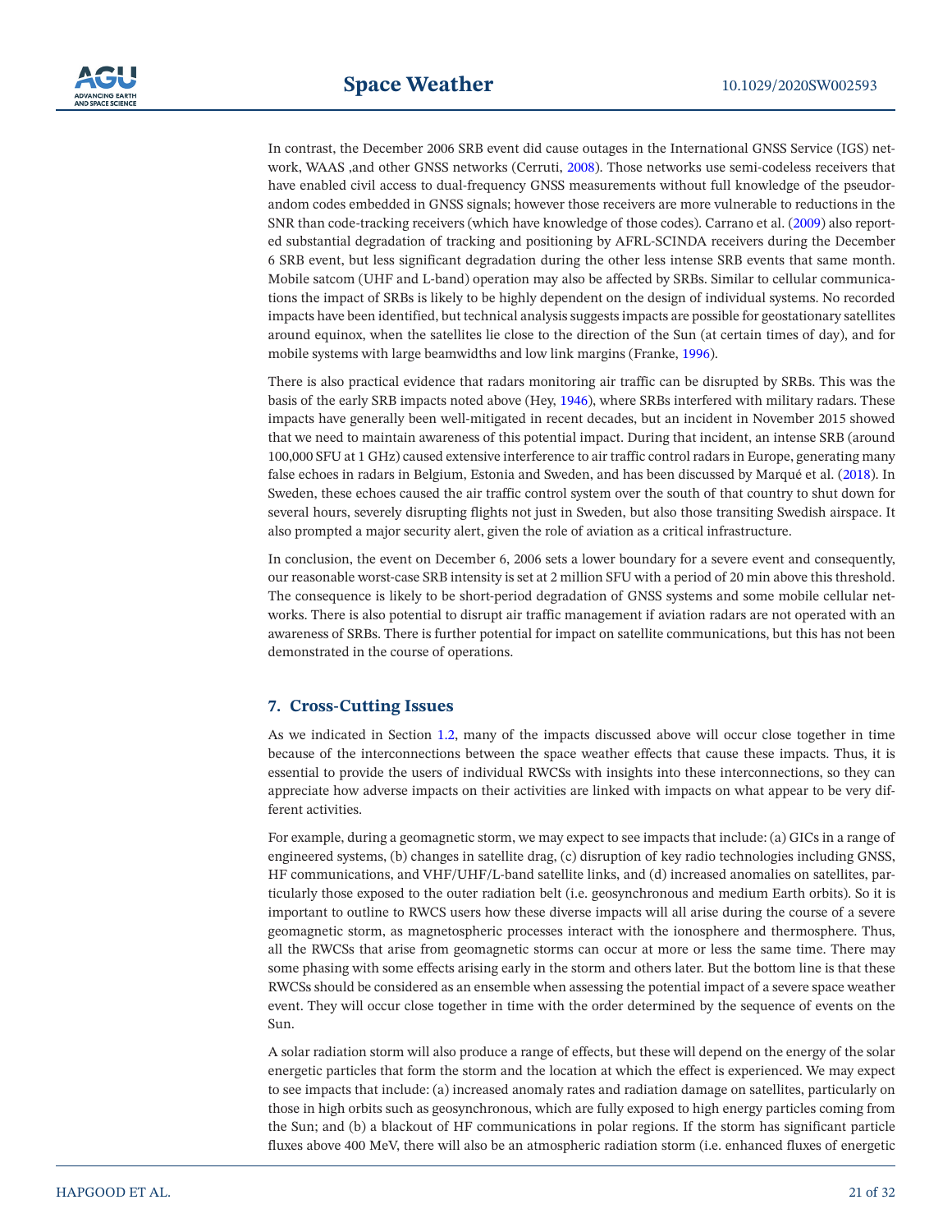In contrast, the December 2006 SRB event did cause outages in the International GNSS Service (IGS) network, WAAS ,and other GNSS networks (Cerruti, 2008). Those networks use semi-codeless receivers that have enabled civil access to dual-frequency GNSS measurements without full knowledge of the pseudorandom codes embedded in GNSS signals; however those receivers are more vulnerable to reductions in the SNR than code-tracking receivers (which have knowledge of those codes). Carrano et al. (2009) also reported substantial degradation of tracking and positioning by AFRL-SCINDA receivers during the December 6 SRB event, but less significant degradation during the other less intense SRB events that same month. Mobile satcom (UHF and L-band) operation may also be affected by SRBs. Similar to cellular communications the impact of SRBs is likely to be highly dependent on the design of individual systems. No recorded impacts have been identified, but technical analysis suggests impacts are possible for geostationary satellites around equinox, when the satellites lie close to the direction of the Sun (at certain times of day), and for mobile systems with large beamwidths and low link margins (Franke, 1996).

There is also practical evidence that radars monitoring air traffic can be disrupted by SRBs. This was the basis of the early SRB impacts noted above (Hey, 1946), where SRBs interfered with military radars. These impacts have generally been well-mitigated in recent decades, but an incident in November 2015 showed that we need to maintain awareness of this potential impact. During that incident, an intense SRB (around 100,000 SFU at 1 GHz) caused extensive interference to air traffic control radars in Europe, generating many false echoes in radars in Belgium, Estonia and Sweden, and has been discussed by Marqué et al. (2018). In Sweden, these echoes caused the air traffic control system over the south of that country to shut down for several hours, severely disrupting flights not just in Sweden, but also those transiting Swedish airspace. It also prompted a major security alert, given the role of aviation as a critical infrastructure.

In conclusion, the event on December 6, 2006 sets a lower boundary for a severe event and consequently, our reasonable worst-case SRB intensity is set at 2 million SFU with a period of 20 min above this threshold. The consequence is likely to be short-period degradation of GNSS systems and some mobile cellular networks. There is also potential to disrupt air traffic management if aviation radars are not operated with an awareness of SRBs. There is further potential for impact on satellite communications, but this has not been demonstrated in the course of operations.

## 7. Cross-Cutting Issues

As we indicated in Section 1.2, many of the impacts discussed above will occur close together in time because of the interconnections between the space weather effects that cause these impacts. Thus, it is essential to provide the users of individual RWCSs with insights into these interconnections, so they can appreciate how adverse impacts on their activities are linked with impacts on what appear to be very different activities.

For example, during a geomagnetic storm, we may expect to see impacts that include: (a) GICs in a range of engineered systems, (b) changes in satellite drag, (c) disruption of key radio technologies including GNSS, HF communications, and VHF/UHF/L-band satellite links, and (d) increased anomalies on satellites, particularly those exposed to the outer radiation belt (i.e. geosynchronous and medium Earth orbits). So it is important to outline to RWCS users how these diverse impacts will all arise during the course of a severe geomagnetic storm, as magnetospheric processes interact with the ionosphere and thermosphere. Thus, all the RWCSs that arise from geomagnetic storms can occur at more or less the same time. There may some phasing with some effects arising early in the storm and others later. But the bottom line is that these RWCSs should be considered as an ensemble when assessing the potential impact of a severe space weather event. They will occur close together in time with the order determined by the sequence of events on the Sun.

A solar radiation storm will also produce a range of effects, but these will depend on the energy of the solar energetic particles that form the storm and the location at which the effect is experienced. We may expect to see impacts that include: (a) increased anomaly rates and radiation damage on satellites, particularly on those in high orbits such as geosynchronous, which are fully exposed to high energy particles coming from the Sun; and (b) a blackout of HF communications in polar regions. If the storm has significant particle fluxes above 400 MeV, there will also be an atmospheric radiation storm (i.e. enhanced fluxes of energetic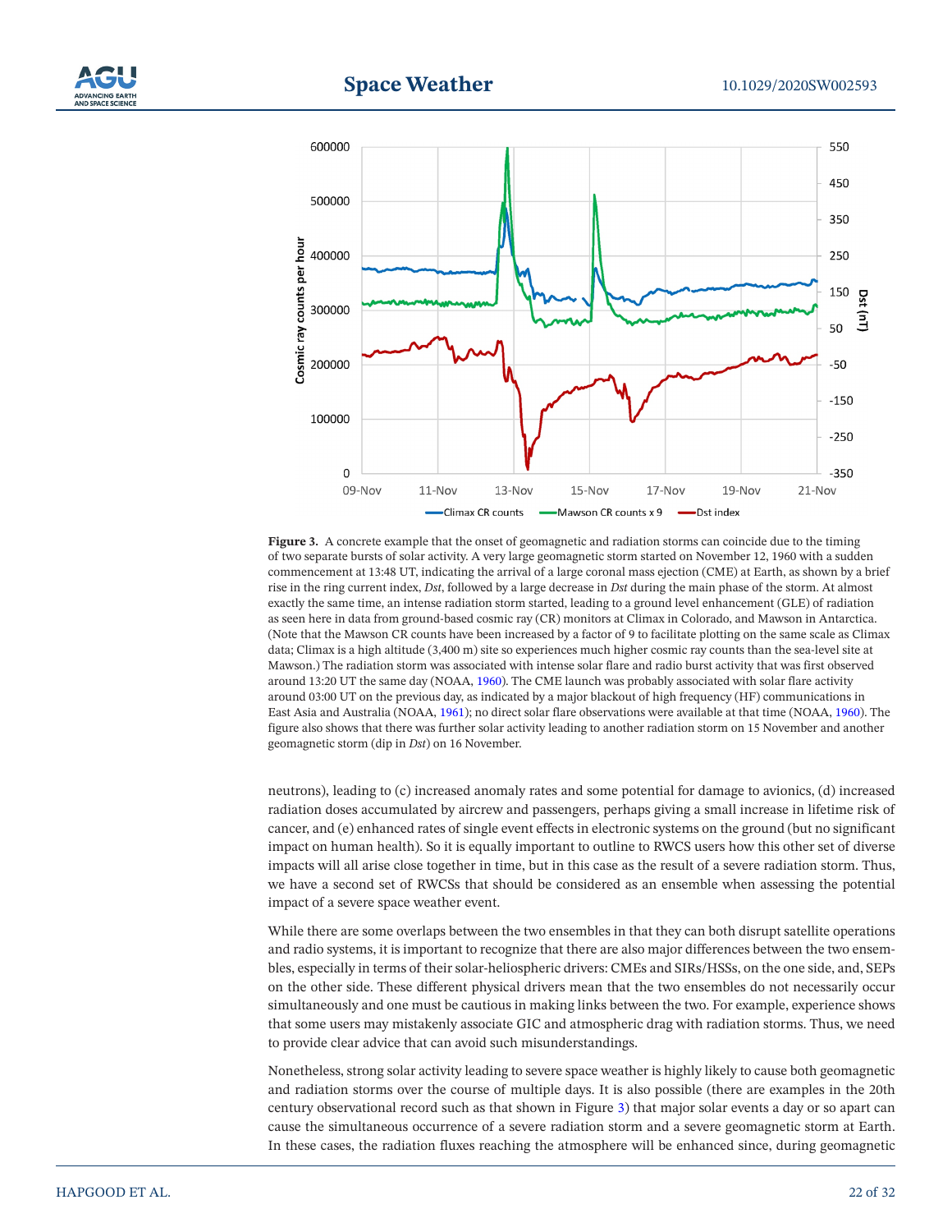**Figure 3.** A concrete example that the onset of geomagnetic and radiation storms can coincide due to the timing of two separate bursts of solar activity. A very large geomagnetic storm started on November 12, 1960 with a sudden commencement at 13:48 UT, indicating the arrival of a large coronal mass ejection (CME) at Earth, as shown by a brief rise in the ring current index, *Dst*, followed by a large decrease in *Dst* during the main phase of the storm. At almost exactly the same time, an intense radiation storm started, leading to a ground level enhancement (GLE) of radiation as seen here in data from ground-based cosmic ray (CR) monitors at Climax in Colorado, and Mawson in Antarctica. (Note that the Mawson CR counts have been increased by a factor of 9 to facilitate plotting on the same scale as Climax data; Climax is a high altitude (3,400 m) site so experiences much higher cosmic ray counts than the sea-level site at Mawson.) The radiation storm was associated with intense solar flare and radio burst activity that was first observed around 13:20 UT the same day (NOAA, 1960). The CME launch was probably associated with solar flare activity around 03:00 UT on the previous day, as indicated by a major blackout of high frequency (HF) communications in East Asia and Australia (NOAA, 1961); no direct solar flare observations were available at that time (NOAA, 1960). The figure also shows that there was further solar activity leading to another radiation storm on 15 November and another geomagnetic storm (dip in *Dst*) on 16 November.

neutrons), leading to (c) increased anomaly rates and some potential for damage to avionics, (d) increased radiation doses accumulated by aircrew and passengers, perhaps giving a small increase in lifetime risk of cancer, and (e) enhanced rates of single event effects in electronic systems on the ground (but no significant impact on human health). So it is equally important to outline to RWCS users how this other set of diverse impacts will all arise close together in time, but in this case as the result of a severe radiation storm. Thus, we have a second set of RWCSs that should be considered as an ensemble when assessing the potential impact of a severe space weather event.

While there are some overlaps between the two ensembles in that they can both disrupt satellite operations and radio systems, it is important to recognize that there are also major differences between the two ensembles, especially in terms of their solar-heliospheric drivers: CMEs and SIRs/HSSs, on the one side, and, SEPs on the other side. These different physical drivers mean that the two ensembles do not necessarily occur simultaneously and one must be cautious in making links between the two. For example, experience shows that some users may mistakenly associate GIC and atmospheric drag with radiation storms. Thus, we need to provide clear advice that can avoid such misunderstandings.

Nonetheless, strong solar activity leading to severe space weather is highly likely to cause both geomagnetic and radiation storms over the course of multiple days. It is also possible (there are examples in the 20th century observational record such as that shown in Figure 3) that major solar events a day or so apart can cause the simultaneous occurrence of a severe radiation storm and a severe geomagnetic storm at Earth. In these cases, the radiation fluxes reaching the atmosphere will be enhanced since, during geomagnetic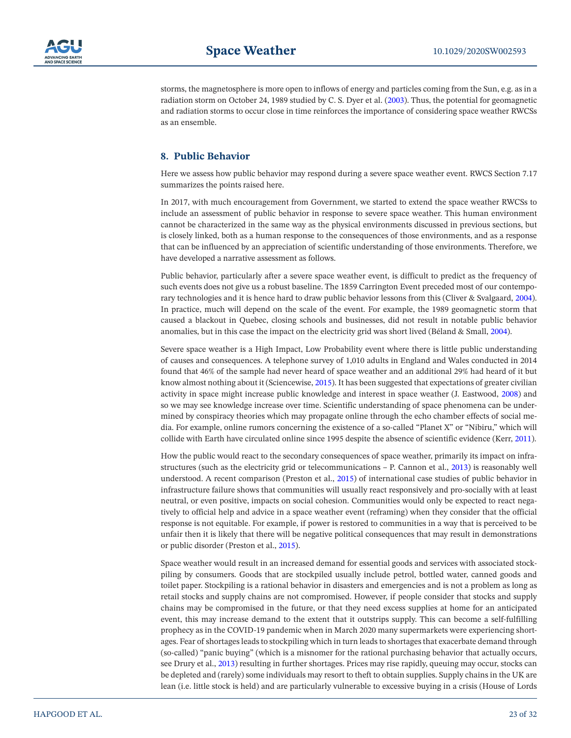storms, the magnetosphere is more open to inflows of energy and particles coming from the Sun, e.g. as in a radiation storm on October 24, 1989 studied by C. S. Dyer et al. (2003). Thus, the potential for geomagnetic and radiation storms to occur close in time reinforces the importance of considering space weather RWCSs as an ensemble.

## 8. Public Behavior

Here we assess how public behavior may respond during a severe space weather event. RWCS Section 7.17 summarizes the points raised here.

In 2017, with much encouragement from Government, we started to extend the space weather RWCSs to include an assessment of public behavior in response to severe space weather. This human environment cannot be characterized in the same way as the physical environments discussed in previous sections, but is closely linked, both as a human response to the consequences of those environments, and as a response that can be influenced by an appreciation of scientific understanding of those environments. Therefore, we have developed a narrative assessment as follows.

Public behavior, particularly after a severe space weather event, is difficult to predict as the frequency of such events does not give us a robust baseline. The 1859 Carrington Event preceded most of our contemporary technologies and it is hence hard to draw public behavior lessons from this (Cliver & Svalgaard, 2004). In practice, much will depend on the scale of the event. For example, the 1989 geomagnetic storm that caused a blackout in Quebec, closing schools and businesses, did not result in notable public behavior anomalies, but in this case the impact on the electricity grid was short lived (Béland & Small, 2004).

Severe space weather is a High Impact, Low Probability event where there is little public understanding of causes and consequences. A telephone survey of 1,010 adults in England and Wales conducted in 2014 found that 46% of the sample had never heard of space weather and an additional 29% had heard of it but know almost nothing about it (Sciencewise, 2015). It has been suggested that expectations of greater civilian activity in space might increase public knowledge and interest in space weather (J. Eastwood, 2008) and so we may see knowledge increase over time. Scientific understanding of space phenomena can be undermined by conspiracy theories which may propagate online through the echo chamber effects of social media. For example, online rumors concerning the existence of a so-called "Planet X" or "Nibiru," which will collide with Earth have circulated online since 1995 despite the absence of scientific evidence (Kerr, 2011).

How the public would react to the secondary consequences of space weather, primarily its impact on infrastructures (such as the electricity grid or telecommunications – P. Cannon et al., 2013) is reasonably well understood. A recent comparison (Preston et al., 2015) of international case studies of public behavior in infrastructure failure shows that communities will usually react responsively and pro-socially with at least neutral, or even positive, impacts on social cohesion. Communities would only be expected to react negatively to official help and advice in a space weather event (reframing) when they consider that the official response is not equitable. For example, if power is restored to communities in a way that is perceived to be unfair then it is likely that there will be negative political consequences that may result in demonstrations or public disorder (Preston et al., 2015).

Space weather would result in an increased demand for essential goods and services with associated stockpiling by consumers. Goods that are stockpiled usually include petrol, bottled water, canned goods and toilet paper. Stockpiling is a rational behavior in disasters and emergencies and is not a problem as long as retail stocks and supply chains are not compromised. However, if people consider that stocks and supply chains may be compromised in the future, or that they need excess supplies at home for an anticipated event, this may increase demand to the extent that it outstrips supply. This can become a self-fulfilling prophecy as in the COVID-19 pandemic when in March 2020 many supermarkets were experiencing shortages. Fear of shortages leads to stockpiling which in turn leads to shortages that exacerbate demand through (so-called) "panic buying" (which is a misnomer for the rational purchasing behavior that actually occurs, see Drury et al., 2013) resulting in further shortages. Prices may rise rapidly, queuing may occur, stocks can be depleted and (rarely) some individuals may resort to theft to obtain supplies. Supply chains in the UK are lean (i.e. little stock is held) and are particularly vulnerable to excessive buying in a crisis (House of Lords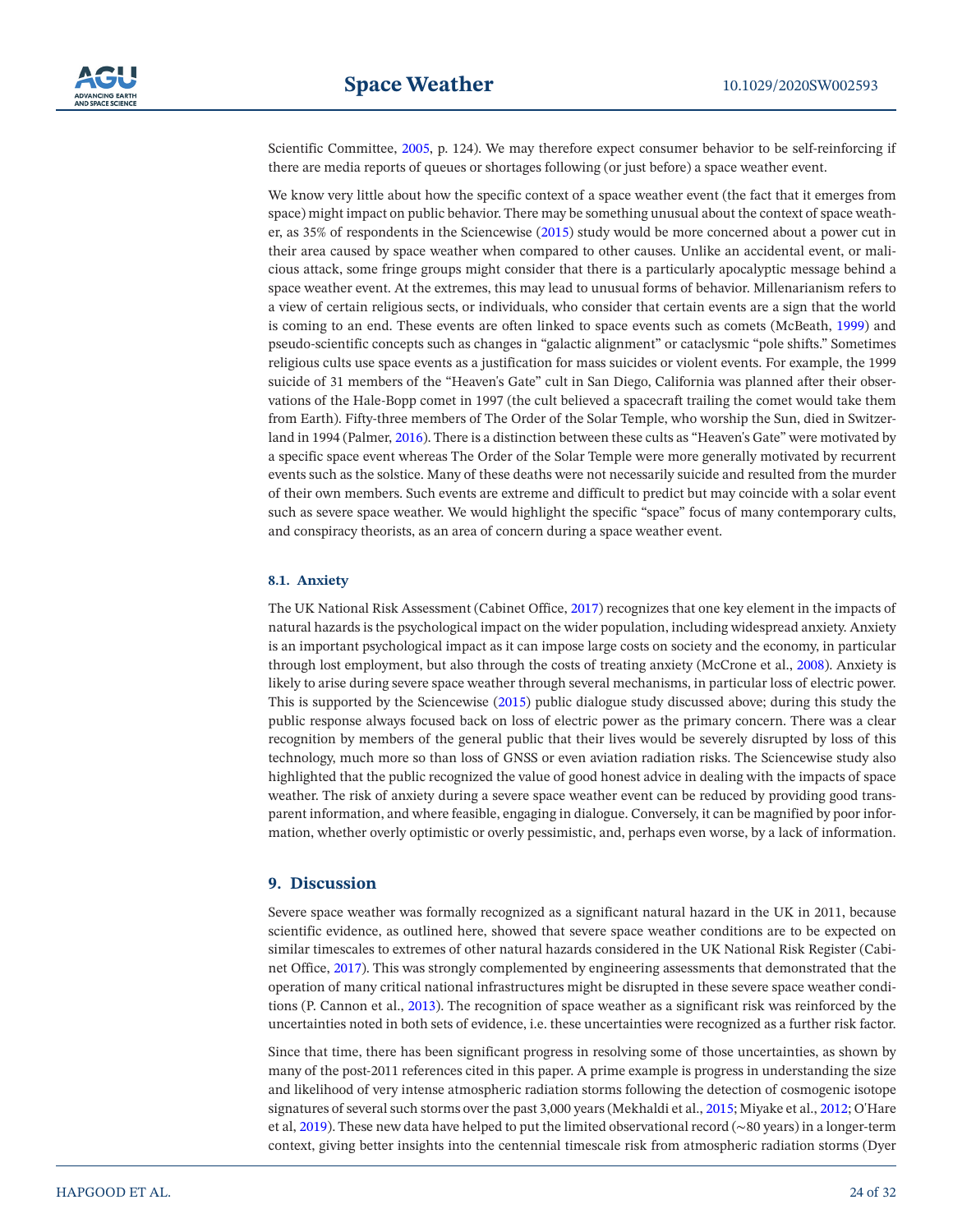Scientific Committee, 2005, p. 124). We may therefore expect consumer behavior to be self-reinforcing if there are media reports of queues or shortages following (or just before) a space weather event.

We know very little about how the specific context of a space weather event (the fact that it emerges from space) might impact on public behavior. There may be something unusual about the context of space weather, as 35% of respondents in the Sciencewise (2015) study would be more concerned about a power cut in their area caused by space weather when compared to other causes. Unlike an accidental event, or malicious attack, some fringe groups might consider that there is a particularly apocalyptic message behind a space weather event. At the extremes, this may lead to unusual forms of behavior. Millenarianism refers to a view of certain religious sects, or individuals, who consider that certain events are a sign that the world is coming to an end. These events are often linked to space events such as comets (McBeath, 1999) and pseudo-scientific concepts such as changes in "galactic alignment" or cataclysmic "pole shifts." Sometimes religious cults use space events as a justification for mass suicides or violent events. For example, the 1999 suicide of 31 members of the "Heaven's Gate" cult in San Diego, California was planned after their observations of the Hale-Bopp comet in 1997 (the cult believed a spacecraft trailing the comet would take them from Earth). Fifty-three members of The Order of the Solar Temple, who worship the Sun, died in Switzerland in 1994 (Palmer, 2016). There is a distinction between these cults as "Heaven's Gate" were motivated by a specific space event whereas The Order of the Solar Temple were more generally motivated by recurrent events such as the solstice. Many of these deaths were not necessarily suicide and resulted from the murder of their own members. Such events are extreme and difficult to predict but may coincide with a solar event such as severe space weather. We would highlight the specific "space" focus of many contemporary cults, and conspiracy theorists, as an area of concern during a space weather event.

### 8.1. Anxiety

The UK National Risk Assessment (Cabinet Office, 2017) recognizes that one key element in the impacts of natural hazards is the psychological impact on the wider population, including widespread anxiety. Anxiety is an important psychological impact as it can impose large costs on society and the economy, in particular through lost employment, but also through the costs of treating anxiety (McCrone et al., 2008). Anxiety is likely to arise during severe space weather through several mechanisms, in particular loss of electric power. This is supported by the Sciencewise (2015) public dialogue study discussed above; during this study the public response always focused back on loss of electric power as the primary concern. There was a clear recognition by members of the general public that their lives would be severely disrupted by loss of this technology, much more so than loss of GNSS or even aviation radiation risks. The Sciencewise study also highlighted that the public recognized the value of good honest advice in dealing with the impacts of space weather. The risk of anxiety during a severe space weather event can be reduced by providing good transparent information, and where feasible, engaging in dialogue. Conversely, it can be magnified by poor information, whether overly optimistic or overly pessimistic, and, perhaps even worse, by a lack of information.

## 9. Discussion

Severe space weather was formally recognized as a significant natural hazard in the UK in 2011, because scientific evidence, as outlined here, showed that severe space weather conditions are to be expected on similar timescales to extremes of other natural hazards considered in the UK National Risk Register (Cabinet Office, 2017). This was strongly complemented by engineering assessments that demonstrated that the operation of many critical national infrastructures might be disrupted in these severe space weather conditions (P. Cannon et al., 2013). The recognition of space weather as a significant risk was reinforced by the uncertainties noted in both sets of evidence, i.e. these uncertainties were recognized as a further risk factor.

Since that time, there has been significant progress in resolving some of those uncertainties, as shown by many of the post-2011 references cited in this paper. A prime example is progress in understanding the size and likelihood of very intense atmospheric radiation storms following the detection of cosmogenic isotope signatures of several such storms over the past 3,000 years (Mekhaldi et al., 2015; Miyake et al., 2012; O'Hare et al, 2019). These new data have helped to put the limited observational record (~80 years) in a longer-term context, giving better insights into the centennial timescale risk from atmospheric radiation storms (Dyer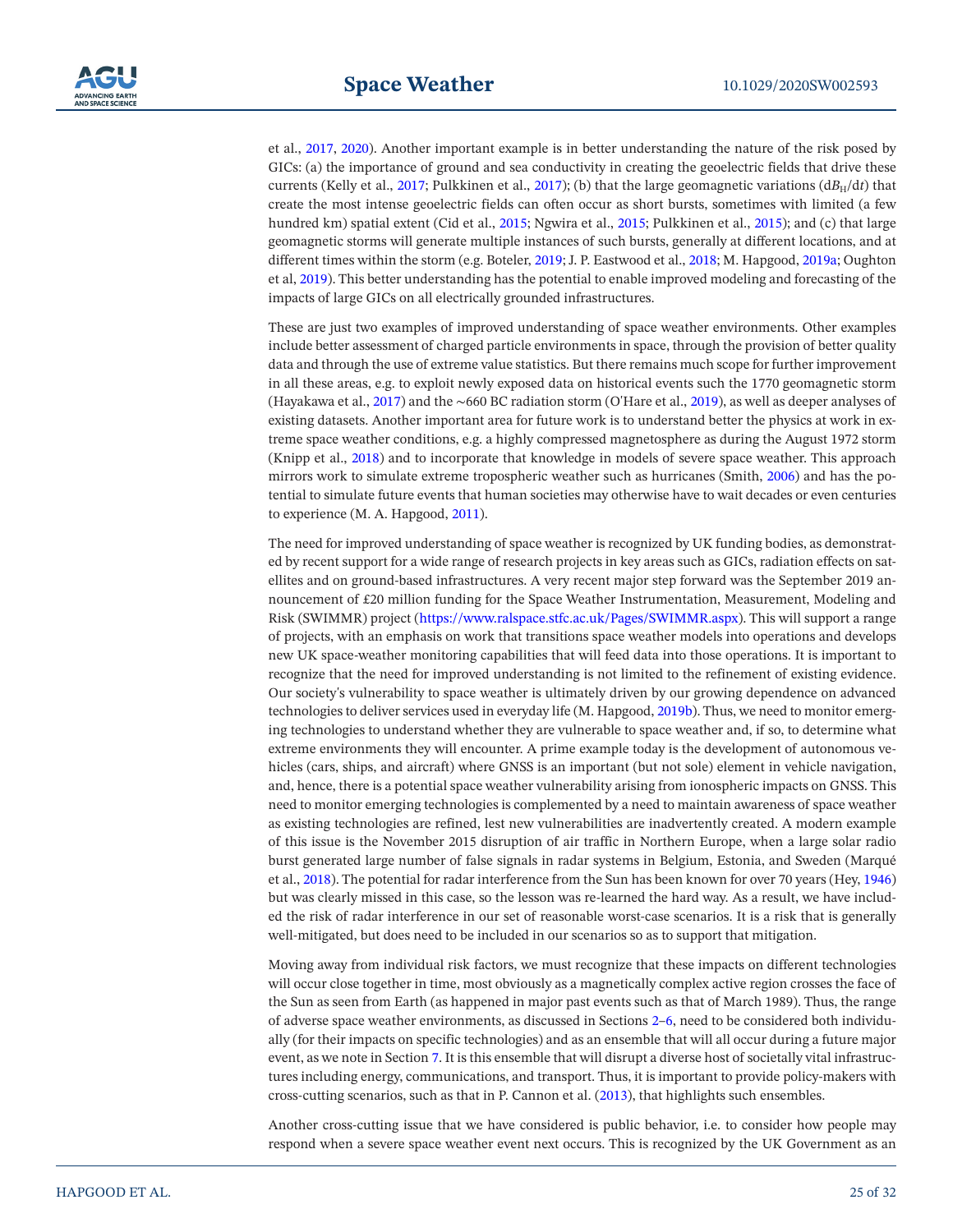et al., 2017, 2020). Another important example is in better understanding the nature of the risk posed by GICs: (a) the importance of ground and sea conductivity in creating the geoelectric fields that drive these currents (Kelly et al., 2017; Pulkkinen et al., 2017); (b) that the large geomagnetic variations ($dB_H/dt$) that create the most intense geoelectric fields can often occur as short bursts, sometimes with limited (a few hundred km) spatial extent (Cid et al., 2015; Ngwira et al., 2015; Pulkkinen et al., 2015); and (c) that large geomagnetic storms will generate multiple instances of such bursts, generally at different locations, and at different times within the storm (e.g. Boteler, 2019; J. P. Eastwood et al., 2018; M. Hapgood, 2019a; Oughton et al, 2019). This better understanding has the potential to enable improved modeling and forecasting of the impacts of large GICs on all electrically grounded infrastructures.

These are just two examples of improved understanding of space weather environments. Other examples include better assessment of charged particle environments in space, through the provision of better quality data and through the use of extreme value statistics. But there remains much scope for further improvement in all these areas, e.g. to exploit newly exposed data on historical events such the 1770 geomagnetic storm (Hayakawa et al., 2017) and the ~660 BC radiation storm (O'Hare et al., 2019), as well as deeper analyses of existing datasets. Another important area for future work is to understand better the physics at work in extreme space weather conditions, e.g. a highly compressed magnetosphere as during the August 1972 storm (Knipp et al., 2018) and to incorporate that knowledge in models of severe space weather. This approach mirrors work to simulate extreme tropospheric weather such as hurricanes (Smith, 2006) and has the potential to simulate future events that human societies may otherwise have to wait decades or even centuries to experience (M. A. Hapgood, 2011).

The need for improved understanding of space weather is recognized by UK funding bodies, as demonstrated by recent support for a wide range of research projects in key areas such as GICs, radiation effects on satellites and on ground-based infrastructures. A very recent major step forward was the September 2019 announcement of £20 million funding for the Space Weather Instrumentation, Measurement, Modeling and Risk (SWIMMR) project (https://www.ralspace.stfc.ac.uk/Pages/SWIMMR.aspx). This will support a range of projects, with an emphasis on work that transitions space weather models into operations and develops new UK space-weather monitoring capabilities that will feed data into those operations. It is important to recognize that the need for improved understanding is not limited to the refinement of existing evidence. Our society's vulnerability to space weather is ultimately driven by our growing dependence on advanced technologies to deliver services used in everyday life (M. Hapgood, 2019b). Thus, we need to monitor emerging technologies to understand whether they are vulnerable to space weather and, if so, to determine what extreme environments they will encounter. A prime example today is the development of autonomous vehicles (cars, ships, and aircraft) where GNSS is an important (but not sole) element in vehicle navigation, and, hence, there is a potential space weather vulnerability arising from ionospheric impacts on GNSS. This need to monitor emerging technologies is complemented by a need to maintain awareness of space weather as existing technologies are refined, lest new vulnerabilities are inadvertently created. A modern example of this issue is the November 2015 disruption of air traffic in Northern Europe, when a large solar radio burst generated large number of false signals in radar systems in Belgium, Estonia, and Sweden (Marqué et al., 2018). The potential for radar interference from the Sun has been known for over 70 years (Hey, 1946) but was clearly missed in this case, so the lesson was re-learned the hard way. As a result, we have included the risk of radar interference in our set of reasonable worst-case scenarios. It is a risk that is generally well-mitigated, but does need to be included in our scenarios so as to support that mitigation.

Moving away from individual risk factors, we must recognize that these impacts on different technologies will occur close together in time, most obviously as a magnetically complex active region crosses the face of the Sun as seen from Earth (as happened in major past events such as that of March 1989). Thus, the range of adverse space weather environments, as discussed in Sections 2–6, need to be considered both individually (for their impacts on specific technologies) and as an ensemble that will all occur during a future major event, as we note in Section 7. It is this ensemble that will disrupt a diverse host of societally vital infrastructures including energy, communications, and transport. Thus, it is important to provide policy-makers with cross-cutting scenarios, such as that in P. Cannon et al. (2013), that highlights such ensembles.

Another cross-cutting issue that we have considered is public behavior, i.e. to consider how people may respond when a severe space weather event next occurs. This is recognized by the UK Government as an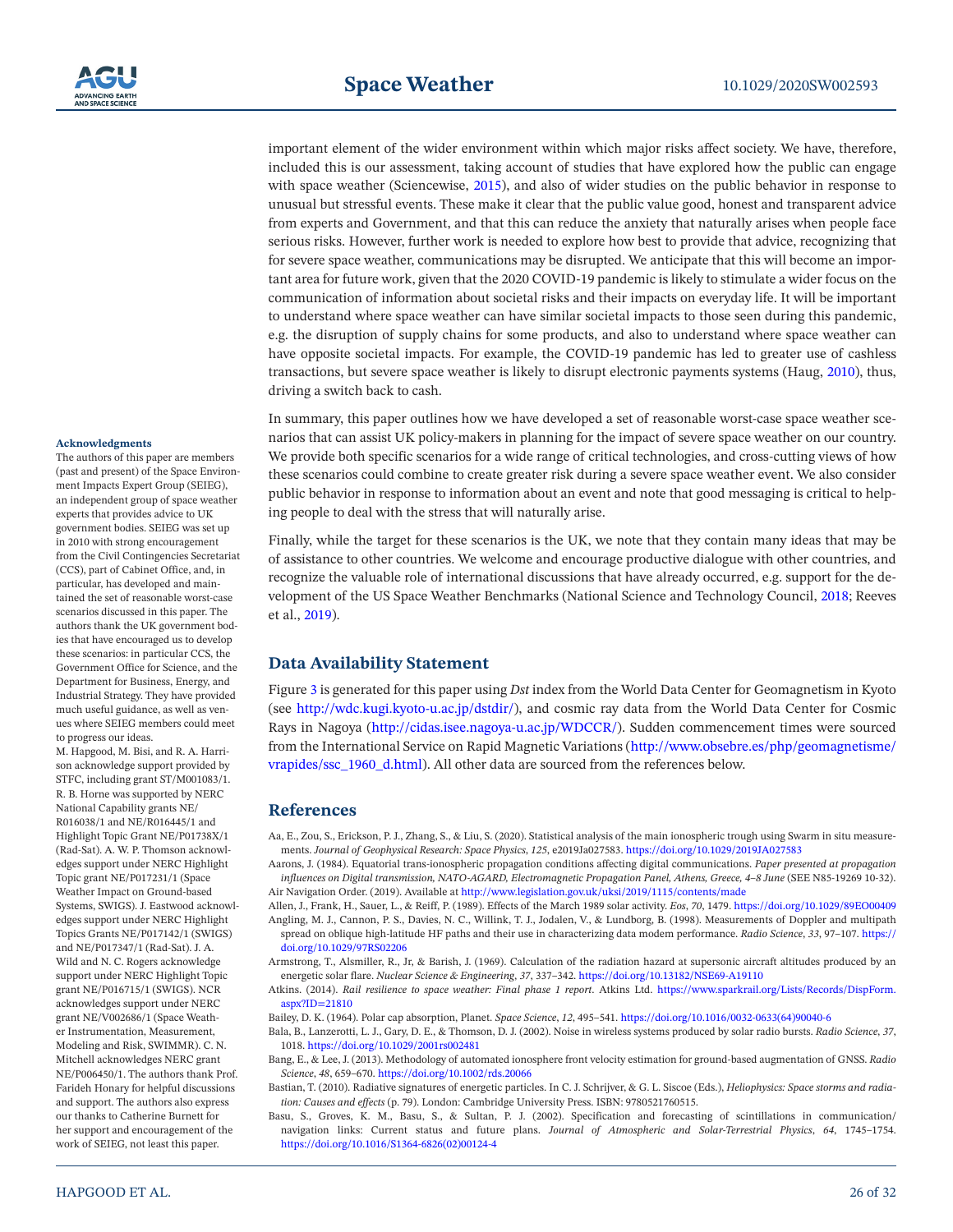important element of the wider environment within which major risks affect society. We have, therefore, included this is our assessment, taking account of studies that have explored how the public can engage with space weather (Sciencewise, 2015), and also of wider studies on the public behavior in response to unusual but stressful events. These make it clear that the public value good, honest and transparent advice from experts and Government, and that this can reduce the anxiety that naturally arises when people face serious risks. However, further work is needed to explore how best to provide that advice, recognizing that for severe space weather, communications may be disrupted. We anticipate that this will become an important area for future work, given that the 2020 COVID-19 pandemic is likely to stimulate a wider focus on the communication of information about societal risks and their impacts on everyday life. It will be important to understand where space weather can have similar societal impacts to those seen during this pandemic, e.g. the disruption of supply chains for some products, and also to understand where space weather can have opposite societal impacts. For example, the COVID-19 pandemic has led to greater use of cashless transactions, but severe space weather is likely to disrupt electronic payments systems (Haug, 2010), thus, driving a switch back to cash.

In summary, this paper outlines how we have developed a set of reasonable worst-case space weather scenarios that can assist UK policy-makers in planning for the impact of severe space weather on our country. We provide both specific scenarios for a wide range of critical technologies, and cross-cutting views of how these scenarios could combine to create greater risk during a severe space weather event. We also consider public behavior in response to information about an event and note that good messaging is critical to helping people to deal with the stress that will naturally arise.

Finally, while the target for these scenarios is the UK, we note that they contain many ideas that may be of assistance to other countries. We welcome and encourage productive dialogue with other countries, and recognize the valuable role of international discussions that have already occurred, e.g. support for the development of the US Space Weather Benchmarks (National Science and Technology Council, 2018; Reeves et al., 2019).

## Acknowledgments

The authors of this paper are members (past and present) of the Space Environment Impacts Expert Group (SEIEG), an independent group of space weather experts that provides advice to UK government bodies. SEIEG was set up in 2010 with strong encouragement from the Civil Contingencies Secretariat (CCS), part of Cabinet Office, and, in particular, has developed and maintained the set of reasonable worst-case scenarios discussed in this paper. The authors thank the UK government bodies that have encouraged us to develop these scenarios: in particular CCS, the Government Office for Science, and the Department for Business, Energy, and Industrial Strategy. They have provided much useful guidance, as well as venues where SEIEG members could meet to progress our ideas.

M. Hapgood, M. Bisi, and R. A. Harrison acknowledge support provided by STFC, including grant ST/M001083/1. R. B. Horne was supported by NERC National Capability grants NE/R016038/1 and NE/R016445/1 and Highlight Topic Grant NE/P01738X/1 (Rad-Sat). A. W. P. Thomson acknowledges support under NERC Highlight Topic grant NE/P017231/1 (Space Weather Impact on Ground-based Systems, SWIGS). J. Eastwood acknowledges support under NERC Highlight Topics Grants NE/P017142/1 (SWIGS) and NE/P017347/1 (Rad-Sat). J. A. Wild and N. C. Rogers acknowledge support under NERC Highlight Topic grant NE/P016715/1 (SWIGS). NCR acknowledges support under NERC grant NE/V002686/1 (Space Weather Instrumentation, Measurement, Modeling and Risk, SWIMMR). C. N. Mitchell acknowledges NERC grant NE/P006450/1. The authors thank Prof. Farideh Honary for helpful discussions and support. The authors also express our thanks to Catherine Burnett for her support and encouragement of the work of SEIEG, not least this paper.

## Data Availability Statement

Figure 3 is generated for this paper using *Dst* index from the World Data Center for Geomagnetism in Kyoto (see http://wdc.kugi.kyoto-u.ac.jp/dstdir/), and cosmic ray data from the World Data Center for Cosmic Rays in Nagoya (http://cidas.isee.nagoya-u.ac.jp/WDCCR/). Sudden commencement times were sourced from the International Service on Rapid Magnetic Variations (http://www.obsebre.es/php/geomagnetisme/vrapides/ssc_1960_d.html). All other data are sourced from the references below.

## References

Aa, E., Zou, S., Erickson, P. J., Zhang, S., & Liu, S. (2020). Statistical analysis of the main ionospheric trough using Swarm in situ measurements. *Journal of Geophysical Research: Space Physics*, *125*, e2019Ja027583. https://doi.org/10.1029/2019JA027583

Aarons, J. (1984). Equatorial trans-ionospheric propagation conditions affecting digital communications. *Paper presented at propagation influences on Digital transmission, NATO-AGARD, Electromagnetic Propagation Panel, Athens, Greece, 4–8 June* (SEE N85-19269 10-32).

Air Navigation Order. (2019). Available at http://www.legislation.gov.uk/uksi/2019/1115/contents/made

Allen, J., Frank, H., Sauer, L., & Reiff, P. (1989). Effects of the March 1989 solar activity. *Eos*, *70*, 1479. https://doi.org/10.1029/89EO00409

Angling, M. J., Cannon, P. S., Davies, N. C., Willink, T. J., Jodalen, V., & Lundborg, B. (1998). Measurements of Doppler and multipath spread on oblique high-latitude HF paths and their use in characterizing data modem performance. *Radio Science*, *33*, 97–107. https://doi.org/10.1029/97RS02206

Armstrong, T., Alsmiller, R., Jr, & Barish, J. (1969). Calculation of the radiation hazard at supersonic aircraft altitudes produced by an energetic solar flare. *Nuclear Science & Engineering*, *37*, 337–342. https://doi.org/10.13182/NSE69-A19110

Atkins. (2014). *Rail resilience to space weather: Final phase 1 report*. Atkins Ltd. https://www.sparkrail.org/Lists/Records/DispForm.aspx?ID=21810

Bailey, D. K. (1964). Polar cap absorption, Planet. *Space Science*, *12*, 495–541. https://doi.org/10.1016/0032-0633(64)90040-6

Bala, B., Lanzerotti, L. J., Gary, D. E., & Thomson, D. J. (2002). Noise in wireless systems produced by solar radio bursts. *Radio Science*, *37*, 1018. https://doi.org/10.1029/2001rs002481

Bang, E., & Lee, J. (2013). Methodology of automated ionosphere front velocity estimation for ground-based augmentation of GNSS. *Radio Science*, *48*, 659–670. https://doi.org/10.1002/rds.20066

Bastian, T. (2010). Radiative signatures of energetic particles. In C. J. Schrijver, & G. L. Siscoe (Eds.), *Heliophysics: Space storms and radiation: Causes and effects* (p. 79). London: Cambridge University Press. ISBN: 9780521760515.

Basu, S., Groves, K. M., Basu, S., & Sultan, P. J. (2002). Specification and forecasting of scintillations in communication/navigation links: Current status and future plans. *Journal of Atmospheric and Solar-Terrestrial Physics*, *64*, 1745–1754. https://doi.org/10.1016/S1364-6826(02)00124-4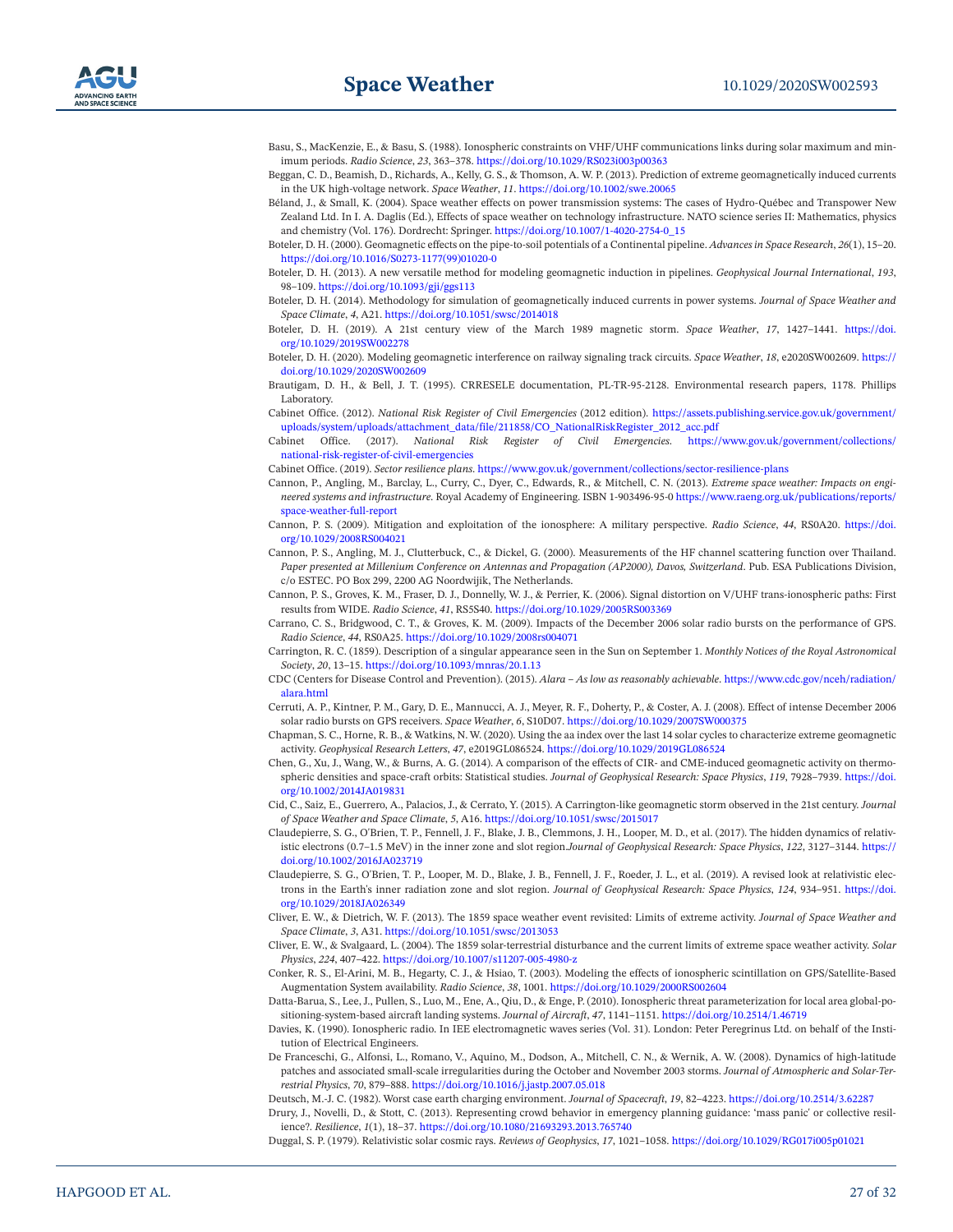Basu, S., MacKenzie, E., & Basu, S. (1988). Ionospheric constraints on VHF/UHF communications links during solar maximum and minimum periods. *Radio Science*, *23*, 363–378. https://doi.org/10.1029/RS023i003p00363

Beggan, C. D., Beamish, D., Richards, A., Kelly, G. S., & Thomson, A. W. P. (2013). Prediction of extreme geomagnetically induced currents in the UK high-voltage network. *Space Weather*, *11*. https://doi.org/10.1002/swe.20065

Béland, J., & Small, K. (2004). Space weather effects on power transmission systems: The cases of Hydro-Québec and Transpower New Zealand Ltd. In I. A. Daglis (Ed.), Effects of space weather on technology infrastructure. NATO science series II: Mathematics, physics and chemistry (Vol. 176). Dordrecht: Springer. https://doi.org/10.1007/1-4020-2754-0_15

Boteler, D. H. (2000). Geomagnetic effects on the pipe-to-soil potentials of a Continental pipeline. *Advances in Space Research*, *26*(1), 15–20. https://doi.org/10.1016/S0273-1177(99)01020-0

Boteler, D. H. (2013). A new versatile method for modeling geomagnetic induction in pipelines. *Geophysical Journal International*, *193*, 98–109. https://doi.org/10.1093/gji/ggs113

Boteler, D. H. (2014). Methodology for simulation of geomagnetically induced currents in power systems. *Journal of Space Weather and Space Climate*, *4*, A21. https://doi.org/10.1051/swsc/2014018

Boteler, D. H. (2019). A 21st century view of the March 1989 magnetic storm. *Space Weather*, *17*, 1427–1441. https://doi.org/10.1029/2019SW002278

Boteler, D. H. (2020). Modeling geomagnetic interference on railway signaling track circuits. *Space Weather*, *18*, e2020SW002609. https://doi.org/10.1029/2020SW002609

Brautigam, D. H., & Bell, J. T. (1995). CRRESELE documentation, PL-TR-95-2128. Environmental research papers, 1178. Phillips Laboratory.

Cabinet Office. (2012). *National Risk Register of Civil Emergencies* (2012 edition). https://assets.publishing.service.gov.uk/government/uploads/system/uploads/attachment_data/file/211858/CO_NationalRiskRegister_2012_acc.pdf

Cabinet Office. (2017). *National Risk Register of Civil Emergencies*. https://www.gov.uk/government/collections/national-risk-register-of-civil-emergencies

Cabinet Office. (2019). *Sector resilience plans*. https://www.gov.uk/government/collections/sector-resilience-plans

Cannon, P., Angling, M., Barclay, L., Curry, C., Dyer, C., Edwards, R., & Mitchell, C. N. (2013). *Extreme space weather: Impacts on engineered systems and infrastructure*. Royal Academy of Engineering. ISBN 1-903496-95-0 https://www.raeng.org.uk/publications/reports/space-weather-full-report

Cannon, P. S. (2009). Mitigation and exploitation of the ionosphere: A military perspective. *Radio Science*, *44*, RS0A20. https://doi.org/10.1029/2008RS004021

Cannon, P. S., Angling, M. J., Clutterbuck, C., & Dickel, G. (2000). Measurements of the HF channel scattering function over Thailand. *Paper presented at Millenium Conference on Antennas and Propagation (AP2000), Davos, Switzerland*. Pub. ESA Publications Division, c/o ESTEC. PO Box 299, 2200 AG Noordwijik, The Netherlands.

Cannon, P. S., Groves, K. M., Fraser, D. J., Donnelly, W. J., & Perrier, K. (2006). Signal distortion on V/UHF trans-ionospheric paths: First results from WIDE. *Radio Science*, *41*, RS5S40. https://doi.org/10.1029/2005RS003369

Carrano, C. S., Bridgwood, C. T., & Groves, K. M. (2009). Impacts of the December 2006 solar radio bursts on the performance of GPS. *Radio Science*, *44*, RS0A25. https://doi.org/10.1029/2008rs004071

Carrington, R. C. (1859). Description of a singular appearance seen in the Sun on September 1. *Monthly Notices of the Royal Astronomical Society*, *20*, 13–15. https://doi.org/10.1093/mnras/20.1.13

CDC (Centers for Disease Control and Prevention). (2015). *Alara – As low as reasonably achievable*. https://www.cdc.gov/nceh/radiation/alara.html

Cerruti, A. P., Kintner, P. M., Gary, D. E., Mannucci, A. J., Meyer, R. F., Doherty, P., & Coster, A. J. (2008). Effect of intense December 2006 solar radio bursts on GPS receivers. *Space Weather*, *6*, S10D07. https://doi.org/10.1029/2007SW000375

Chapman, S. C., Horne, R. B., & Watkins, N. W. (2020). Using the aa index over the last 14 solar cycles to characterize extreme geomagnetic activity. *Geophysical Research Letters*, *47*, e2019GL086524. https://doi.org/10.1029/2019GL086524

Chen, G., Xu, J., Wang, W., & Burns, A. G. (2014). A comparison of the effects of CIR- and CME-induced geomagnetic activity on thermospheric densities and space-craft orbits: Statistical studies. *Journal of Geophysical Research: Space Physics*, *119*, 7928–7939. https://doi.org/10.1002/2014JA019831

Cid, C., Saiz, E., Guerrero, A., Palacios, J., & Cerrato, Y. (2015). A Carrington-like geomagnetic storm observed in the 21st century. *Journal of Space Weather and Space Climate*, *5*, A16. https://doi.org/10.1051/swsc/2015017

Claudepierre, S. G., O'Brien, T. P., Fennell, J. F., Blake, J. B., Clemmons, J. H., Looper, M. D., et al. (2017). The hidden dynamics of relativistic electrons (0.7–1.5 MeV) in the inner zone and slot region.*Journal of Geophysical Research: Space Physics*, *122*, 3127–3144. https://doi.org/10.1002/2016JA023719

Claudepierre, S. G., O'Brien, T. P., Looper, M. D., Blake, J. B., Fennell, J. F., Roeder, J. L., et al. (2019). A revised look at relativistic electrons in the Earth's inner radiation zone and slot region. *Journal of Geophysical Research: Space Physics*, *124*, 934–951. https://doi.org/10.1029/2018JA026349

Cliver, E. W., & Dietrich, W. F. (2013). The 1859 space weather event revisited: Limits of extreme activity. *Journal of Space Weather and Space Climate*, *3*, A31. https://doi.org/10.1051/swsc/2013053

Cliver, E. W., & Svalgaard, L. (2004). The 1859 solar-terrestrial disturbance and the current limits of extreme space weather activity. *Solar Physics*, *224*, 407–422. https://doi.org/10.1007/s11207-005-4980-z

Conker, R. S., El-Arini, M. B., Hegarty, C. J., & Hsiao, T. (2003). Modeling the effects of ionospheric scintillation on GPS/Satellite-Based Augmentation System availability. *Radio Science*, *38*, 1001. https://doi.org/10.1029/2000RS002604

Datta-Barua, S., Lee, J., Pullen, S., Luo, M., Ene, A., Qiu, D., & Enge, P. (2010). Ionospheric threat parameterization for local area global-positioning-system-based aircraft landing systems. *Journal of Aircraft*, *47*, 1141–1151. https://doi.org/10.2514/1.46719

Davies, K. (1990). Ionospheric radio. In IEEE electromagnetic waves series (Vol. 31). London: Peter Peregrinus Ltd. on behalf of the Institution of Electrical Engineers.

De Franceschi, G., Alfonsi, L., Romano, V., Aquino, M., Dodson, A., Mitchell, C. N., & Wernik, A. W. (2008). Dynamics of high-latitude patches and associated small-scale irregularities during the October and November 2003 storms. *Journal of Atmospheric and Solar-Terrestrial Physics*, *70*, 879–888. https://doi.org/10.1016/j.jastp.2007.05.018

Deutsch, M.-J. C. (1982). Worst case earth charging environment. *Journal of Spacecraft*, *19*, 82–4223. https://doi.org/10.2514/3.62287

Drury, J., Novelli, D., & Stott, C. (2013). Representing crowd behavior in emergency planning guidance: 'mass panic' or collective resilience?. *Resilience*, *1*(1), 18–37. https://doi.org/10.1080/21693293.2013.765740

Duggal, S. P. (1979). Relativistic solar cosmic rays. *Reviews of Geophysics*, *17*, 1021–1058. https://doi.org/10.1029/RG017i005p01021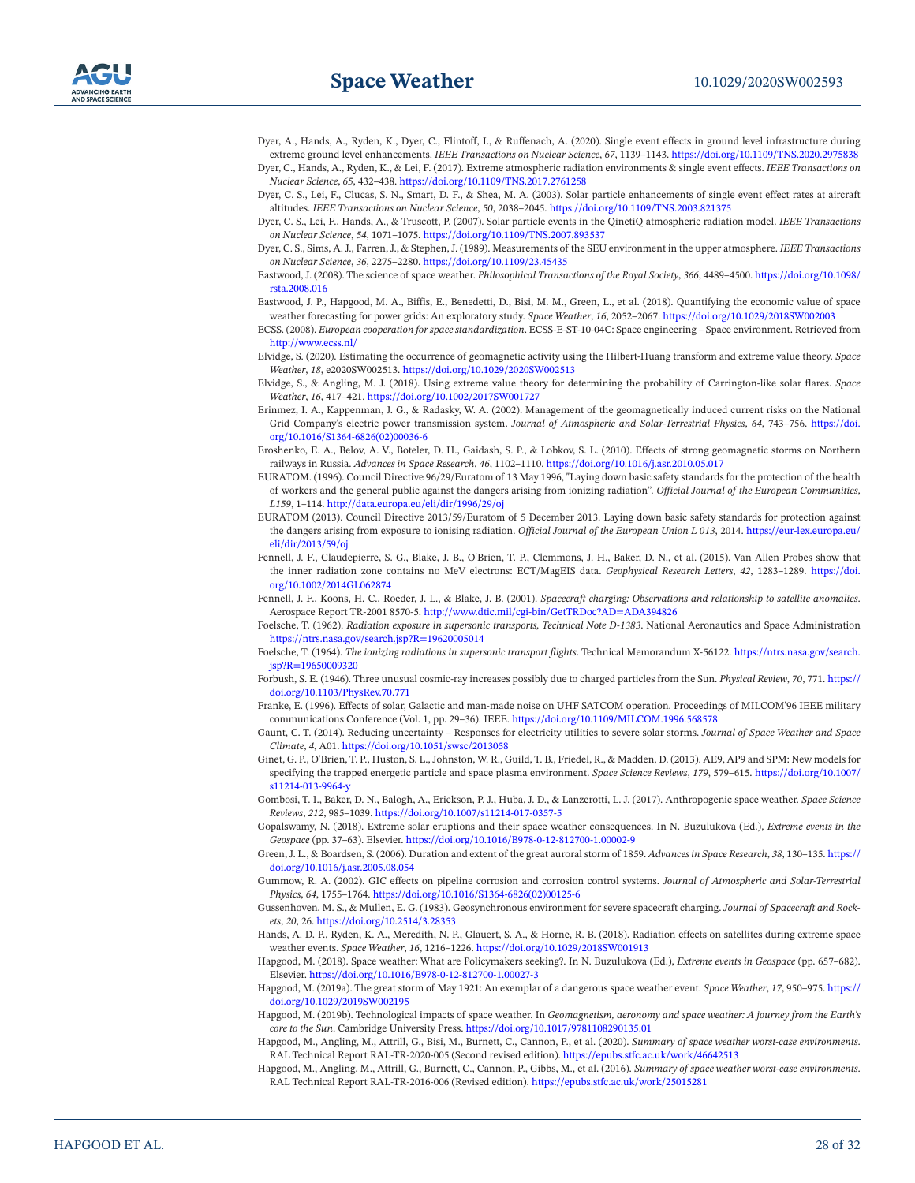Dyer, A., Hands, A., Ryden, K., Dyer, C., Flintoff, I., & Ruffenach, A. (2020). Single event effects in ground level infrastructure during extreme ground level enhancements. *IEEE Transactions on Nuclear Science*, *67*, 1139–1143. https://doi.org/10.1109/TNS.2020.2975838

Dyer, C., Hands, A., Ryden, K., & Lei, F. (2017). Extreme atmospheric radiation environments & single event effects. *IEEE Transactions on Nuclear Science*, *65*, 432–438. https://doi.org/10.1109/TNS.2017.2761258

Dyer, C. S., Lei, F., Clucas, S. N., Smart, D. F., & Shea, M. A. (2003). Solar particle enhancements of single event effect rates at aircraft altitudes. *IEEE Transactions on Nuclear Science*, *50*, 2038–2045. https://doi.org/10.1109/TNS.2003.821375

Dyer, C. S., Lei, F., Hands, A., & Truscott, P. (2007). Solar particle events in the QinetiQ atmospheric radiation model. *IEEE Transactions on Nuclear Science*, *54*, 1071–1075. https://doi.org/10.1109/TNS.2007.893537

Dyer, C. S., Sims, A. J., Farren, J., & Stephen, J. (1989). Measurements of the SEU environment in the upper atmosphere. *IEEE Transactions on Nuclear Science*, *36*, 2275–2280. https://doi.org/10.1109/23.45435

Eastwood, J. (2008). The science of space weather. *Philosophical Transactions of the Royal Society*, *366*, 4489–4500. https://doi.org/10.1098/rsta.2008.016

Eastwood, J. P., Hapgood, M. A., Biffis, E., Benedetti, D., Bisi, M. M., Green, L., et al. (2018). Quantifying the economic value of space weather forecasting for power grids: An exploratory study. *Space Weather*, *16*, 2052–2067. https://doi.org/10.1029/2018SW002003

ECSS. (2008). *European cooperation for space standardization*. ECSS-E-ST-10-04C: Space engineering – Space environment. Retrieved from http://www.ecss.nl/

Elvidge, S. (2020). Estimating the occurrence of geomagnetic activity using the Hilbert-Huang transform and extreme value theory. *Space Weather*, *18*, e2020SW002513. https://doi.org/10.1029/2020SW002513

Elvidge, S., & Angling, M. J. (2018). Using extreme value theory for determining the probability of Carrington-like solar flares. *Space Weather*, *16*, 417–421. https://doi.org/10.1002/2017SW001727

Erinmez, I. A., Kappenman, J. G., & Radasky, W. A. (2002). Management of the geomagnetically induced current risks on the National Grid Company's electric power transmission system. *Journal of Atmospheric and Solar-Terrestrial Physics*, *64*, 743–756. https://doi.org/10.1016/S1364-6826(02)00036-6

Eroshenko, E. A., Belov, A. V., Boteler, D. H., Gaidash, S. P., & Lobkov, S. L. (2010). Effects of strong geomagnetic storms on Northern railways in Russia. *Advances in Space Research*, *46*, 1102–1110. https://doi.org/10.1016/j.asr.2010.05.017

EURATOM. (1996). Council Directive 96/29/Euratom of 13 May 1996, "Laying down basic safety standards for the protection of the health of workers and the general public against the dangers arising from ionizing radiation". *Official Journal of the European Communities*, *L159*, 1–114. http://data.europa.eu/eli/dir/1996/29/oj

EURATOM (2013). Council Directive 2013/59/Euratom of 5 December 2013. Laying down basic safety standards for protection against the dangers arising from exposure to ionising radiation. *Official Journal of the European Union L 013*, 2014. https://eur-lex.europa.eu/eli/dir/2013/59/oj

Fennell, J. F., Claudepierre, S. G., Blake, J. B., O'Brien, T. P., Clemmons, J. H., Baker, D. N., et al. (2015). Van Allen Probes show that the inner radiation zone contains no MeV electrons: ECT/MagEIS data. *Geophysical Research Letters*, *42*, 1283–1289. https://doi.org/10.1002/2014GL062874

Fennell, J. F., Koons, H. C., Roeder, J. L., & Blake, J. B. (2001). *Spacecraft charging: Observations and relationship to satellite anomalies*. Aerospace Report TR-2001 8570-5. http://www.dtic.mil/cgi-bin/GetTRDoc?AD=ADA394826

Foelsche, T. (1962). *Radiation exposure in supersonic transports, Technical Note D-1383*. National Aeronautics and Space Administration https://ntrs.nasa.gov/search.jsp?R=19620005014

Foelsche, T. (1964). *The ionizing radiations in supersonic transport flights*. Technical Memorandum X-56122. https://ntrs.nasa.gov/search.jsp?R=19650009320

Forbush, S. E. (1946). Three unusual cosmic-ray increases possibly due to charged particles from the Sun. *Physical Review*, *70*, 771. https://doi.org/10.1103/PhysRev.70.771

Franke, E. (1996). Effects of solar, Galactic and man-made noise on UHF SATCOM operation. Proceedings of MILCOM'96 IEEE military communications Conference (Vol. 1, pp. 29–36). IEEE. https://doi.org/10.1109/MILCOM.1996.568578

Gaunt, C. T. (2014). Reducing uncertainty – Responses for electricity utilities to severe solar storms. *Journal of Space Weather and Space Climate*, *4*, A01. https://doi.org/10.1051/swsc/2013058

Ginet, G. P., O'Brien, T. P., Huston, S. L., Johnston, W. R., Guild, T. B., Friedel, R., & Madden, D. (2013). AE9, AP9 and SPM: New models for specifying the trapped energetic particle and space plasma environment. *Space Science Reviews*, *179*, 579–615. https://doi.org/10.1007/s11214-013-9964-y

Gombosi, T. I., Baker, D. N., Balogh, A., Erickson, P. J., Huba, J. D., & Lanzerotti, L. J. (2017). Anthropogenic space weather. *Space Science Reviews*, *212*, 985–1039. https://doi.org/10.1007/s11214-017-0357-5

Gopalswamy, N. (2018). Extreme solar eruptions and their space weather consequences. In N. Buzulukova (Ed.), *Extreme events in the Geospace* (pp. 37–63). Elsevier. https://doi.org/10.1016/B978-0-12-812700-1.00002-9

Green, J. L., & Boardsen, S. (2006). Duration and extent of the great auroral storm of 1859. *Advances in Space Research*, *38*, 130–135. https://doi.org/10.1016/j.asr.2005.08.054

Gummow, R. A. (2002). GIC effects on pipeline corrosion and corrosion control systems. *Journal of Atmospheric and Solar-Terrestrial Physics*, *64*, 1755–1764. https://doi.org/10.1016/S1364-6826(02)00125-6

Gussenhoven, M. S., & Mullen, E. G. (1983). Geosynchronous environment for severe spacecraft charging. *Journal of Spacecraft and Rockets*, *20*, 26. https://doi.org/10.2514/3.28353

Hands, A. D. P., Ryden, K. A., Meredith, N. P., Glauert, S. A., & Horne, R. B. (2018). Radiation effects on satellites during extreme space weather events. *Space Weather*, *16*, 1216–1226. https://doi.org/10.1029/2018SW001913

Hapgood, M. (2018). Space weather: What are Policymakers seeking?. In N. Buzulukova (Ed.), *Extreme events in Geospace* (pp. 657–682). Elsevier. https://doi.org/10.1016/B978-0-12-812700-1.00027-3

Hapgood, M. (2019a). The great storm of May 1921: An exemplar of a dangerous space weather event. *Space Weather*, *17*, 950–975. https://doi.org/10.1029/2019SW002195

Hapgood, M. (2019b). Technological impacts of space weather. In *Geomagnetism, aeronomy and space weather: A journey from the Earth's core to the Sun*. Cambridge University Press. https://doi.org/10.1017/9781108290135.01

Hapgood, M., Angling, M., Attrill, G., Bisi, M., Burnett, C., Cannon, P., et al. (2020). *Summary of space weather worst-case environments*. RAL Technical Report RAL-TR-2020-005 (Second revised edition). https://epubs.stfc.ac.uk/work/46642513

Hapgood, M., Angling, M., Attrill, G., Burnett, C., Cannon, P., Gibbs, M., et al. (2016). *Summary of space weather worst-case environments*. RAL Technical Report RAL-TR-2016-006 (Revised edition). https://epubs.stfc.ac.uk/work/25015281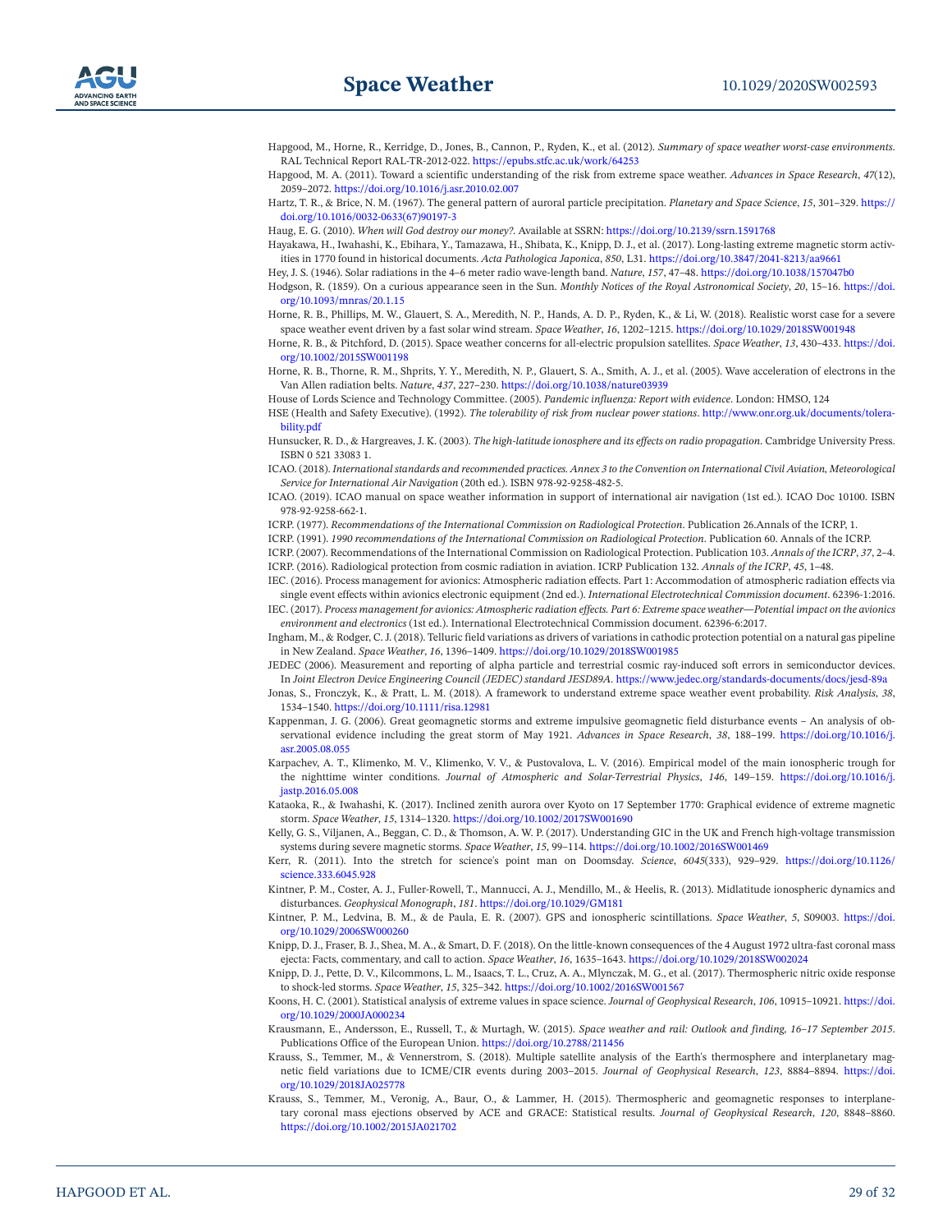Hapgood, M., Horne, R., Kerridge, D., Jones, B., Cannon, P., Ryden, K., et al. (2012). *Summary of space weather worst-case environments*. RAL Technical Report RAL-TR-2012-022. https://epubs.stfc.ac.uk/work/64253

Hapgood, M. A. (2011). Toward a scientific understanding of the risk from extreme space weather. *Advances in Space Research*, *47*(12), 2059–2072. https://doi.org/10.1016/j.asr.2010.02.007

Hartz, T. R., & Brice, N. M. (1967). The general pattern of auroral particle precipitation. *Planetary and Space Science*, *15*, 301–329. https://doi.org/10.1016/0032-0633(67)90197-3

Haug, E. G. (2010). *When will God destroy our money?*. Available at SSRN: https://doi.org/10.2139/ssrn.1591768

Hayakawa, H., Iwahashi, K., Ebihara, Y., Tamazawa, H., Shibata, K., Knipp, D. J., et al. (2017). Long-lasting extreme magnetic storm activities in 1770 found in historical documents. *Acta Pathologica Japonica*, *850*, L31. https://doi.org/10.3847/2041-8213/aa9661

Hey, J. S. (1946). Solar radiations in the 4–6 meter radio wave-length band. *Nature*, *157*, 47–48. https://doi.org/10.1038/157047b0

Hodgson, R. (1859). On a curious appearance seen in the Sun. *Monthly Notices of the Royal Astronomical Society*, *20*, 15–16. https://doi.org/10.1093/mnras/20.1.15

Horne, R. B., Phillips, M. W., Glauert, S. A., Meredith, N. P., Hands, A. D. P., Ryden, K., & Li, W. (2018). Realistic worst case for a severe space weather event driven by a fast solar wind stream. *Space Weather*, *16*, 1202–1215. https://doi.org/10.1029/2018SW001948

Horne, R. B., & Pitchford, D. (2015). Space weather concerns for all-electric propulsion satellites. *Space Weather*, *13*, 430–433. https://doi.org/10.1002/2015SW001198

Horne, R. B., Thorne, R. M., Shprits, Y. Y., Meredith, N. P., Glauert, S. A., Smith, A. J., et al. (2005). Wave acceleration of electrons in the Van Allen radiation belts. *Nature*, *437*, 227–230. https://doi.org/10.1038/nature03939

House of Lords Science and Technology Committee. (2005). *Pandemic influenza: Report with evidence*. London: HMSO, 124

HSE (Health and Safety Executive). (1992). *The tolerability of risk from nuclear power stations*. http://www.onr.org.uk/documents/tolerability.pdf

Hunsucker, R. D., & Hargreaves, J. K. (2003). *The high-latitude ionosphere and its effects on radio propagation*. Cambridge University Press. ISBN 0 521 33083 1.

ICAO. (2018). *International standards and recommended practices. Annex 3 to the Convention on International Civil Aviation, Meteorological Service for International Air Navigation* (20th ed.). ISBN 978-92-9258-482-5.

ICAO. (2019). ICAO manual on space weather information in support of international air navigation (1st ed.). ICAO Doc 10100. ISBN 978-92-9258-662-1.

ICRP. (1977). *Recommendations of the International Commission on Radiological Protection*. Publication 26.Annals of the ICRP, 1.

ICRP. (1991). *1990 recommendations of the International Commission on Radiological Protection*. Publication 60. Annals of the ICRP.

ICRP. (2007). Recommendations of the International Commission on Radiological Protection. Publication 103. *Annals of the ICRP*, *37*, 2–4.

ICRP. (2016). Radiological protection from cosmic radiation in aviation. ICRP Publication 132. *Annals of the ICRP*, *45*, 1–48.

IEC. (2016). Process management for avionics: Atmospheric radiation effects. Part 1: Accommodation of atmospheric radiation effects via single event effects within avionics electronic equipment (2nd ed.). *International Electrotechnical Commission document*. 62396-1:2016.

IEC. (2017). *Process management for avionics: Atmospheric radiation effects. Part 6: Extreme space weather—Potential impact on the avionics environment and electronics* (1st ed.). International Electrotechnical Commission document. 62396-6:2017.

Ingham, M., & Rodger, C. J. (2018). Telluric field variations as drivers of variations in cathodic protection potential on a natural gas pipeline in New Zealand. *Space Weather*, *16*, 1396–1409. https://doi.org/10.1029/2018SW001985

JEDEC (2006). Measurement and reporting of alpha particle and terrestrial cosmic ray-induced soft errors in semiconductor devices. In *Joint Electron Device Engineering Council (JEDEC) standard JESD89A*. https://www.jedec.org/standards-documents/docs/jesd-89a

Jonas, S., Fronczyk, K., & Pratt, L. M. (2018). A framework to understand extreme space weather event probability. *Risk Analysis*, *38*, 1534–1540. https://doi.org/10.1111/risa.12981

Kappenman, J. G. (2006). Great geomagnetic storms and extreme impulsive geomagnetic field disturbance events – An analysis of observational evidence including the great storm of May 1921. *Advances in Space Research*, *38*, 188–199. https://doi.org/10.1016/j.asr.2005.08.055

Karpachev, A. T., Klimenko, M. V., Klimenko, V. V., & Pustovalova, L. V. (2016). Empirical model of the main ionospheric trough for the nighttime winter conditions. *Journal of Atmospheric and Solar-Terrestrial Physics*, *146*, 149–159. https://doi.org/10.1016/j.jastp.2016.05.008

Kataoka, R., & Iwahashi, K. (2017). Inclined zenith aurora over Kyoto on 17 September 1770: Graphical evidence of extreme magnetic storm. *Space Weather*, *15*, 1314–1320. https://doi.org/10.1002/2017SW001690

Kelly, G. S., Viljanen, A., Beggan, C. D., & Thomson, A. W. P. (2017). Understanding GIC in the UK and French high-voltage transmission systems during severe magnetic storms. *Space Weather*, *15*, 99–114. https://doi.org/10.1002/2016SW001469

Kerr, R. (2011). Into the stretch for science's point man on Doomsday. *Science*, *6045*(333), 929–929. https://doi.org/10.1126/science.333.6045.928

Kintner, P. M., Coster, A. J., Fuller-Rowell, T., Mannucci, A. J., Mendillo, M., & Heelis, R. (2013). Midlatitude ionospheric dynamics and disturbances. *Geophysical Monograph*, *181*. https://doi.org/10.1029/GM181

Kintner, P. M., Ledvina, B. M., & de Paula, E. R. (2007). GPS and ionospheric scintillations. *Space Weather*, *5*, S09003. https://doi.org/10.1029/2006SW000260

Knipp, D. J., Fraser, B. J., Shea, M. A., & Smart, D. F. (2018). On the little-known consequences of the 4 August 1972 ultra-fast coronal mass ejecta: Facts, commentary, and call to action. *Space Weather*, *16*, 1635–1643. https://doi.org/10.1029/2018SW002024

Knipp, D. J., Pette, D. V., Kilcommons, L. M., Isaacs, T. L., Cruz, A. A., Mlynczak, M. G., et al. (2017). Thermospheric nitric oxide response to shock-led storms. *Space Weather*, *15*, 325–342. https://doi.org/10.1002/2016SW001567

Koons, H. C. (2001). Statistical analysis of extreme values in space science. *Journal of Geophysical Research*, *106*, 10915–10921. https://doi.org/10.1029/2000JA000234

Krausmann, E., Andersson, E., Russell, T., & Murtagh, W. (2015). *Space weather and rail: Outlook and finding, 16–17 September 2015*. Publications Office of the European Union. https://doi.org/10.2788/211456

Krauss, S., Temmer, M., & Vennerstrom, S. (2018). Multiple satellite analysis of the Earth's thermosphere and interplanetary magnetic field variations due to ICME/CIR events during 2003–2015. *Journal of Geophysical Research*, *123*, 8884–8894. https://doi.org/10.1029/2018JA025778

Krauss, S., Temmer, M., Veronig, A., Baur, O., & Lammer, H. (2015). Thermospheric and geomagnetic responses to interplanetary coronal mass ejections observed by ACE and GRACE: Statistical results. *Journal of Geophysical Research*, *120*, 8848–8860. https://doi.org/10.1002/2015JA021702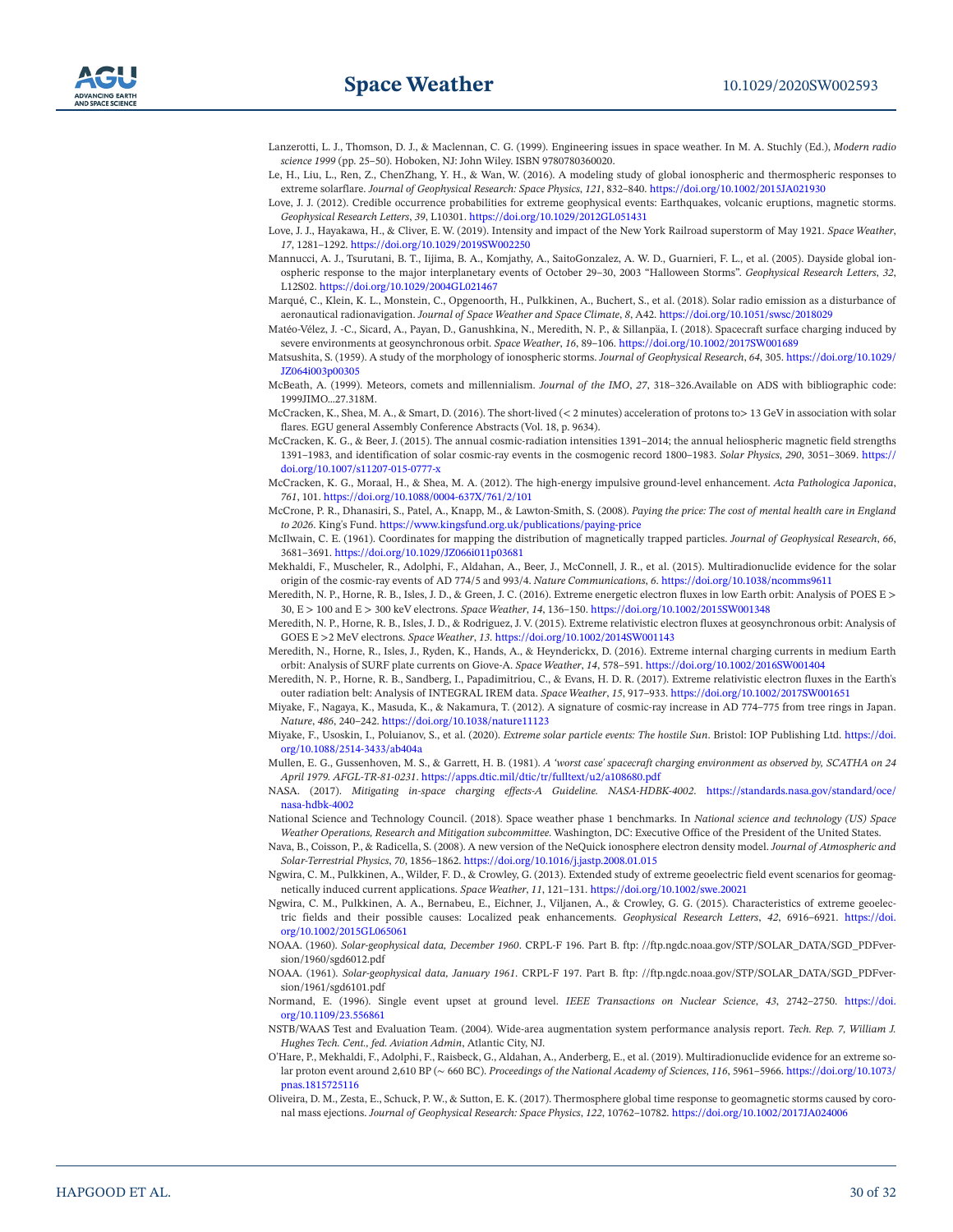Lanzerotti, L. J., Thomson, D. J., & Maclennan, C. G. (1999). Engineering issues in space weather. In M. A. Stuchly (Ed.), *Modern radio science 1999* (pp. 25–50). Hoboken, NJ: John Wiley. ISBN 9780780360020.

Le, H., Liu, L., Ren, Z., ChenZhang, Y. H., & Wan, W. (2016). A modeling study of global ionospheric and thermospheric responses to extreme solarflare. *Journal of Geophysical Research: Space Physics*, *121*, 832–840. https://doi.org/10.1002/2015JA021930

Love, J. J. (2012). Credible occurrence probabilities for extreme geophysical events: Earthquakes, volcanic eruptions, magnetic storms. *Geophysical Research Letters*, *39*, L10301. https://doi.org/10.1029/2012GL051431

Love, J. J., Hayakawa, H., & Cliver, E. W. (2019). Intensity and impact of the New York Railroad superstorm of May 1921. *Space Weather*, *17*, 1281–1292. https://doi.org/10.1029/2019SW002250

Mannucci, A. J., Tsurutani, B. T., Iijima, B. A., Komjathy, A., SaitoGonzalez, A. W. D., Guarnieri, F. L., et al. (2005). Dayside global ionospheric response to the major interplanetary events of October 29–30, 2003 "Halloween Storms". *Geophysical Research Letters*, *32*, L12S02. https://doi.org/10.1029/2004GL021467

Marqué, C., Klein, K. L., Monstein, C., Opgenoorth, H., Pulkkinen, A., Buchert, S., et al. (2018). Solar radio emission as a disturbance of aeronautical radionavigation. *Journal of Space Weather and Space Climate*, *8*, A42. https://doi.org/10.1051/swsc/2018029

Matéo-Vélez, J. -C., Sicard, A., Payan, D., Ganushkina, N., Meredith, N. P., & Sillanpäa, I. (2018). Spacecraft surface charging induced by severe environments at geosynchronous orbit. *Space Weather*, *16*, 89–106. https://doi.org/10.1002/2017SW001689

Matsushita, S. (1959). A study of the morphology of ionospheric storms. *Journal of Geophysical Research*, *64*, 305. https://doi.org/10.1029/JZ064i003p00305

McBeath, A. (1999). Meteors, comets and millennialism. *Journal of the IMO*, *27*, 318–326.Available on ADS with bibliographic code: 1999JIMO...27.318M.

McCracken, K., Shea, M. A., & Smart, D. (2016). The short-lived (< 2 minutes) acceleration of protons to> 13 GeV in association with solar flares. EGU general Assembly Conference Abstracts (Vol. 18, p. 9634).

McCracken, K. G., & Beer, J. (2015). The annual cosmic-radiation intensities 1391–2014; the annual heliospheric magnetic field strengths 1391–1983, and identification of solar cosmic-ray events in the cosmogenic record 1800–1983. *Solar Physics*, *290*, 3051–3069. https://doi.org/10.1007/s11207-015-0777-x

McCracken, K. G., Moraal, H., & Shea, M. A. (2012). The high-energy impulsive ground-level enhancement. *Acta Pathologica Japonica*, *761*, 101. https://doi.org/10.1088/0004-637X/761/2/101

McCrone, P. R., Dhanasiri, S., Patel, A., Knapp, M., & Lawton-Smith, S. (2008). *Paying the price: The cost of mental health care in England to 2026*. King's Fund. https://www.kingsfund.org.uk/publications/paying-price

McIlwain, C. E. (1961). Coordinates for mapping the distribution of magnetically trapped particles. *Journal of Geophysical Research*, *66*, 3681–3691. https://doi.org/10.1029/JZ066i011p03681

Mekhaldi, F., Muscheler, R., Adolphi, F., Aldahan, A., Beer, J., McConnell, J. R., et al. (2015). Multiradionuclide evidence for the solar origin of the cosmic-ray events of AD 774/5 and 993/4. *Nature Communications*, *6*. https://doi.org/10.1038/ncomms9611

Meredith, N. P., Horne, R. B., Isles, J. D., & Green, J. C. (2016). Extreme energetic electron fluxes in low Earth orbit: Analysis of POES E > 30, E > 100 and E > 300 keV electrons. *Space Weather*, *14*, 136–150. https://doi.org/10.1002/2015SW001348

Meredith, N. P., Horne, R. B., Isles, J. D., & Rodriguez, J. V. (2015). Extreme relativistic electron fluxes at geosynchronous orbit: Analysis of GOES E >2 MeV electrons. *Space Weather*, *13*. https://doi.org/10.1002/2014SW001143

Meredith, N., Horne, R., Isles, J., Ryden, K., Hands, A., & Heynderickx, D. (2016). Extreme internal charging currents in medium Earth orbit: Analysis of SURF plate currents on Giove-A. *Space Weather*, *14*, 578–591. https://doi.org/10.1002/2016SW001404

Meredith, N. P., Horne, R. B., Sandberg, I., Papadimitriou, C., & Evans, H. D. R. (2017). Extreme relativistic electron fluxes in the Earth's outer radiation belt: Analysis of INTEGRAL IREM data. *Space Weather*, *15*, 917–933. https://doi.org/10.1002/2017SW001651

Miyake, F., Nagaya, K., Masuda, K., & Nakamura, T. (2012). A signature of cosmic-ray increase in AD 774–775 from tree rings in Japan. *Nature*, *486*, 240–242. https://doi.org/10.1038/nature11123

Miyake, F., Usoskin, I., Poluianov, S., et al. (2020). *Extreme solar particle events: The hostile Sun*. Bristol: IOP Publishing Ltd. https://doi.org/10.1088/2514-3433/ab404a

Mullen, E. G., Gussenhoven, M. S., & Garrett, H. B. (1981). *A 'worst case' spacecraft charging environment as observed by, SCATHA on 24 April 1979. AFGL-TR-81-0231*. https://apps.dtic.mil/dtic/tr/fulltext/u2/a108680.pdf

NASA. (2017). *Mitigating in-space charging effects-A Guideline. NASA-HDBK-4002*. https://standards.nasa.gov/standard/oce/nasa-hdbk-4002

National Science and Technology Council. (2018). Space weather phase 1 benchmarks. In *National science and technology (US) Space Weather Operations, Research and Mitigation subcommittee*. Washington, DC: Executive Office of the President of the United States.

Nava, B., Coisson, P., & Radicella, S. (2008). A new version of the NeQuick ionosphere electron density model. *Journal of Atmospheric and Solar-Terrestrial Physics*, *70*, 1856–1862. https://doi.org/10.1016/j.jastp.2008.01.015

Ngwira, C. M., Pulkkinen, A., Wilder, F. D., & Crowley, G. (2013). Extended study of extreme geoelectric field event scenarios for geomagnetically induced current applications. *Space Weather*, *11*, 121–131. https://doi.org/10.1002/swe.20021

Ngwira, C. M., Pulkkinen, A. A., Bernabeu, E., Eichner, J., Viljanen, A., & Crowley, G. G. (2015). Characteristics of extreme geoelectric fields and their possible causes: Localized peak enhancements. *Geophysical Research Letters*, *42*, 6916–6921. https://doi.org/10.1002/2015GL065061

NOAA. (1960). *Solar-geophysical data, December 1960*. CRPL-F 196. Part B. ftp: //ftp.ngdc.noaa.gov/STP/SOLAR_DATA/SGD_PDFversion/1960/sgd6012.pdf

NOAA. (1961). *Solar-geophysical data, January 1961*. CRPL-F 197. Part B. ftp: //ftp.ngdc.noaa.gov/STP/SOLAR_DATA/SGD_PDFversion/1961/sgd6101.pdf

Normand, E. (1996). Single event upset at ground level. *IEEE Transactions on Nuclear Science*, *43*, 2742–2750. https://doi.org/10.1109/23.556861

NSTB/WAAS Test and Evaluation Team. (2004). Wide-area augmentation system performance analysis report. *Tech. Rep. 7, William J. Hughes Tech. Cent., fed. Aviation Admin*, Atlantic City, NJ.

O'Hare, P., Mekhaldi, F., Adolphi, F., Raisbeck, G., Aldahan, A., Anderberg, E., et al. (2019). Multiradionuclide evidence for an extreme solar proton event around 2,610 BP (∼ 660 BC). *Proceedings of the National Academy of Sciences*, *116*, 5961–5966. https://doi.org/10.1073/pnas.1815725116

Oliveira, D. M., Zesta, E., Schuck, P. W., & Sutton, E. K. (2017). Thermosphere global time response to geomagnetic storms caused by coronal mass ejections. *Journal of Geophysical Research: Space Physics*, *122*, 10762–10782. https://doi.org/10.1002/2017JA024006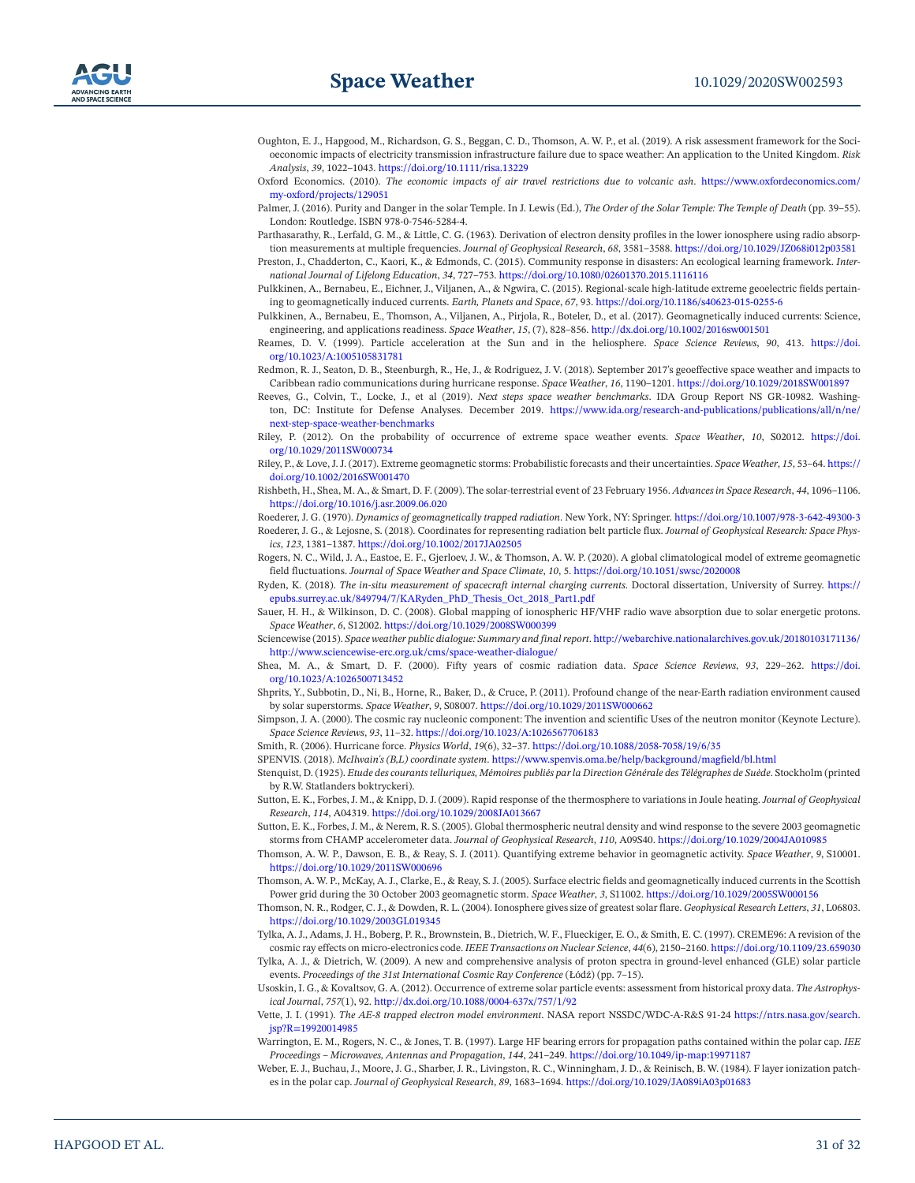Oughton, E. J., Hapgood, M., Richardson, G. S., Beggan, C. D., Thomson, A. W. P., et al. (2019). A risk assessment framework for the Socioeconomic impacts of electricity transmission infrastructure failure due to space weather: An application to the United Kingdom. *Risk Analysis*, *39*, 1022–1043. https://doi.org/10.1111/risa.13229

Oxford Economics. (2010). *The economic impacts of air travel restrictions due to volcanic ash*. https://www.oxfordeconomics.com/my-oxford/projects/129051

Palmer, J. (2016). Purity and Danger in the solar Temple. In J. Lewis (Ed.), *The Order of the Solar Temple: The Temple of Death* (pp. 39–55). London: Routledge. ISBN 978-0-7546-5284-4.

Parthasarathy, R., Lerfald, G. M., & Little, C. G. (1963). Derivation of electron density profiles in the lower ionosphere using radio absorption measurements at multiple frequencies. *Journal of Geophysical Research*, *68*, 3581–3588. https://doi.org/10.1029/JZ068i012p03581

Preston, J., Chadderton, C., Kaori, K., & Edmonds, C. (2015). Community response in disasters: An ecological learning framework. *International Journal of Lifelong Education*, *34*, 727–753. https://doi.org/10.1080/02601370.2015.1116116

Pulkkinen, A., Bernabeu, E., Eichner, J., Viljanen, A., & Ngwira, C. (2015). Regional-scale high-latitude extreme geoelectric fields pertaining to geomagnetically induced currents. *Earth, Planets and Space*, *67*, 93. https://doi.org/10.1186/s40623-015-0255-6

Pulkkinen, A., Bernabeu, E., Thomson, A., Viljanen, A., Pirjola, R., Boteler, D., et al. (2017). Geomagnetically induced currents: Science, engineering, and applications readiness. *Space Weather*, *15*, (7), 828–856. http://dx.doi.org/10.1002/2016sw001501

Reames, D. V. (1999). Particle acceleration at the Sun and in the heliosphere. *Space Science Reviews*, *90*, 413. https://doi.org/10.1023/A:1005105831781

Redmon, R. J., Seaton, D. B., Steenburgh, R., He, J., & Rodriguez, J. V. (2018). September 2017's geoeffective space weather and impacts to Caribbean radio communications during hurricane response. *Space Weather*, *16*, 1190–1201. https://doi.org/10.1029/2018SW001897

Reeves, G., Colvin, T., Locke, J., et al (2019). *Next steps space weather benchmarks*. IDA Group Report NS GR-10982. Washington, DC: Institute for Defense Analyses. December 2019. https://www.ida.org/research-and-publications/publications/all/n/ne/next-step-space-weather-benchmarks

Riley, P. (2012). On the probability of occurrence of extreme space weather events. *Space Weather*, *10*, S02012. https://doi.org/10.1029/2011SW000734

Riley, P., & Love, J. J. (2017). Extreme geomagnetic storms: Probabilistic forecasts and their uncertainties. *Space Weather*, *15*, 53–64. https://doi.org/10.1002/2016SW001470

Rishbeth, H., Shea, M. A., & Smart, D. F. (2009). The solar-terrestrial event of 23 February 1956. *Advances in Space Research*, *44*, 1096–1106. https://doi.org/10.1016/j.asr.2009.06.020

Roederer, J. G. (1970). *Dynamics of geomagnetically trapped radiation*. New York, NY: Springer. https://doi.org/10.1007/978-3-642-49300-3

Roederer, J. G., & Lejosne, S. (2018). Coordinates for representing radiation belt particle flux. *Journal of Geophysical Research: Space Physics*, *123*, 1381–1387. https://doi.org/10.1002/2017JA02505

Rogers, N. C., Wild, J. A., Eastoe, E. F., Gjerloev, J. W., & Thomson, A. W. P. (2020). A global climatological model of extreme geomagnetic field fluctuations. *Journal of Space Weather and Space Climate*, *10*, 5. https://doi.org/10.1051/swsc/2020008

Ryden, K. (2018). *The in-situ measurement of spacecraft internal charging currents*. Doctoral dissertation, University of Surrey. https://epubs.surrey.ac.uk/849794/7/KARyden_PhD_Thesis_Oct_2018_Part1.pdf

Sauer, H. H., & Wilkinson, D. C. (2008). Global mapping of ionospheric HF/VHF radio wave absorption due to solar energetic protons. *Space Weather*, *6*, S12002. https://doi.org/10.1029/2008SW000399

Sciencewise (2015). *Space weather public dialogue: Summary and final report*. http://webarchive.nationalarchives.gov.uk/20180103171136/http://www.sciencewise-erc.org.uk/cms/space-weather-dialogue/

Shea, M. A., & Smart, D. F. (2000). Fifty years of cosmic radiation data. *Space Science Reviews*, *93*, 229–262. https://doi.org/10.1023/A:1026500713452

Shprits, Y., Subbotin, D., Ni, B., Horne, R., Baker, D., & Cruce, P. (2011). Profound change of the near-Earth radiation environment caused by solar superstorms. *Space Weather*, *9*, S08007. https://doi.org/10.1029/2011SW000662

Simpson, J. A. (2000). The cosmic ray nucleonic component: The invention and scientific Uses of the neutron monitor (Keynote Lecture). *Space Science Reviews*, *93*, 11–32. https://doi.org/10.1023/A:1026567706183

Smith, R. (2006). Hurricane force. *Physics World*, *19*(6), 32–37. https://doi.org/10.1088/2058-7058/19/6/35

SPENVIS. (2018). *McIlwain's (B,L) coordinate system*. https://www.spenvis.oma.be/help/background/magfield/bl.html

Stenquist, D. (1925). *Etude des courants telluriques, Mémoires publiés par la Direction Générale des Télégraphes de Suède*. Stockholm (printed by R.W. Statlanders boktryckeri).

Sutton, E. K., Forbes, J. M., & Knipp, D. J. (2009). Rapid response of the thermosphere to variations in Joule heating. *Journal of Geophysical Research*, *114*, A04319. https://doi.org/10.1029/2008JA013667

Sutton, E. K., Forbes, J. M., & Nerem, R. S. (2005). Global thermospheric neutral density and wind response to the severe 2003 geomagnetic storms from CHAMP accelerometer data. *Journal of Geophysical Research*, *110*, A09S40. https://doi.org/10.1029/2004JA010985

Thomson, A. W. P., Dawson, E. B., & Reay, S. J. (2011). Quantifying extreme behavior in geomagnetic activity. *Space Weather*, *9*, S10001. https://doi.org/10.1029/2011SW000696

Thomson, A. W. P., McKay, A. J., Clarke, E., & Reay, S. J. (2005). Surface electric fields and geomagnetically induced currents in the Scottish Power grid during the 30 October 2003 geomagnetic storm. *Space Weather*, *3*, S11002. https://doi.org/10.1029/2005SW000156

Thomson, N. R., Rodger, C. J., & Dowden, R. L. (2004). Ionosphere gives size of greatest solar flare. *Geophysical Research Letters*, *31*, L06803. https://doi.org/10.1029/2003GL019345

Tylka, A. J., Adams, J. H., Boberg, P. R., Brownstein, B., Dietrich, W. F., Flueckiger, E. O., & Smith, E. C. (1997). CREME96: A revision of the cosmic ray effects on micro-electronics code. *IEEE Transactions on Nuclear Science*, *44*(6), 2150–2160. https://doi.org/10.1109/23.659030

Tylka, A. J., & Dietrich, W. (2009). A new and comprehensive analysis of proton spectra in ground-level enhanced (GLE) solar particle events. *Proceedings of the 31st International Cosmic Ray Conference* (Łódź) (pp. 7–15).

Usoskin, I. G., & Kovaltsov, G. A. (2012). Occurrence of extreme solar particle events: assessment from historical proxy data. *The Astrophysical Journal*, *757*(1), 92. http://dx.doi.org/10.1088/0004-637x/757/1/92

Vette, J. I. (1991). *The AE-8 trapped electron model environment*. NASA report NSSDC/WDC-A-R&S 91-24 https://ntrs.nasa.gov/search.jsp?R=19920014985

Warrington, E. M., Rogers, N. C., & Jones, T. B. (1997). Large HF bearing errors for propagation paths contained within the polar cap. *IEE Proceedings – Microwaves, Antennas and Propagation*, *144*, 241–249. https://doi.org/10.1049/ip-map:19971187

Weber, E. J., Buchau, J., Moore, J. G., Sharber, J. R., Livingston, R. C., Winningham, J. D., & Reinisch, B. W. (1984). F layer ionization patches in the polar cap. *Journal of Geophysical Research*, *89*, 1683–1694. https://doi.org/10.1029/JA089iA03p01683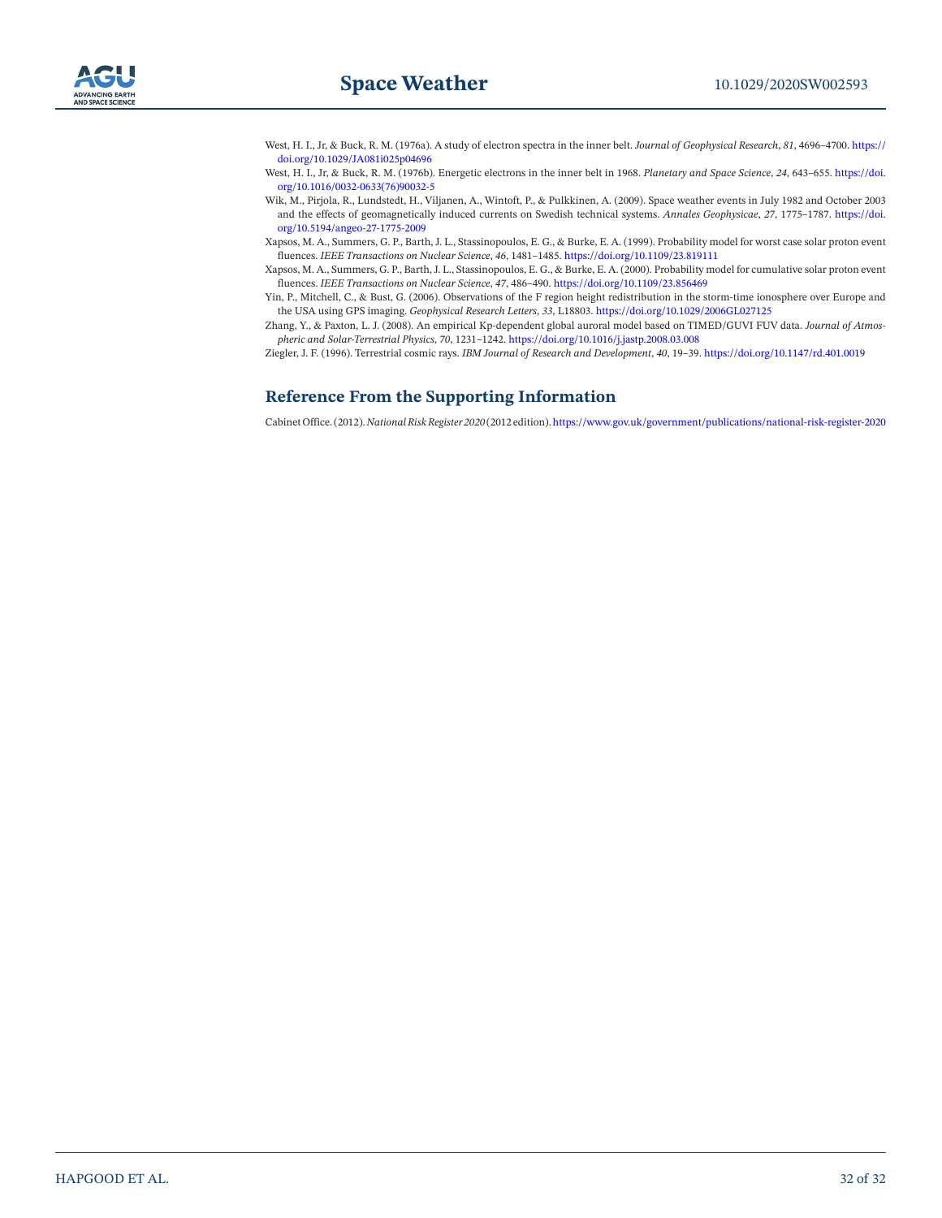West, H. I., Jr, & Buck, R. M. (1976a). A study of electron spectra in the inner belt. *Journal of Geophysical Research*, *81*, 4696–4700. https://doi.org/10.1029/JA081i025p04696

West, H. I., Jr, & Buck, R. M. (1976b). Energetic electrons in the inner belt in 1968. *Planetary and Space Science*, *24*, 643–655. https://doi.org/10.1016/0032-0633(76)90032-5

Wik, M., Pirjola, R., Lundstedt, H., Viljanen, A., Wintoft, P., & Pulkkinen, A. (2009). Space weather events in July 1982 and October 2003 and the effects of geomagnetically induced currents on Swedish technical systems. *Annales Geophysicae*, *27*, 1775–1787. https://doi.org/10.5194/angeo-27-1775-2009

Xapsos, M. A., Summers, G. P., Barth, J. L., Stassinopoulos, E. G., & Burke, E. A. (1999). Probability model for worst case solar proton event fluences. *IEEE Transactions on Nuclear Science*, *46*, 1481–1485. https://doi.org/10.1109/23.819111

Xapsos, M. A., Summers, G. P., Barth, J. L., Stassinopoulos, E. G., & Burke, E. A. (2000). Probability model for cumulative solar proton event fluences. *IEEE Transactions on Nuclear Science*, *47*, 486–490. https://doi.org/10.1109/23.856469

Yin, P., Mitchell, C., & Bust, G. (2006). Observations of the F region height redistribution in the storm-time ionosphere over Europe and the USA using GPS imaging. *Geophysical Research Letters*, *33*, L18803. https://doi.org/10.1029/2006GL027125

Zhang, Y., & Paxton, L. J. (2008). An empirical Kp-dependent global auroral model based on TIMED/GUVI FUV data. *Journal of Atmospheric and Solar-Terrestrial Physics*, *70*, 1231–1242. https://doi.org/10.1016/j.jastp.2008.03.008

Ziegler, J. F. (1996). Terrestrial cosmic rays. *IBM Journal of Research and Development*, *40*, 19–39. https://doi.org/10.1147/rd.401.0019

## Reference From the Supporting Information

Cabinet Office. (2012). *National Risk Register 2020* (2012 edition). https://www.gov.uk/government/publications/national-risk-register-2020